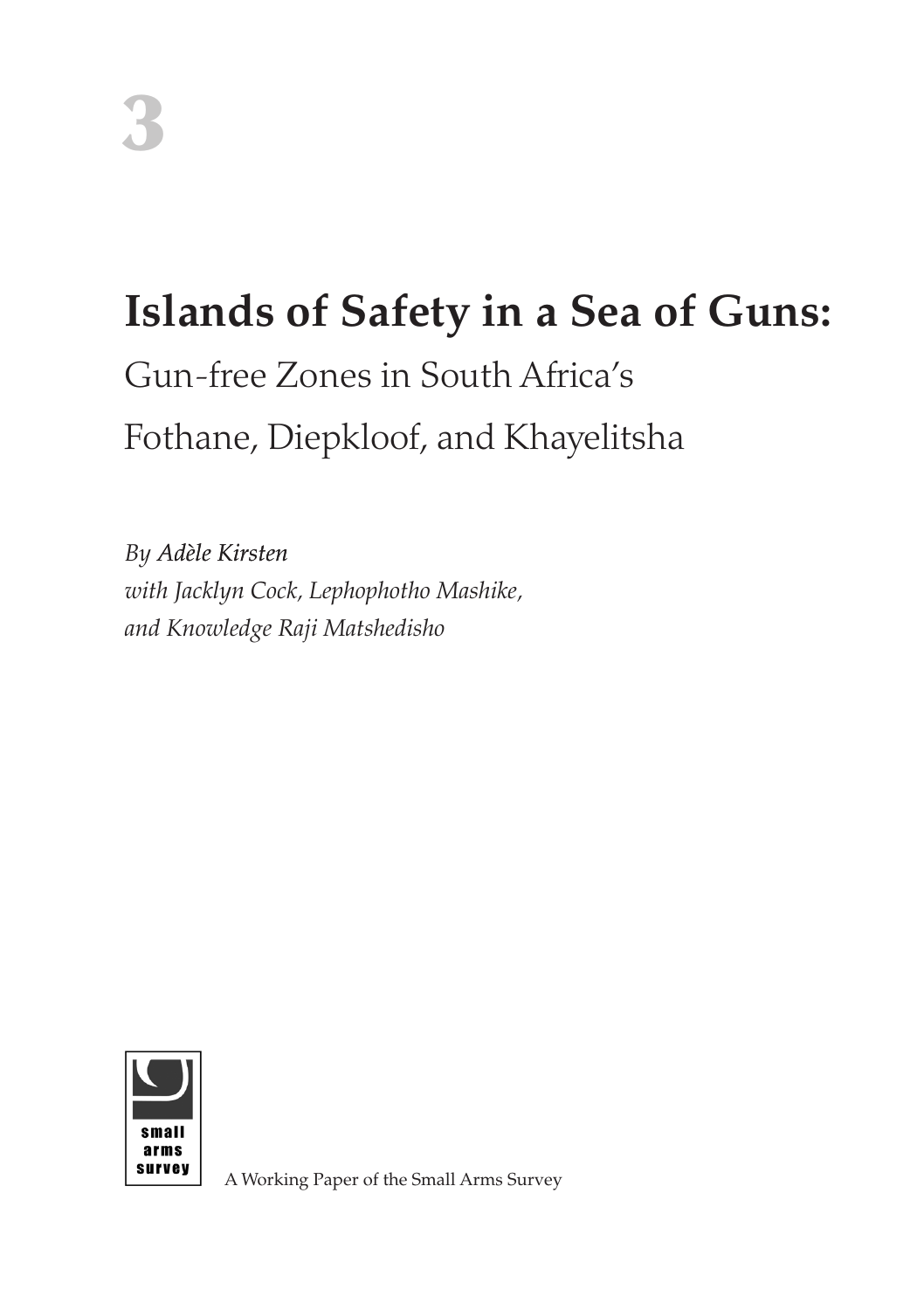3

# Islands of Safety in a Sea of Guns:

## Gun-free Zones in South Africa's Fothane, Diepkloof, and Khayelitsha

*By Adèle Kirsten*
*with Jacklyn Cock, Lephophotho Mashike,*
*and Knowledge Raji Matshedisho*

small arms survey

A Working Paper of the Small Arms Survey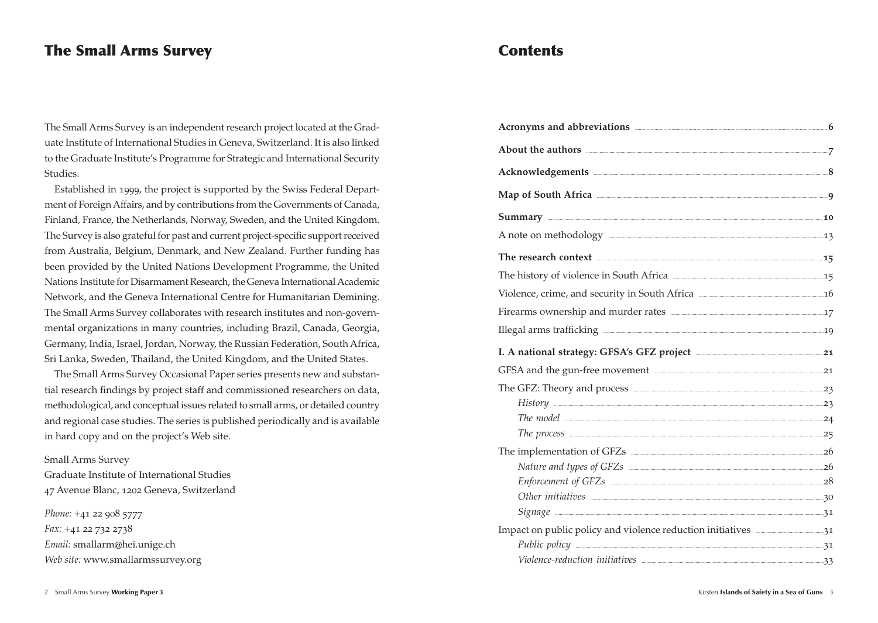## The Small Arms Survey

The Small Arms Survey is an independent research project located at the Graduate Institute of International Studies in Geneva, Switzerland. It is also linked to the Graduate Institute's Programme for Strategic and International Security Studies.

Established in 1999, the project is supported by the Swiss Federal Department of Foreign Affairs, and by contributions from the Governments of Canada, Finland, France, the Netherlands, Norway, Sweden, and the United Kingdom. The Survey is also grateful for past and current project-specific support received from Australia, Belgium, Denmark, and New Zealand. Further funding has been provided by the United Nations Development Programme, the United Nations Institute for Disarmament Research, the Geneva International Academic Network, and the Geneva International Centre for Humanitarian Demining. The Small Arms Survey collaborates with research institutes and non-governmental organizations in many countries, including Brazil, Canada, Georgia, Germany, India, Israel, Jordan, Norway, the Russian Federation, South Africa, Sri Lanka, Sweden, Thailand, the United Kingdom, and the United States.

The Small Arms Survey Occasional Paper series presents new and substantial research findings by project staff and commissioned researchers on data, methodological, and conceptual issues related to small arms, or detailed country and regional case studies. The series is published periodically and is available in hard copy and on the project's Web site.

Small Arms Survey
Graduate Institute of International Studies
47 Avenue Blanc, 1202 Geneva, Switzerland

*Phone:* +41 22 908 5777
*Fax:* +41 22 732 2738
*Email:* smallarm@hei.unige.ch
*Web site:* www.smallarmssurvey.org

## Contents

**Acronyms and abbreviations** 6

**About the authors** 7

**Acknowledgements** 8

**Map of South Africa** 9

**Summary** 10

A note on methodology 13

**The research context** 15

The history of violence in South Africa 15

Violence, crime, and security in South Africa 16

Firearms ownership and murder rates 17

Illegal arms trafficking 19

**I. A national strategy: GFSA's GFZ project** 21

GFSA and the gun-free movement 21

The GFZ: Theory and process 23

- *History* 23
- *The model* 24
- *The process* 25

The implementation of GFZs 26

- *Nature and types of GFZs* 26
- *Enforcement of GFZs* 28
- *Other initiatives* 30
- *Signage* 31

Impact on public policy and violence reduction initiatives 31

- *Public policy* 31
- *Violence-reduction initiatives* 33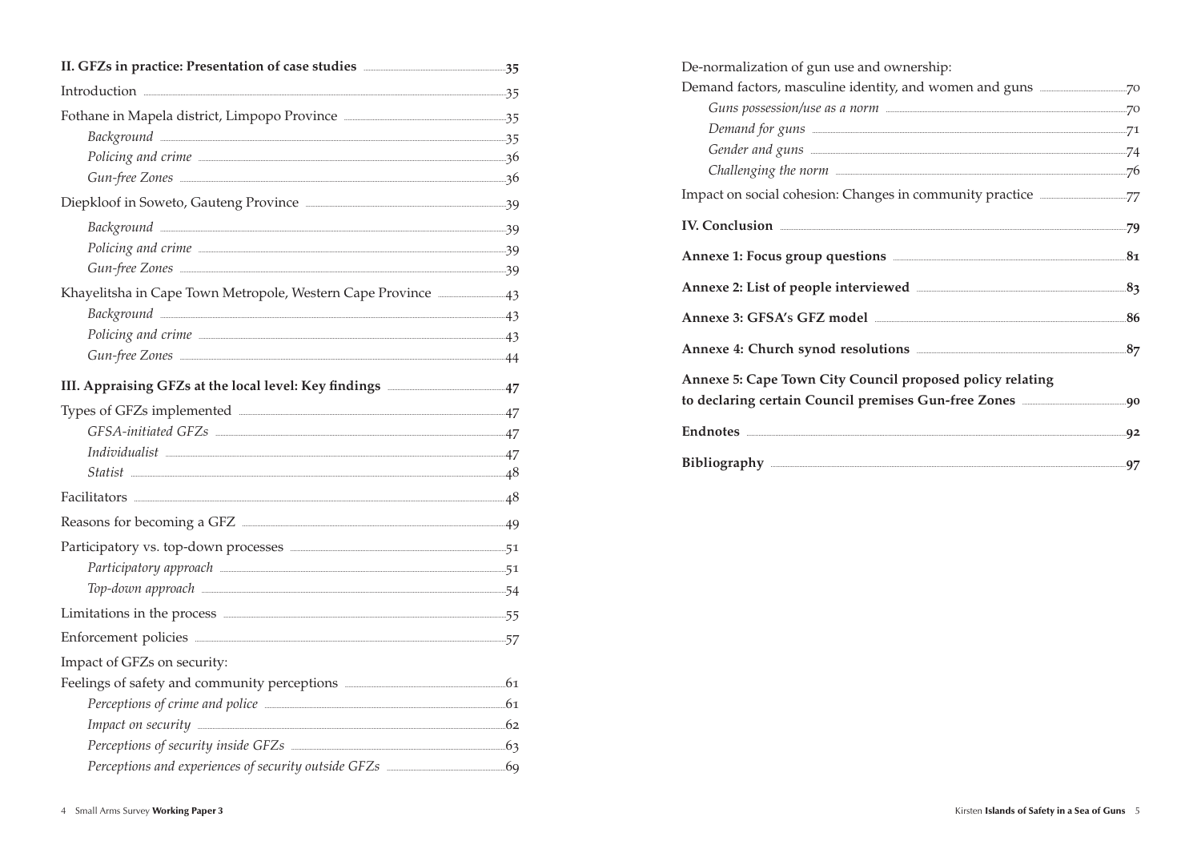**II. GFZs in practice: Presentation of case studies** 35

Introduction 35

Fothane in Mapela district, Limpopo Province 35

*Background* 35

*Policing and crime* 36

*Gun-free Zones* 36

Diepkloof in Soweto, Gauteng Province 39

*Background* 39

*Policing and crime* 39

*Gun-free Zones* 39

Khayelitsha in Cape Town Metropole, Western Cape Province 43

*Background* 43

*Policing and crime* 43

*Gun-free Zones* 44

**III. Appraising GFZs at the local level: Key findings** 47

Types of GFZs implemented 47

*GFSA-initiated GFZs* 47

*Individualist* 47

*Statist* 48

Facilitators 48

Reasons for becoming a GFZ 49

Participatory vs. top-down processes 51

*Participatory approach* 51

*Top-down approach* 54

Limitations in the process 55

Enforcement policies 57

Impact of GFZs on security:
Feelings of safety and community perceptions 61

*Perceptions of crime and police* 61

*Impact on security* 62

*Perceptions of security inside GFZs* 63

*Perceptions and experiences of security outside GFZs* 69

De-normalization of gun use and ownership:
Demand factors, masculine identity, and women and guns 70

*Guns possession/use as a norm* 70

*Demand for guns* 71

*Gender and guns* 74

*Challenging the norm* 76

Impact on social cohesion: Changes in community practice 77

**IV. Conclusion** 79

**Annexe 1: Focus group questions** 81

**Annexe 2: List of people interviewed** 83

**Annexe 3: GFSA's GFZ model** 86

**Annexe 4: Church synod resolutions** 87

**Annexe 5: Cape Town City Council proposed policy relating to declaring certain Council premises Gun-free Zones** 90

**Endnotes** 92

**Bibliography** 97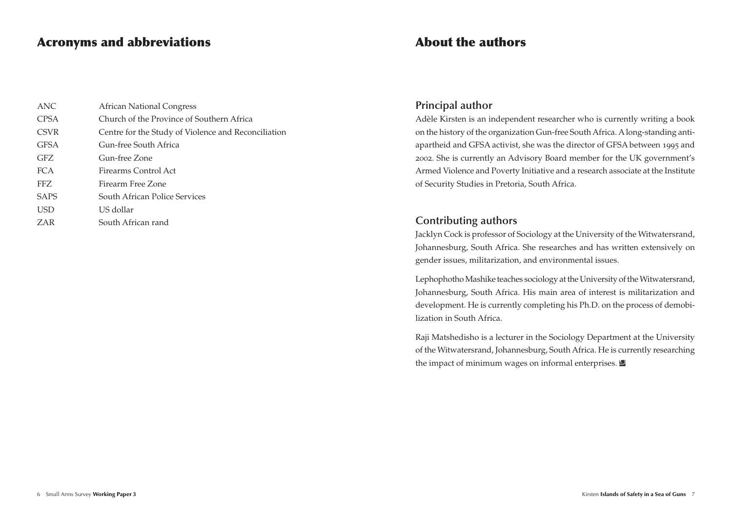# Acronyms and abbreviations

| | |
|---|---|
| ANC | African National Congress |
| CPSA | Church of the Province of Southern Africa |
| CSVR | Centre for the Study of Violence and Reconciliation |
| GFSA | Gun-free South Africa |
| GFZ | Gun-free Zone |
| FCA | Firearms Control Act |
| FFZ | Firearm Free Zone |
| SAPS | South African Police Services |
| USD | US dollar |
| ZAR | South African rand |

# About the authors

## Principal author

Adèle Kirsten is an independent researcher who is currently writing a book on the history of the organization Gun-free South Africa. A long-standing anti-apartheid and GFSA activist, she was the director of GFSA between 1995 and 2002. She is currently an Advisory Board member for the UK government's Armed Violence and Poverty Initiative and a research associate at the Institute of Security Studies in Pretoria, South Africa.

## Contributing authors

Jacklyn Cock is professor of Sociology at the University of the Witwatersrand, Johannesburg, South Africa. She researches and has written extensively on gender issues, militarization, and environmental issues.

Lephophotho Mashike teaches sociology at the University of the Witwatersrand, Johannesburg, South Africa. His main area of interest is militarization and development. He is currently completing his Ph.D. on the process of demobilization in South Africa.

Raji Matshedisho is a lecturer in the Sociology Department at the University of the Witwatersrand, Johannesburg, South Africa. He is currently researching the impact of minimum wages on informal enterprises.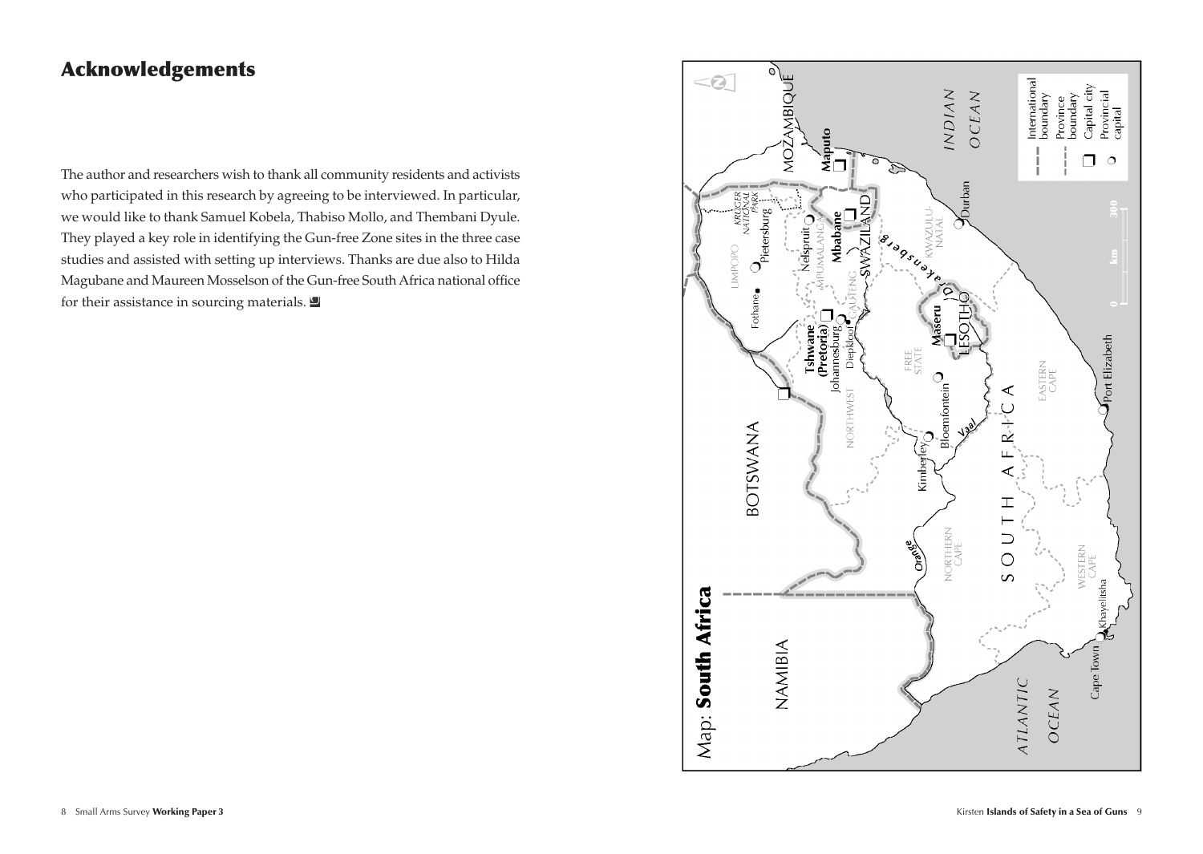# Acknowledgements

The author and researchers wish to thank all community residents and activists who participated in this research by agreeing to be interviewed. In particular, we would like to thank Samuel Kobela, Thabiso Mollo, and Thembani Dyule. They played a key role in identifying the Gun-free Zone sites in the three case studies and assisted with setting up interviews. Thanks are due also to Hilda Magubane and Maureen Mosselson of the Gun-free South Africa national office for their assistance in sourcing materials.

Map: **South Africa**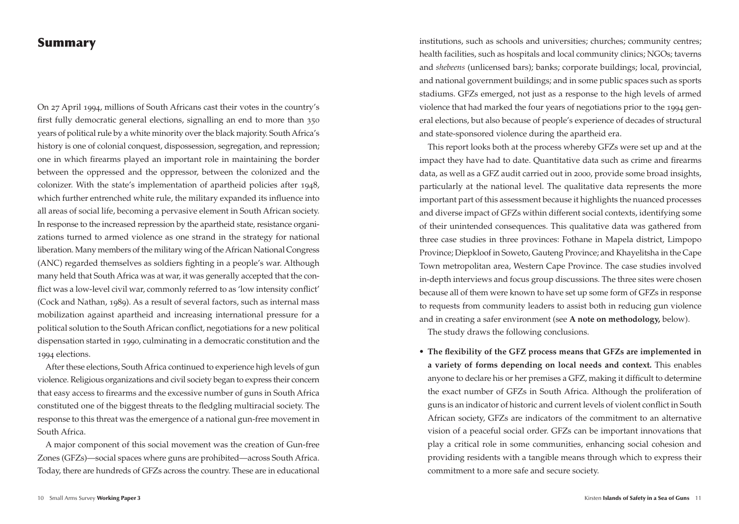# Summary

On 27 April 1994, millions of South Africans cast their votes in the country's first fully democratic general elections, signalling an end to more than 350 years of political rule by a white minority over the black majority. South Africa's history is one of colonial conquest, dispossession, segregation, and repression; one in which firearms played an important role in maintaining the border between the oppressed and the oppressor, between the colonized and the colonizer. With the state's implementation of apartheid policies after 1948, which further entrenched white rule, the military expanded its influence into all areas of social life, becoming a pervasive element in South African society. In response to the increased repression by the apartheid state, resistance organizations turned to armed violence as one strand in the strategy for national liberation. Many members of the military wing of the African National Congress (ANC) regarded themselves as soldiers fighting in a people's war. Although many held that South Africa was at war, it was generally accepted that the conflict was a low-level civil war, commonly referred to as 'low intensity conflict' (Cock and Nathan, 1989). As a result of several factors, such as internal mass mobilization against apartheid and increasing international pressure for a political solution to the South African conflict, negotiations for a new political dispensation started in 1990, culminating in a democratic constitution and the 1994 elections.

After these elections, South Africa continued to experience high levels of gun violence. Religious organizations and civil society began to express their concern that easy access to firearms and the excessive number of guns in South Africa constituted one of the biggest threats to the fledgling multiracial society. The response to this threat was the emergence of a national gun-free movement in South Africa.

A major component of this social movement was the creation of Gun-free Zones (GFZs)—social spaces where guns are prohibited—across South Africa. Today, there are hundreds of GFZs across the country. These are in educational institutions, such as schools and universities; churches; community centres; health facilities, such as hospitals and local community clinics; NGOs; taverns and *shebeens* (unlicensed bars); banks; corporate buildings; local, provincial, and national government buildings; and in some public spaces such as sports stadiums. GFZs emerged, not just as a response to the high levels of armed violence that had marked the four years of negotiations prior to the 1994 general elections, but also because of people's experience of decades of structural and state-sponsored violence during the apartheid era.

This report looks both at the process whereby GFZs were set up and at the impact they have had to date. Quantitative data such as crime and firearms data, as well as a GFZ audit carried out in 2000, provide some broad insights, particularly at the national level. The qualitative data represents the more important part of this assessment because it highlights the nuanced processes and diverse impact of GFZs within different social contexts, identifying some of their unintended consequences. This qualitative data was gathered from three case studies in three provinces: Fothane in Mapela district, Limpopo Province; Diepkloof in Soweto, Gauteng Province; and Khayelitsha in the Cape Town metropolitan area, Western Cape Province. The case studies involved in-depth interviews and focus group discussions. The three sites were chosen because all of them were known to have set up some form of GFZs in response to requests from community leaders to assist both in reducing gun violence and in creating a safer environment (see **A note on methodology,** below).

The study draws the following conclusions.

- **The flexibility of the GFZ process means that GFZs are implemented in a variety of forms depending on local needs and context.** This enables anyone to declare his or her premises a GFZ, making it difficult to determine the exact number of GFZs in South Africa. Although the proliferation of guns is an indicator of historic and current levels of violent conflict in South African society, GFZs are indicators of the commitment to an alternative vision of a peaceful social order. GFZs can be important innovations that play a critical role in some communities, enhancing social cohesion and providing residents with a tangible means through which to express their commitment to a more safe and secure society.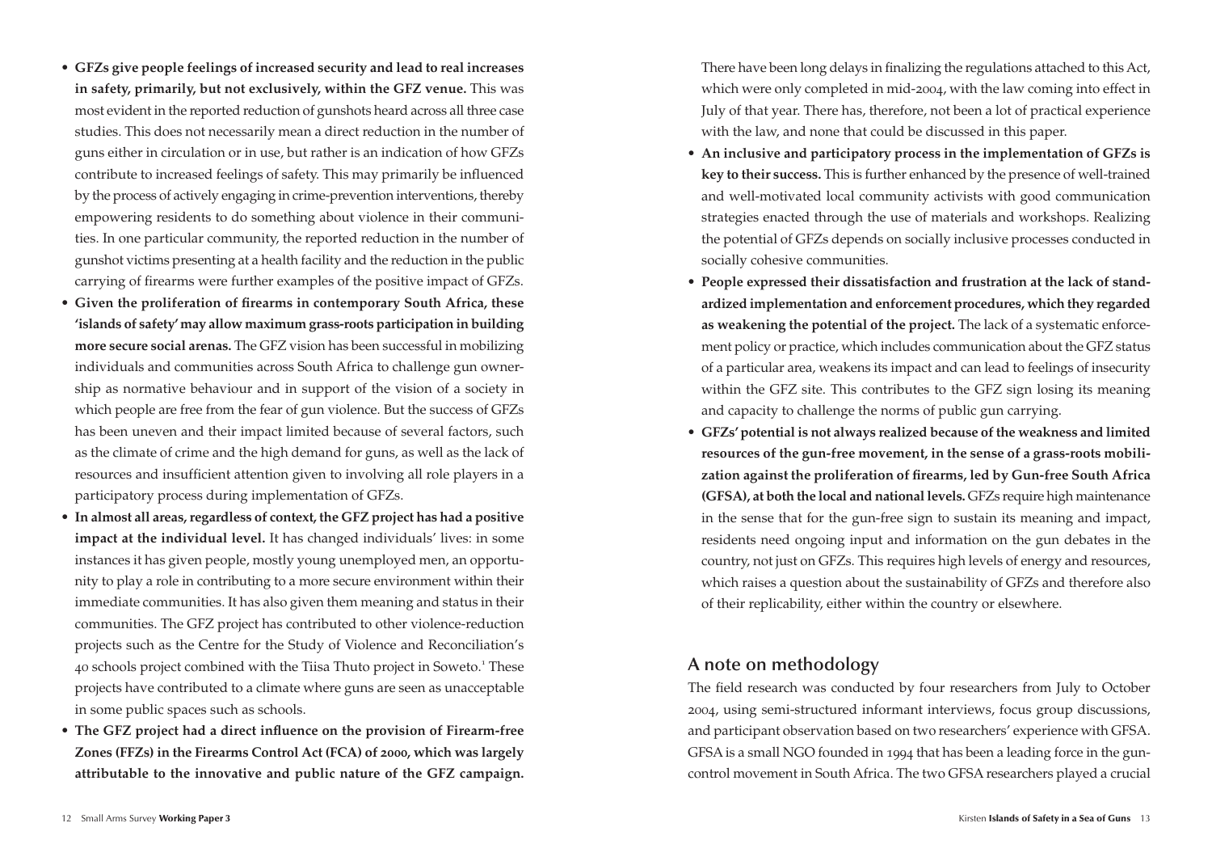- **GFZs give people feelings of increased security and lead to real increases in safety, primarily, but not exclusively, within the GFZ venue.** This was most evident in the reported reduction of gunshots heard across all three case studies. This does not necessarily mean a direct reduction in the number of guns either in circulation or in use, but rather is an indication of how GFZs contribute to increased feelings of safety. This may primarily be influenced by the process of actively engaging in crime-prevention interventions, thereby empowering residents to do something about violence in their communities. In one particular community, the reported reduction in the number of gunshot victims presenting at a health facility and the reduction in the public carrying of firearms were further examples of the positive impact of GFZs.
- **Given the proliferation of firearms in contemporary South Africa, these 'islands of safety' may allow maximum grass-roots participation in building more secure social arenas.** The GFZ vision has been successful in mobilizing individuals and communities across South Africa to challenge gun ownership as normative behaviour and in support of the vision of a society in which people are free from the fear of gun violence. But the success of GFZs has been uneven and their impact limited because of several factors, such as the climate of crime and the high demand for guns, as well as the lack of resources and insufficient attention given to involving all role players in a participatory process during implementation of GFZs.
- **In almost all areas, regardless of context, the GFZ project has had a positive impact at the individual level.** It has changed individuals' lives: in some instances it has given people, mostly young unemployed men, an opportunity to play a role in contributing to a more secure environment within their immediate communities. It has also given them meaning and status in their communities. The GFZ project has contributed to other violence-reduction projects such as the Centre for the Study of Violence and Reconciliation's 40 schools project combined with the Tiisa Thuto project in Soweto.[1] These projects have contributed to a climate where guns are seen as unacceptable in some public spaces such as schools.
- **The GFZ project had a direct influence on the provision of Firearm-free Zones (FFZs) in the Firearms Control Act (FCA) of 2000, which was largely attributable to the innovative and public nature of the GFZ campaign.** There have been long delays in finalizing the regulations attached to this Act, which were only completed in mid-2004, with the law coming into effect in July of that year. There has, therefore, not been a lot of practical experience with the law, and none that could be discussed in this paper.
- **An inclusive and participatory process in the implementation of GFZs is key to their success.** This is further enhanced by the presence of well-trained and well-motivated local community activists with good communication strategies enacted through the use of materials and workshops. Realizing the potential of GFZs depends on socially inclusive processes conducted in socially cohesive communities.
- **People expressed their dissatisfaction and frustration at the lack of standardized implementation and enforcement procedures, which they regarded as weakening the potential of the project.** The lack of a systematic enforcement policy or practice, which includes communication about the GFZ status of a particular area, weakens its impact and can lead to feelings of insecurity within the GFZ site. This contributes to the GFZ sign losing its meaning and capacity to challenge the norms of public gun carrying.
- **GFZs' potential is not always realized because of the weakness and limited resources of the gun-free movement, in the sense of a grass-roots mobilization against the proliferation of firearms, led by Gun-free South Africa (GFSA), at both the local and national levels.** GFZs require high maintenance in the sense that for the gun-free sign to sustain its meaning and impact, residents need ongoing input and information on the gun debates in the country, not just on GFZs. This requires high levels of energy and resources, which raises a question about the sustainability of GFZs and therefore also of their replicability, either within the country or elsewhere.

## A note on methodology

The field research was conducted by four researchers from July to October 2004, using semi-structured informant interviews, focus group discussions, and participant observation based on two researchers' experience with GFSA. GFSA is a small NGO founded in 1994 that has been a leading force in the gun-control movement in South Africa. The two GFSA researchers played a crucial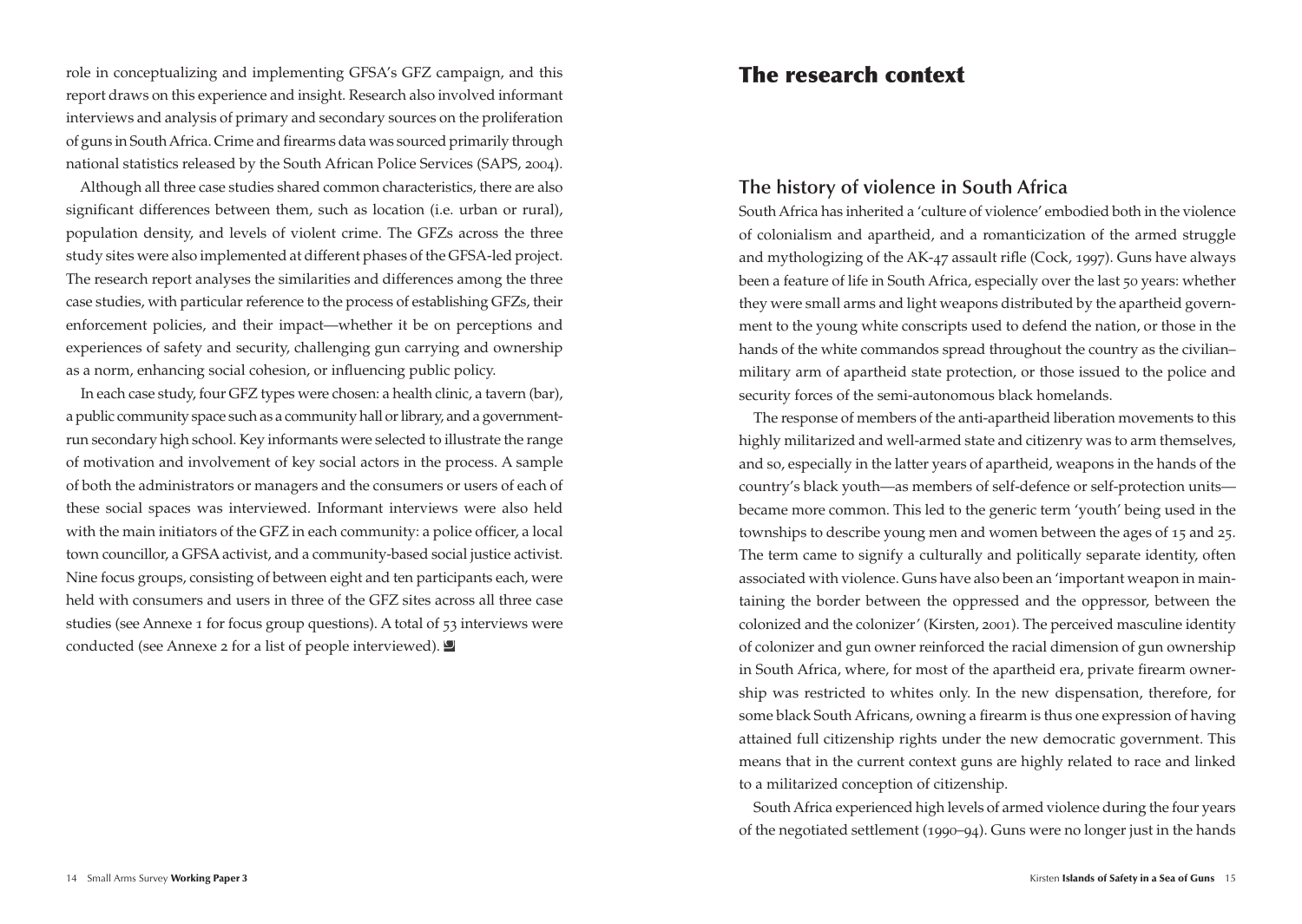role in conceptualizing and implementing GFSA's GFZ campaign, and this report draws on this experience and insight. Research also involved informant interviews and analysis of primary and secondary sources on the proliferation of guns in South Africa. Crime and firearms data was sourced primarily through national statistics released by the South African Police Services (SAPS, 2004).

Although all three case studies shared common characteristics, there are also significant differences between them, such as location (i.e. urban or rural), population density, and levels of violent crime. The GFZs across the three study sites were also implemented at different phases of the GFSA-led project. The research report analyses the similarities and differences among the three case studies, with particular reference to the process of establishing GFZs, their enforcement policies, and their impact—whether it be on perceptions and experiences of safety and security, challenging gun carrying and ownership as a norm, enhancing social cohesion, or influencing public policy.

In each case study, four GFZ types were chosen: a health clinic, a tavern (bar), a public community space such as a community hall or library, and a government-run secondary high school. Key informants were selected to illustrate the range of motivation and involvement of key social actors in the process. A sample of both the administrators or managers and the consumers or users of each of these social spaces was interviewed. Informant interviews were also held with the main initiators of the GFZ in each community: a police officer, a local town councillor, a GFSA activist, and a community-based social justice activist. Nine focus groups, consisting of between eight and ten participants each, were held with consumers and users in three of the GFZ sites across all three case studies (see Annexe 1 for focus group questions). A total of 53 interviews were conducted (see Annexe 2 for a list of people interviewed).

# The research context

## The history of violence in South Africa

South Africa has inherited a 'culture of violence' embodied both in the violence of colonialism and apartheid, and a romanticization of the armed struggle and mythologizing of the AK-47 assault rifle (Cock, 1997). Guns have always been a feature of life in South Africa, especially over the last 50 years: whether they were small arms and light weapons distributed by the apartheid government to the young white conscripts used to defend the nation, or those in the hands of the white commandos spread throughout the country as the civilian–military arm of apartheid state protection, or those issued to the police and security forces of the semi-autonomous black homelands.

The response of members of the anti-apartheid liberation movements to this highly militarized and well-armed state and citizenry was to arm themselves, and so, especially in the latter years of apartheid, weapons in the hands of the country's black youth—as members of self-defence or self-protection units—became more common. This led to the generic term 'youth' being used in the townships to describe young men and women between the ages of 15 and 25. The term came to signify a culturally and politically separate identity, often associated with violence. Guns have also been an 'important weapon in maintaining the border between the oppressed and the oppressor, between the colonized and the colonizer' (Kirsten, 2001). The perceived masculine identity of colonizer and gun owner reinforced the racial dimension of gun ownership in South Africa, where, for most of the apartheid era, private firearm ownership was restricted to whites only. In the new dispensation, therefore, for some black South Africans, owning a firearm is thus one expression of having attained full citizenship rights under the new democratic government. This means that in the current context guns are highly related to race and linked to a militarized conception of citizenship.

South Africa experienced high levels of armed violence during the four years of the negotiated settlement (1990–94). Guns were no longer just in the hands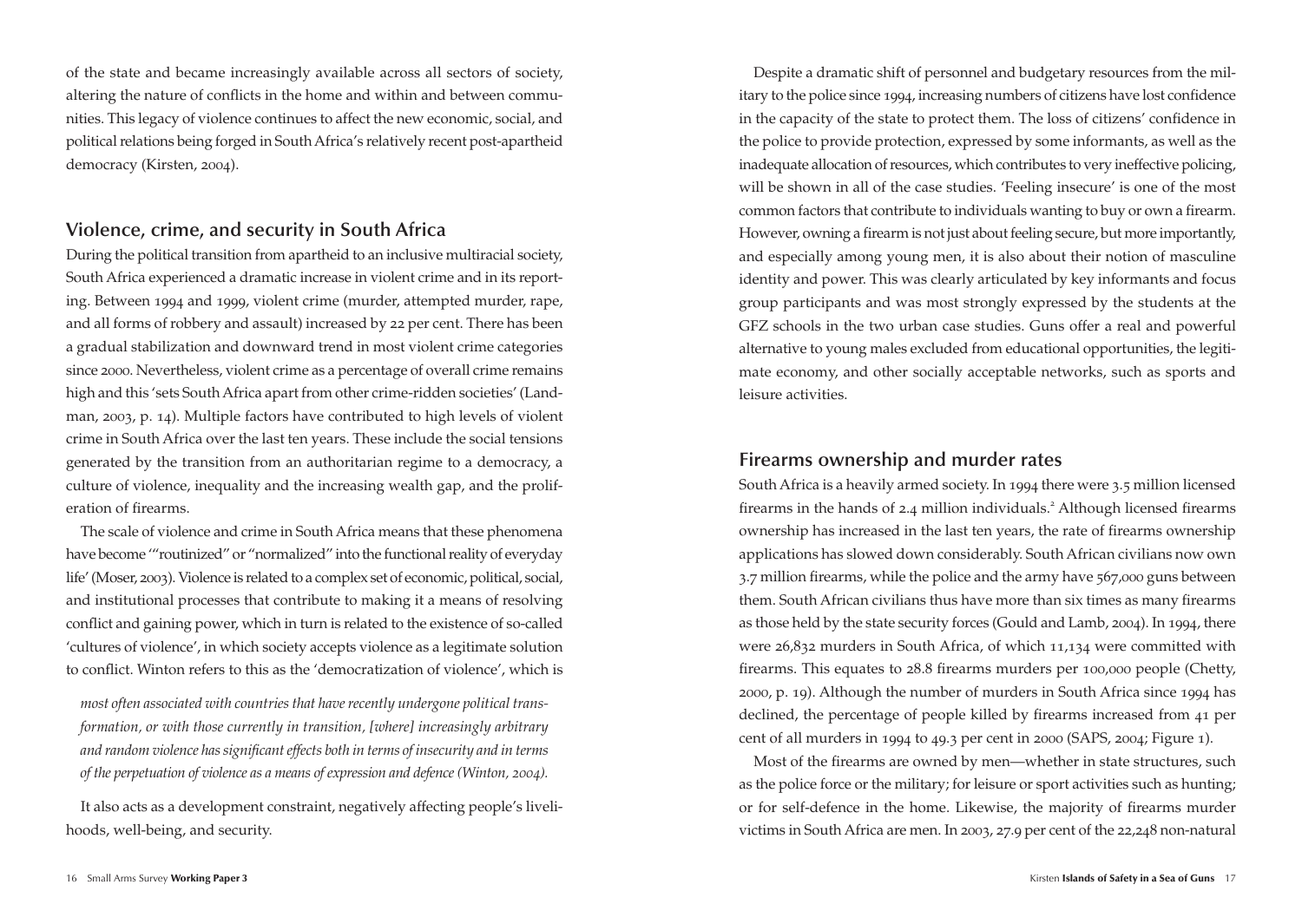of the state and became increasingly available across all sectors of society, altering the nature of conflicts in the home and within and between communities. This legacy of violence continues to affect the new economic, social, and political relations being forged in South Africa's relatively recent post-apartheid democracy (Kirsten, 2004).

## Violence, crime, and security in South Africa

During the political transition from apartheid to an inclusive multiracial society, South Africa experienced a dramatic increase in violent crime and in its reporting. Between 1994 and 1999, violent crime (murder, attempted murder, rape, and all forms of robbery and assault) increased by 22 per cent. There has been a gradual stabilization and downward trend in most violent crime categories since 2000. Nevertheless, violent crime as a percentage of overall crime remains high and this 'sets South Africa apart from other crime-ridden societies' (Landman, 2003, p. 14). Multiple factors have contributed to high levels of violent crime in South Africa over the last ten years. These include the social tensions generated by the transition from an authoritarian regime to a democracy, a culture of violence, inequality and the increasing wealth gap, and the proliferation of firearms.

The scale of violence and crime in South Africa means that these phenomena have become '"routinized" or "normalized" into the functional reality of everyday life' (Moser, 2003). Violence is related to a complex set of economic, political, social, and institutional processes that contribute to making it a means of resolving conflict and gaining power, which in turn is related to the existence of so-called 'cultures of violence', in which society accepts violence as a legitimate solution to conflict. Winton refers to this as the 'democratization of violence', which is

> *most often associated with countries that have recently undergone political transformation, or with those currently in transition, [where] increasingly arbitrary and random violence has significant effects both in terms of insecurity and in terms of the perpetuation of violence as a means of expression and defence (Winton, 2004).*

It also acts as a development constraint, negatively affecting people's livelihoods, well-being, and security.

Despite a dramatic shift of personnel and budgetary resources from the military to the police since 1994, increasing numbers of citizens have lost confidence in the capacity of the state to protect them. The loss of citizens' confidence in the police to provide protection, expressed by some informants, as well as the inadequate allocation of resources, which contributes to very ineffective policing, will be shown in all of the case studies. 'Feeling insecure' is one of the most common factors that contribute to individuals wanting to buy or own a firearm. However, owning a firearm is not just about feeling secure, but more importantly, and especially among young men, it is also about their notion of masculine identity and power. This was clearly articulated by key informants and focus group participants and was most strongly expressed by the students at the GFZ schools in the two urban case studies. Guns offer a real and powerful alternative to young males excluded from educational opportunities, the legitimate economy, and other socially acceptable networks, such as sports and leisure activities.

## Firearms ownership and murder rates

South Africa is a heavily armed society. In 1994 there were 3.5 million licensed firearms in the hands of 2.4 million individuals.[2] Although licensed firearms ownership has increased in the last ten years, the rate of firearms ownership applications has slowed down considerably. South African civilians now own 3.7 million firearms, while the police and the army have 567,000 guns between them. South African civilians thus have more than six times as many firearms as those held by the state security forces (Gould and Lamb, 2004). In 1994, there were 26,832 murders in South Africa, of which 11,134 were committed with firearms. This equates to 28.8 firearms murders per 100,000 people (Chetty, 2000, p. 19). Although the number of murders in South Africa since 1994 has declined, the percentage of people killed by firearms increased from 41 per cent of all murders in 1994 to 49.3 per cent in 2000 (SAPS, 2004; Figure 1).

Most of the firearms are owned by men—whether in state structures, such as the police force or the military; for leisure or sport activities such as hunting; or for self-defence in the home. Likewise, the majority of firearms murder victims in South Africa are men. In 2003, 27.9 per cent of the 22,248 non-natural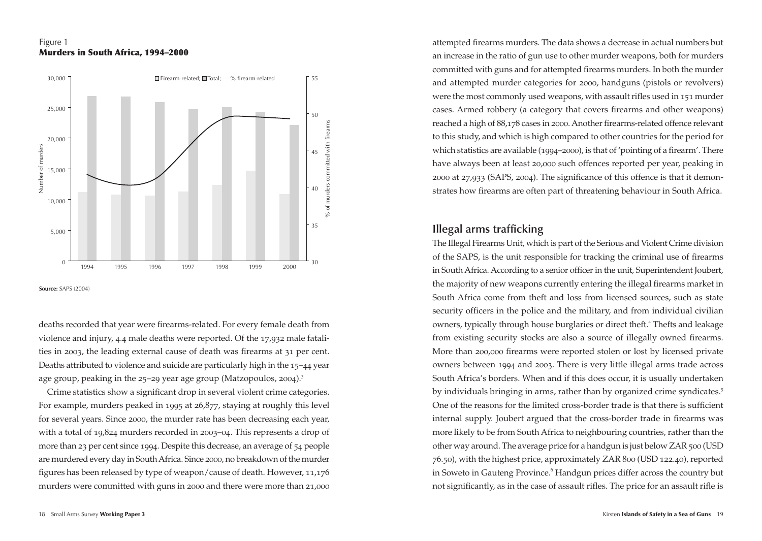Figure 1
**Murders in South Africa, 1994–2000**

**Source:** SAPS (2004)

deaths recorded that year were firearms-related. For every female death from violence and injury, 4.4 male deaths were reported. Of the 17,932 male fatalities in 2003, the leading external cause of death was firearms at 31 per cent. Deaths attributed to violence and suicide are particularly high in the 15–44 year age group, peaking in the 25–29 year age group (Matzopoulos, 2004).[3]

Crime statistics show a significant drop in several violent crime categories. For example, murders peaked in 1995 at 26,877, staying at roughly this level for several years. Since 2000, the murder rate has been decreasing each year, with a total of 19,824 murders recorded in 2003–04. This represents a drop of more than 23 per cent since 1994. Despite this decrease, an average of 54 people are murdered every day in South Africa. Since 2000, no breakdown of the murder figures has been released by type of weapon/cause of death. However, 11,176 murders were committed with guns in 2000 and there were more than 21,000 attempted firearms murders. The data shows a decrease in actual numbers but an increase in the ratio of gun use to other murder weapons, both for murders committed with guns and for attempted firearms murders. In both the murder and attempted murder categories for 2000, handguns (pistols or revolvers) were the most commonly used weapons, with assault rifles used in 151 murder cases. Armed robbery (a category that covers firearms and other weapons) reached a high of 88,178 cases in 2000. Another firearms-related offence relevant to this study, and which is high compared to other countries for the period for which statistics are available (1994–2000), is that of 'pointing of a firearm'. There have always been at least 20,000 such offences reported per year, peaking in 2000 at 27,933 (SAPS, 2004). The significance of this offence is that it demonstrates how firearms are often part of threatening behaviour in South Africa.

## Illegal arms trafficking

The Illegal Firearms Unit, which is part of the Serious and Violent Crime division of the SAPS, is the unit responsible for tracking the criminal use of firearms in South Africa. According to a senior officer in the unit, Superintendent Joubert, the majority of new weapons currently entering the illegal firearms market in South Africa come from theft and loss from licensed sources, such as state security officers in the police and the military, and from individual civilian owners, typically through house burglaries or direct theft.[4] Thefts and leakage from existing security stocks are also a source of illegally owned firearms. More than 200,000 firearms were reported stolen or lost by licensed private owners between 1994 and 2003. There is very little illegal arms trade across South Africa's borders. When and if this does occur, it is usually undertaken by individuals bringing in arms, rather than by organized crime syndicates.[5] One of the reasons for the limited cross-border trade is that there is sufficient internal supply. Joubert argued that the cross-border trade in firearms was more likely to be from South Africa to neighbouring countries, rather than the other way around. The average price for a handgun is just below ZAR 500 (USD 76.50), with the highest price, approximately ZAR 800 (USD 122.40), reported in Soweto in Gauteng Province.[6] Handgun prices differ across the country but not significantly, as in the case of assault rifles. The price for an assault rifle is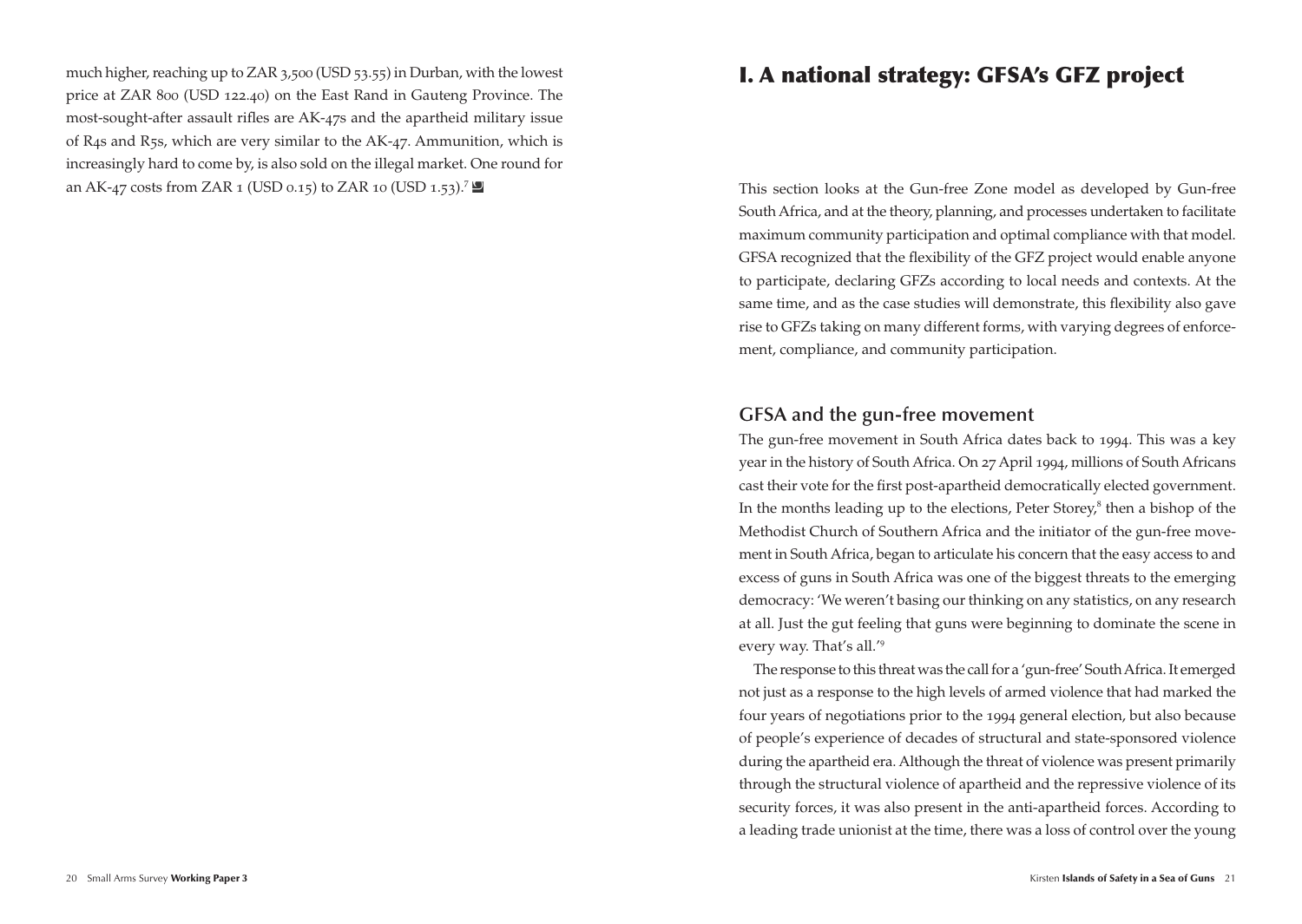much higher, reaching up to ZAR 3,500 (USD 53.55) in Durban, with the lowest price at ZAR 800 (USD 122.40) on the East Rand in Gauteng Province. The most-sought-after assault rifles are AK-47s and the apartheid military issue of R4s and R5s, which are very similar to the AK-47. Ammunition, which is increasingly hard to come by, is also sold on the illegal market. One round for an AK-47 costs from ZAR 1 (USD 0.15) to ZAR 10 (USD 1.53).[7]

# I. A national strategy: GFSA's GFZ project

This section looks at the Gun-free Zone model as developed by Gun-free South Africa, and at the theory, planning, and processes undertaken to facilitate maximum community participation and optimal compliance with that model. GFSA recognized that the flexibility of the GFZ project would enable anyone to participate, declaring GFZs according to local needs and contexts. At the same time, and as the case studies will demonstrate, this flexibility also gave rise to GFZs taking on many different forms, with varying degrees of enforcement, compliance, and community participation.

## GFSA and the gun-free movement

The gun-free movement in South Africa dates back to 1994. This was a key year in the history of South Africa. On 27 April 1994, millions of South Africans cast their vote for the first post-apartheid democratically elected government. In the months leading up to the elections, Peter Storey,[8] then a bishop of the Methodist Church of Southern Africa and the initiator of the gun-free movement in South Africa, began to articulate his concern that the easy access to and excess of guns in South Africa was one of the biggest threats to the emerging democracy: 'We weren't basing our thinking on any statistics, on any research at all. Just the gut feeling that guns were beginning to dominate the scene in every way. That's all.'[9]

The response to this threat was the call for a 'gun-free' South Africa. It emerged not just as a response to the high levels of armed violence that had marked the four years of negotiations prior to the 1994 general election, but also because of people's experience of decades of structural and state-sponsored violence during the apartheid era. Although the threat of violence was present primarily through the structural violence of apartheid and the repressive violence of its security forces, it was also present in the anti-apartheid forces. According to a leading trade unionist at the time, there was a loss of control over the young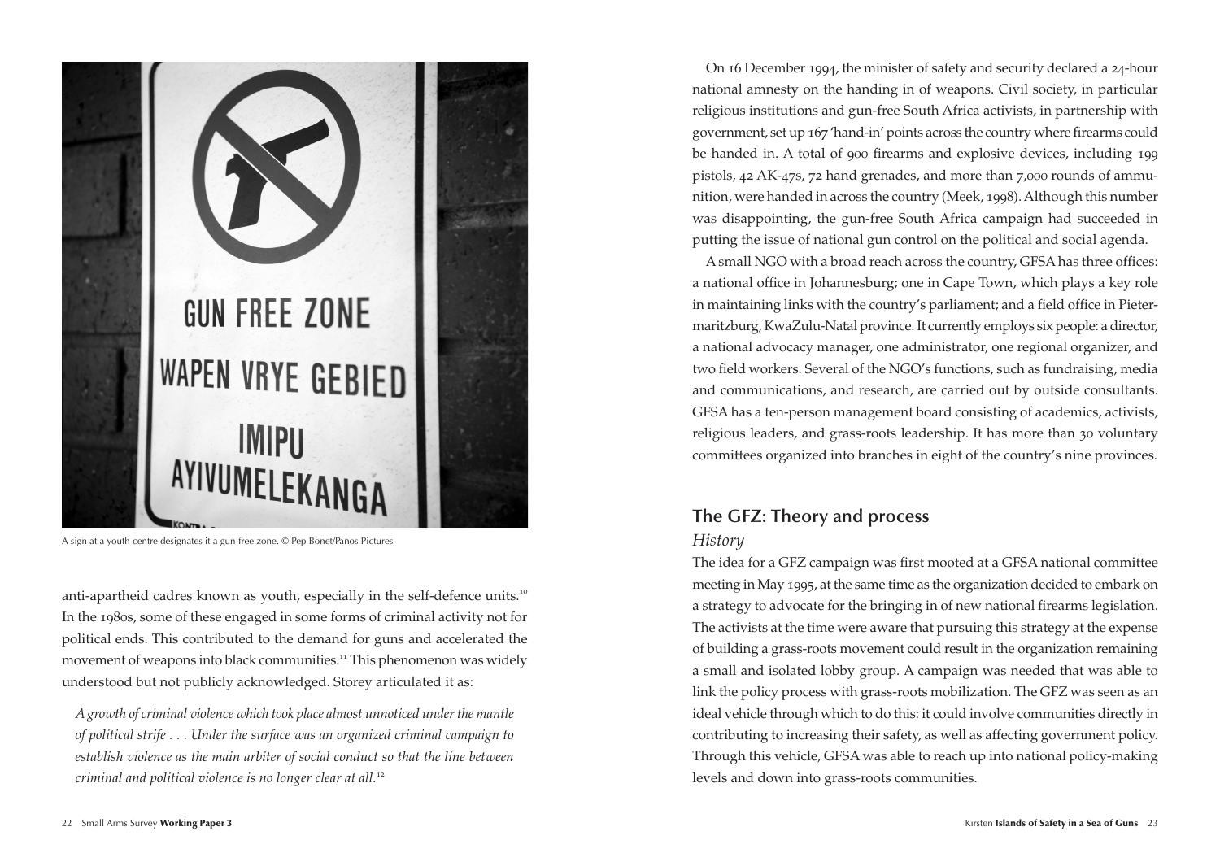A sign at a youth centre designates it a gun-free zone. © Pep Bonet/Panos Pictures

anti-apartheid cadres known as youth, especially in the self-defence units.[10] In the 1980s, some of these engaged in some forms of criminal activity not for political ends. This contributed to the demand for guns and accelerated the movement of weapons into black communities.[11] This phenomenon was widely understood but not publicly acknowledged. Storey articulated it as:

> *A growth of criminal violence which took place almost unnoticed under the mantle of political strife . . . Under the surface was an organized criminal campaign to establish violence as the main arbiter of social conduct so that the line between criminal and political violence is no longer clear at all.*[12]

On 16 December 1994, the minister of safety and security declared a 24-hour national amnesty on the handing in of weapons. Civil society, in particular religious institutions and gun-free South Africa activists, in partnership with government, set up 167 'hand-in' points across the country where firearms could be handed in. A total of 900 firearms and explosive devices, including 199 pistols, 42 AK-47s, 72 hand grenades, and more than 7,000 rounds of ammunition, were handed in across the country (Meek, 1998). Although this number was disappointing, the gun-free South Africa campaign had succeeded in putting the issue of national gun control on the political and social agenda.

A small NGO with a broad reach across the country, GFSA has three offices: a national office in Johannesburg; one in Cape Town, which plays a key role in maintaining links with the country's parliament; and a field office in Pietermaritzburg, KwaZulu-Natal province. It currently employs six people: a director, a national advocacy manager, one administrator, one regional organizer, and two field workers. Several of the NGO's functions, such as fundraising, media and communications, and research, are carried out by outside consultants. GFSA has a ten-person management board consisting of academics, activists, religious leaders, and grass-roots leadership. It has more than 30 voluntary committees organized into branches in eight of the country's nine provinces.

## The GFZ: Theory and process

### *History*

The idea for a GFZ campaign was first mooted at a GFSA national committee meeting in May 1995, at the same time as the organization decided to embark on a strategy to advocate for the bringing in of new national firearms legislation. The activists at the time were aware that pursuing this strategy at the expense of building a grass-roots movement could result in the organization remaining a small and isolated lobby group. A campaign was needed that was able to link the policy process with grass-roots mobilization. The GFZ was seen as an ideal vehicle through which to do this: it could involve communities directly in contributing to increasing their safety, as well as affecting government policy. Through this vehicle, GFSA was able to reach up into national policy-making levels and down into grass-roots communities.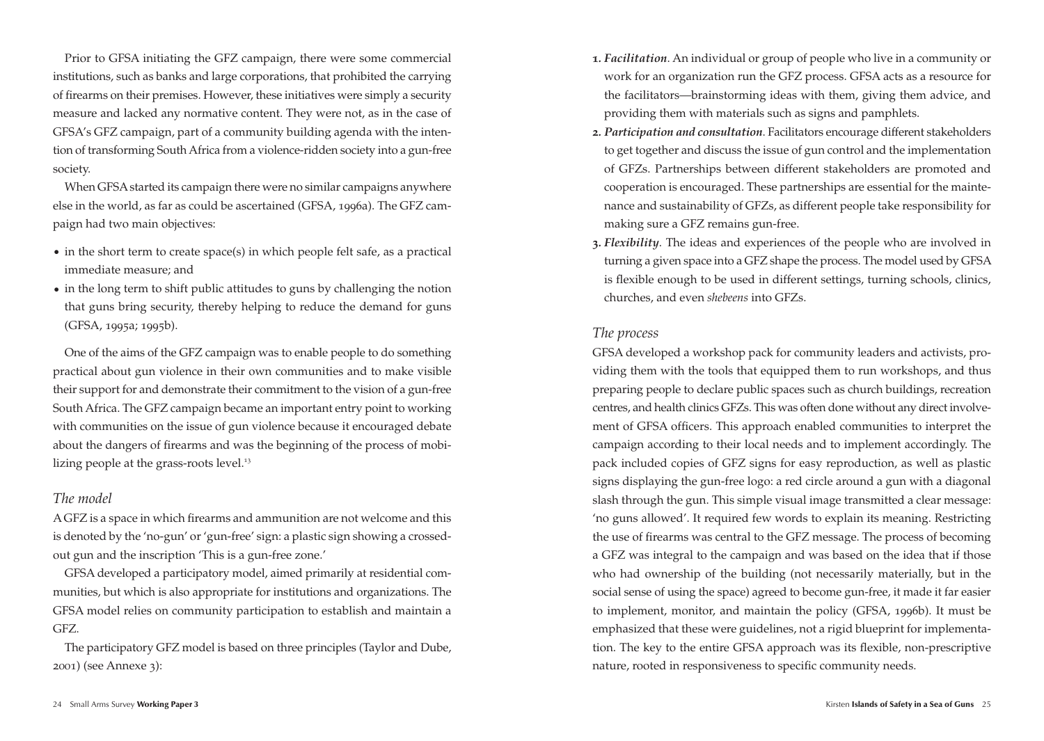Prior to GFSA initiating the GFZ campaign, there were some commercial institutions, such as banks and large corporations, that prohibited the carrying of firearms on their premises. However, these initiatives were simply a security measure and lacked any normative content. They were not, as in the case of GFSA's GFZ campaign, part of a community building agenda with the intention of transforming South Africa from a violence-ridden society into a gun-free society.

When GFSA started its campaign there were no similar campaigns anywhere else in the world, as far as could be ascertained (GFSA, 1996a). The GFZ campaign had two main objectives:

- in the short term to create space(s) in which people felt safe, as a practical immediate measure; and
- in the long term to shift public attitudes to guns by challenging the notion that guns bring security, thereby helping to reduce the demand for guns (GFSA, 1995a; 1995b).

One of the aims of the GFZ campaign was to enable people to do something practical about gun violence in their own communities and to make visible their support for and demonstrate their commitment to the vision of a gun-free South Africa. The GFZ campaign became an important entry point to working with communities on the issue of gun violence because it encouraged debate about the dangers of firearms and was the beginning of the process of mobilizing people at the grass-roots level.[13]

## *The model*

A GFZ is a space in which firearms and ammunition are not welcome and this is denoted by the 'no-gun' or 'gun-free' sign: a plastic sign showing a crossed-out gun and the inscription 'This is a gun-free zone.'

GFSA developed a participatory model, aimed primarily at residential communities, but which is also appropriate for institutions and organizations. The GFSA model relies on community participation to establish and maintain a GFZ.

The participatory GFZ model is based on three principles (Taylor and Dube, 2001) (see Annexe 3):

1. ***Facilitation***. An individual or group of people who live in a community or work for an organization run the GFZ process. GFSA acts as a resource for the facilitators—brainstorming ideas with them, giving them advice, and providing them with materials such as signs and pamphlets.
2. ***Participation and consultation***. Facilitators encourage different stakeholders to get together and discuss the issue of gun control and the implementation of GFZs. Partnerships between different stakeholders are promoted and cooperation is encouraged. These partnerships are essential for the maintenance and sustainability of GFZs, as different people take responsibility for making sure a GFZ remains gun-free.
3. ***Flexibility***. The ideas and experiences of the people who are involved in turning a given space into a GFZ shape the process. The model used by GFSA is flexible enough to be used in different settings, turning schools, clinics, churches, and even *shebeens* into GFZs.

## *The process*

GFSA developed a workshop pack for community leaders and activists, providing them with the tools that equipped them to run workshops, and thus preparing people to declare public spaces such as church buildings, recreation centres, and health clinics GFZs. This was often done without any direct involvement of GFSA officers. This approach enabled communities to interpret the campaign according to their local needs and to implement accordingly. The pack included copies of GFZ signs for easy reproduction, as well as plastic signs displaying the gun-free logo: a red circle around a gun with a diagonal slash through the gun. This simple visual image transmitted a clear message: 'no guns allowed'. It required few words to explain its meaning. Restricting the use of firearms was central to the GFZ message. The process of becoming a GFZ was integral to the campaign and was based on the idea that if those who had ownership of the building (not necessarily materially, but in the social sense of using the space) agreed to become gun-free, it made it far easier to implement, monitor, and maintain the policy (GFSA, 1996b). It must be emphasized that these were guidelines, not a rigid blueprint for implementation. The key to the entire GFSA approach was its flexible, non-prescriptive nature, rooted in responsiveness to specific community needs.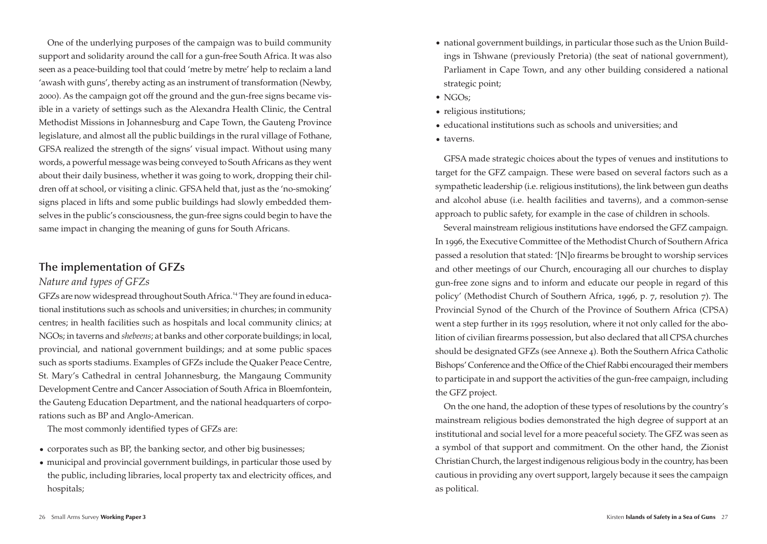One of the underlying purposes of the campaign was to build community support and solidarity around the call for a gun-free South Africa. It was also seen as a peace-building tool that could 'metre by metre' help to reclaim a land 'awash with guns', thereby acting as an instrument of transformation (Newby, 2000). As the campaign got off the ground and the gun-free signs became visible in a variety of settings such as the Alexandra Health Clinic, the Central Methodist Missions in Johannesburg and Cape Town, the Gauteng Province legislature, and almost all the public buildings in the rural village of Fothane, GFSA realized the strength of the signs' visual impact. Without using many words, a powerful message was being conveyed to South Africans as they went about their daily business, whether it was going to work, dropping their children off at school, or visiting a clinic. GFSA held that, just as the 'no-smoking' signs placed in lifts and some public buildings had slowly embedded themselves in the public's consciousness, the gun-free signs could begin to have the same impact in changing the meaning of guns for South Africans.

## The implementation of GFZs

### *Nature and types of GFZs*

GFZs are now widespread throughout South Africa.[14] They are found in educational institutions such as schools and universities; in churches; in community centres; in health facilities such as hospitals and local community clinics; at NGOs; in taverns and *shebeens*; at banks and other corporate buildings; in local, provincial, and national government buildings; and at some public spaces such as sports stadiums. Examples of GFZs include the Quaker Peace Centre, St. Mary's Cathedral in central Johannesburg, the Mangaung Community Development Centre and Cancer Association of South Africa in Bloemfontein, the Gauteng Education Department, and the national headquarters of corporations such as BP and Anglo-American.

The most commonly identified types of GFZs are:

- corporates such as BP, the banking sector, and other big businesses;
- municipal and provincial government buildings, in particular those used by the public, including libraries, local property tax and electricity offices, and hospitals;
- national government buildings, in particular those such as the Union Buildings in Tshwane (previously Pretoria) (the seat of national government), Parliament in Cape Town, and any other building considered a national strategic point;
- NGOs;
- religious institutions;
- educational institutions such as schools and universities; and
- taverns.

GFSA made strategic choices about the types of venues and institutions to target for the GFZ campaign. These were based on several factors such as a sympathetic leadership (i.e. religious institutions), the link between gun deaths and alcohol abuse (i.e. health facilities and taverns), and a common-sense approach to public safety, for example in the case of children in schools.

Several mainstream religious institutions have endorsed the GFZ campaign. In 1996, the Executive Committee of the Methodist Church of Southern Africa passed a resolution that stated: '[N]o firearms be brought to worship services and other meetings of our Church, encouraging all our churches to display gun-free zone signs and to inform and educate our people in regard of this policy' (Methodist Church of Southern Africa, 1996, p. 7, resolution 7). The Provincial Synod of the Church of the Province of Southern Africa (CPSA) went a step further in its 1995 resolution, where it not only called for the abolition of civilian firearms possession, but also declared that all CPSA churches should be designated GFZs (see Annexe 4). Both the Southern Africa Catholic Bishops' Conference and the Office of the Chief Rabbi encouraged their members to participate in and support the activities of the gun-free campaign, including the GFZ project.

On the one hand, the adoption of these types of resolutions by the country's mainstream religious bodies demonstrated the high degree of support at an institutional and social level for a more peaceful society. The GFZ was seen as a symbol of that support and commitment. On the other hand, the Zionist Christian Church, the largest indigenous religious body in the country, has been cautious in providing any overt support, largely because it sees the campaign as political.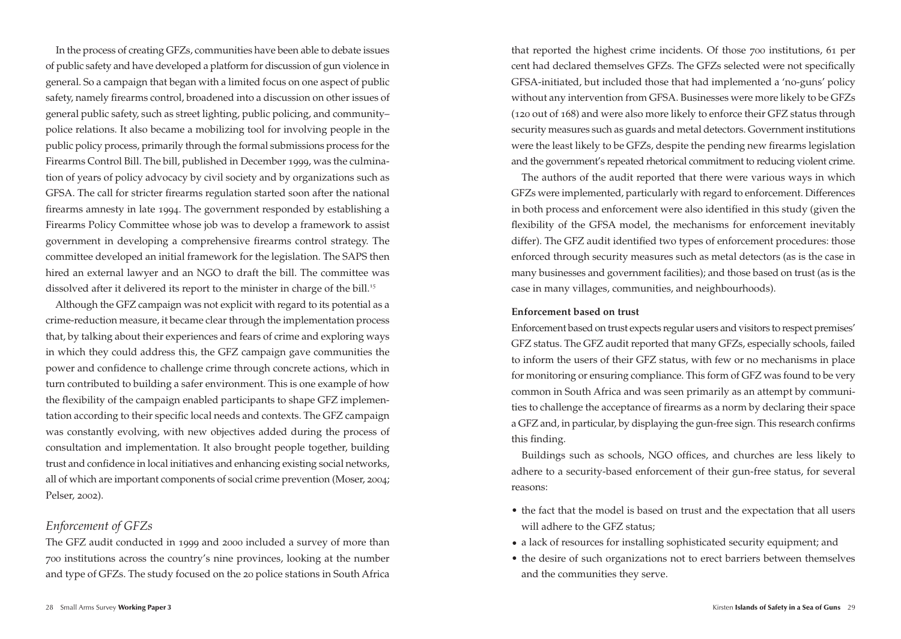In the process of creating GFZs, communities have been able to debate issues of public safety and have developed a platform for discussion of gun violence in general. So a campaign that began with a limited focus on one aspect of public safety, namely firearms control, broadened into a discussion on other issues of general public safety, such as street lighting, public policing, and community–police relations. It also became a mobilizing tool for involving people in the public policy process, primarily through the formal submissions process for the Firearms Control Bill. The bill, published in December 1999, was the culmination of years of policy advocacy by civil society and by organizations such as GFSA. The call for stricter firearms regulation started soon after the national firearms amnesty in late 1994. The government responded by establishing a Firearms Policy Committee whose job was to develop a framework to assist government in developing a comprehensive firearms control strategy. The committee developed an initial framework for the legislation. The SAPS then hired an external lawyer and an NGO to draft the bill. The committee was dissolved after it delivered its report to the minister in charge of the bill.[15]

Although the GFZ campaign was not explicit with regard to its potential as a crime-reduction measure, it became clear through the implementation process that, by talking about their experiences and fears of crime and exploring ways in which they could address this, the GFZ campaign gave communities the power and confidence to challenge crime through concrete actions, which in turn contributed to building a safer environment. This is one example of how the flexibility of the campaign enabled participants to shape GFZ implementation according to their specific local needs and contexts. The GFZ campaign was constantly evolving, with new objectives added during the process of consultation and implementation. It also brought people together, building trust and confidence in local initiatives and enhancing existing social networks, all of which are important components of social crime prevention (Moser, 2004; Pelser, 2002).

## *Enforcement of GFZs*

The GFZ audit conducted in 1999 and 2000 included a survey of more than 700 institutions across the country's nine provinces, looking at the number and type of GFZs. The study focused on the 20 police stations in South Africa that reported the highest crime incidents. Of those 700 institutions, 61 per cent had declared themselves GFZs. The GFZs selected were not specifically GFSA-initiated, but included those that had implemented a 'no-guns' policy without any intervention from GFSA. Businesses were more likely to be GFZs (120 out of 168) and were also more likely to enforce their GFZ status through security measures such as guards and metal detectors. Government institutions were the least likely to be GFZs, despite the pending new firearms legislation and the government's repeated rhetorical commitment to reducing violent crime.

The authors of the audit reported that there were various ways in which GFZs were implemented, particularly with regard to enforcement. Differences in both process and enforcement were also identified in this study (given the flexibility of the GFSA model, the mechanisms for enforcement inevitably differ). The GFZ audit identified two types of enforcement procedures: those enforced through security measures such as metal detectors (as is the case in many businesses and government facilities); and those based on trust (as is the case in many villages, communities, and neighbourhoods).

### Enforcement based on trust

Enforcement based on trust expects regular users and visitors to respect premises' GFZ status. The GFZ audit reported that many GFZs, especially schools, failed to inform the users of their GFZ status, with few or no mechanisms in place for monitoring or ensuring compliance. This form of GFZ was found to be very common in South Africa and was seen primarily as an attempt by communities to challenge the acceptance of firearms as a norm by declaring their space a GFZ and, in particular, by displaying the gun-free sign. This research confirms this finding.

Buildings such as schools, NGO offices, and churches are less likely to adhere to a security-based enforcement of their gun-free status, for several reasons:

- the fact that the model is based on trust and the expectation that all users will adhere to the GFZ status;
- a lack of resources for installing sophisticated security equipment; and
- the desire of such organizations not to erect barriers between themselves and the communities they serve.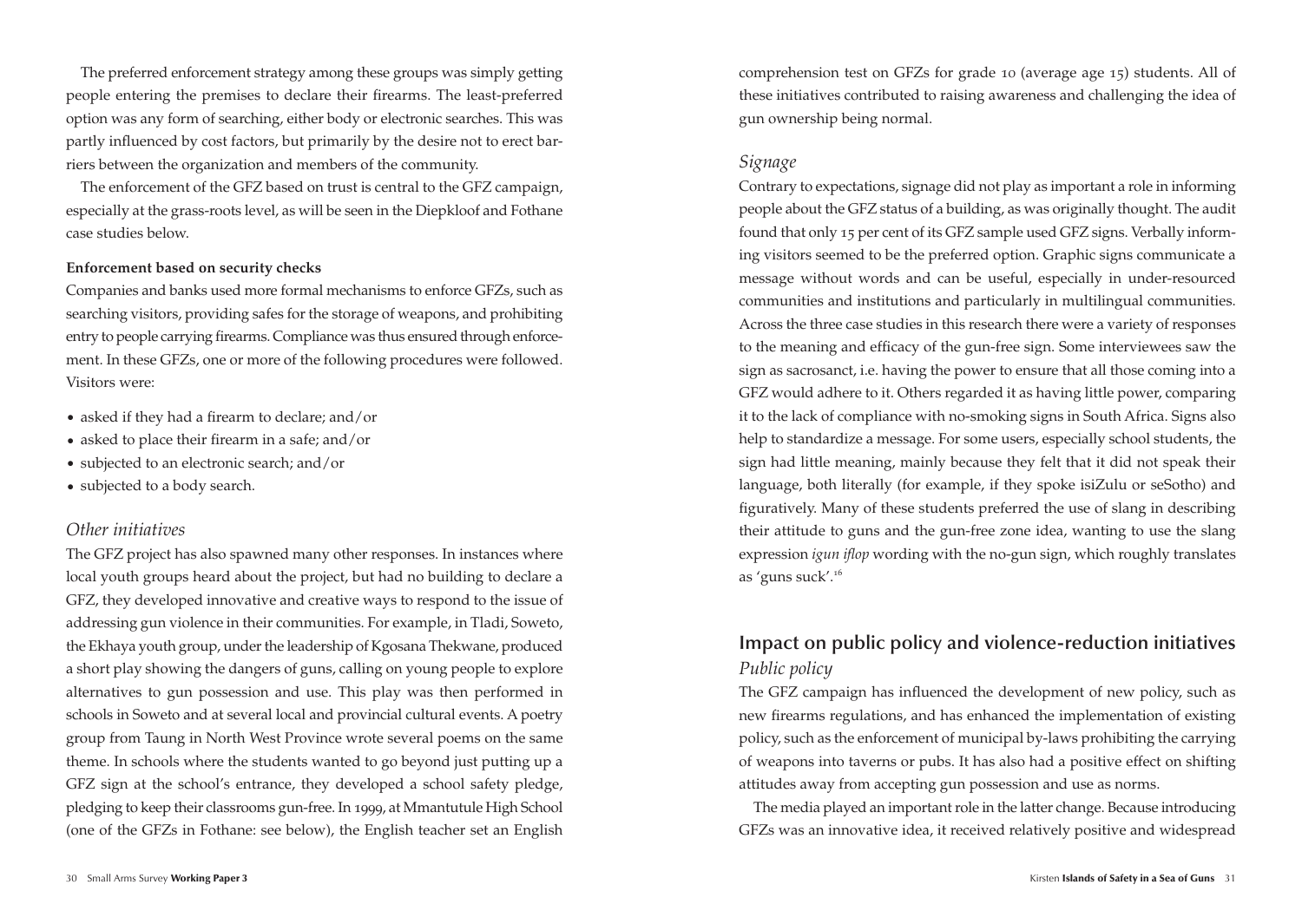The preferred enforcement strategy among these groups was simply getting people entering the premises to declare their firearms. The least-preferred option was any form of searching, either body or electronic searches. This was partly influenced by cost factors, but primarily by the desire not to erect barriers between the organization and members of the community.

The enforcement of the GFZ based on trust is central to the GFZ campaign, especially at the grass-roots level, as will be seen in the Diepkloof and Fothane case studies below.

**Enforcement based on security checks**

Companies and banks used more formal mechanisms to enforce GFZs, such as searching visitors, providing safes for the storage of weapons, and prohibiting entry to people carrying firearms. Compliance was thus ensured through enforcement. In these GFZs, one or more of the following procedures were followed. Visitors were:

- asked if they had a firearm to declare; and/or
- asked to place their firearm in a safe; and/or
- subjected to an electronic search; and/or
- subjected to a body search.

### *Other initiatives*

The GFZ project has also spawned many other responses. In instances where local youth groups heard about the project, but had no building to declare a GFZ, they developed innovative and creative ways to respond to the issue of addressing gun violence in their communities. For example, in Tladi, Soweto, the Ekhaya youth group, under the leadership of Kgosana Thekwane, produced a short play showing the dangers of guns, calling on young people to explore alternatives to gun possession and use. This play was then performed in schools in Soweto and at several local and provincial cultural events. A poetry group from Taung in North West Province wrote several poems on the same theme. In schools where the students wanted to go beyond just putting up a GFZ sign at the school's entrance, they developed a school safety pledge, pledging to keep their classrooms gun-free. In 1999, at Mmantutule High School (one of the GFZs in Fothane: see below), the English teacher set an English comprehension test on GFZs for grade 10 (average age 15) students. All of these initiatives contributed to raising awareness and challenging the idea of gun ownership being normal.

### *Signage*

Contrary to expectations, signage did not play as important a role in informing people about the GFZ status of a building, as was originally thought. The audit found that only 15 per cent of its GFZ sample used GFZ signs. Verbally informing visitors seemed to be the preferred option. Graphic signs communicate a message without words and can be useful, especially in under-resourced communities and institutions and particularly in multilingual communities. Across the three case studies in this research there were a variety of responses to the meaning and efficacy of the gun-free sign. Some interviewees saw the sign as sacrosanct, i.e. having the power to ensure that all those coming into a GFZ would adhere to it. Others regarded it as having little power, comparing it to the lack of compliance with no-smoking signs in South Africa. Signs also help to standardize a message. For some users, especially school students, the sign had little meaning, mainly because they felt that it did not speak their language, both literally (for example, if they spoke isiZulu or seSotho) and figuratively. Many of these students preferred the use of slang in describing their attitude to guns and the gun-free zone idea, wanting to use the slang expression *igun iflop* wording with the no-gun sign, which roughly translates as 'guns suck'.[16]

## Impact on public policy and violence-reduction initiatives

### *Public policy*

The GFZ campaign has influenced the development of new policy, such as new firearms regulations, and has enhanced the implementation of existing policy, such as the enforcement of municipal by-laws prohibiting the carrying of weapons into taverns or pubs. It has also had a positive effect on shifting attitudes away from accepting gun possession and use as norms.

The media played an important role in the latter change. Because introducing GFZs was an innovative idea, it received relatively positive and widespread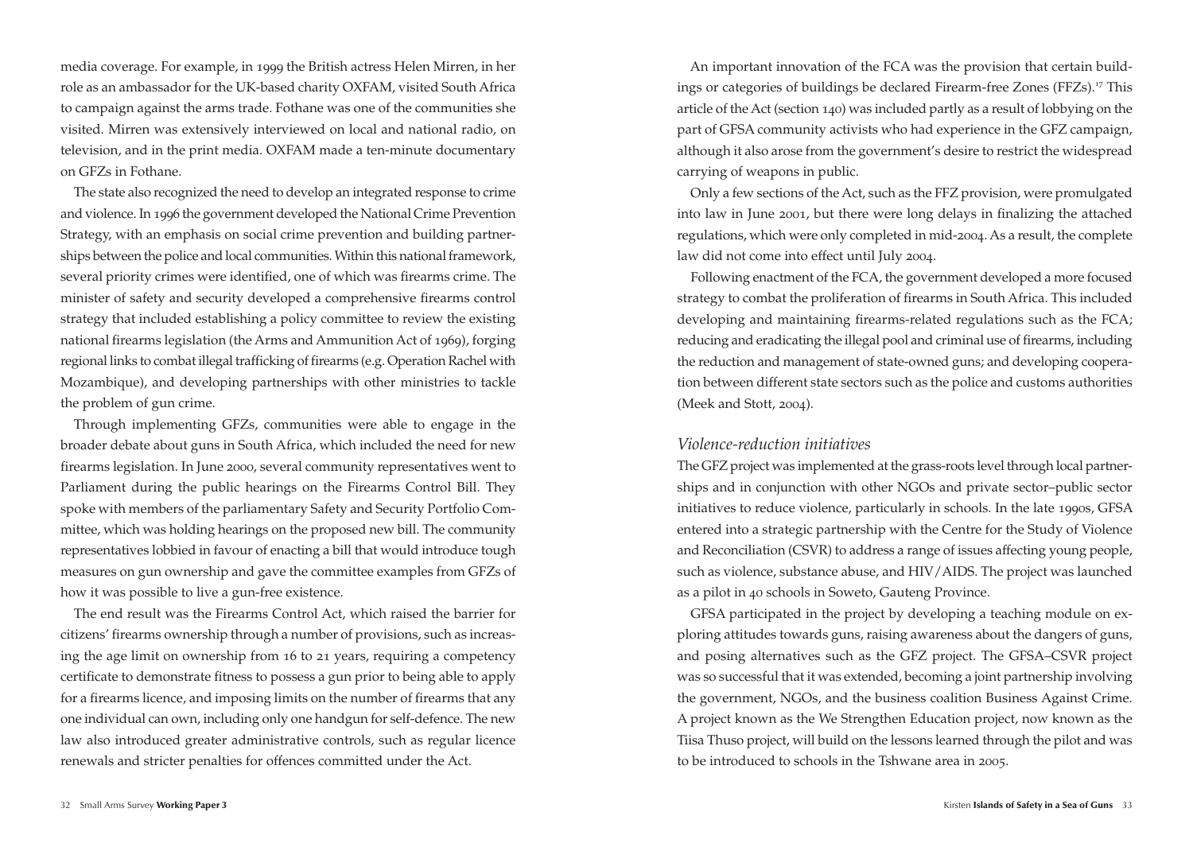media coverage. For example, in 1999 the British actress Helen Mirren, in her role as an ambassador for the UK-based charity OXFAM, visited South Africa to campaign against the arms trade. Fothane was one of the communities she visited. Mirren was extensively interviewed on local and national radio, on television, and in the print media. OXFAM made a ten-minute documentary on GFZs in Fothane.

The state also recognized the need to develop an integrated response to crime and violence. In 1996 the government developed the National Crime Prevention Strategy, with an emphasis on social crime prevention and building partnerships between the police and local communities. Within this national framework, several priority crimes were identified, one of which was firearms crime. The minister of safety and security developed a comprehensive firearms control strategy that included establishing a policy committee to review the existing national firearms legislation (the Arms and Ammunition Act of 1969), forging regional links to combat illegal trafficking of firearms (e.g. Operation Rachel with Mozambique), and developing partnerships with other ministries to tackle the problem of gun crime.

Through implementing GFZs, communities were able to engage in the broader debate about guns in South Africa, which included the need for new firearms legislation. In June 2000, several community representatives went to Parliament during the public hearings on the Firearms Control Bill. They spoke with members of the parliamentary Safety and Security Portfolio Committee, which was holding hearings on the proposed new bill. The community representatives lobbied in favour of enacting a bill that would introduce tough measures on gun ownership and gave the committee examples from GFZs of how it was possible to live a gun-free existence.

The end result was the Firearms Control Act, which raised the barrier for citizens' firearms ownership through a number of provisions, such as increasing the age limit on ownership from 16 to 21 years, requiring a competency certificate to demonstrate fitness to possess a gun prior to being able to apply for a firearms licence, and imposing limits on the number of firearms that any one individual can own, including only one handgun for self-defence. The new law also introduced greater administrative controls, such as regular licence renewals and stricter penalties for offences committed under the Act.

An important innovation of the FCA was the provision that certain buildings or categories of buildings be declared Firearm-free Zones (FFZs).[17] This article of the Act (section 140) was included partly as a result of lobbying on the part of GFSA community activists who had experience in the GFZ campaign, although it also arose from the government's desire to restrict the widespread carrying of weapons in public.

Only a few sections of the Act, such as the FFZ provision, were promulgated into law in June 2001, but there were long delays in finalizing the attached regulations, which were only completed in mid-2004. As a result, the complete law did not come into effect until July 2004.

Following enactment of the FCA, the government developed a more focused strategy to combat the proliferation of firearms in South Africa. This included developing and maintaining firearms-related regulations such as the FCA; reducing and eradicating the illegal pool and criminal use of firearms, including the reduction and management of state-owned guns; and developing cooperation between different state sectors such as the police and customs authorities (Meek and Stott, 2004).

### *Violence-reduction initiatives*

The GFZ project was implemented at the grass-roots level through local partnerships and in conjunction with other NGOs and private sector–public sector initiatives to reduce violence, particularly in schools. In the late 1990s, GFSA entered into a strategic partnership with the Centre for the Study of Violence and Reconciliation (CSVR) to address a range of issues affecting young people, such as violence, substance abuse, and HIV/AIDS. The project was launched as a pilot in 40 schools in Soweto, Gauteng Province.

GFSA participated in the project by developing a teaching module on exploring attitudes towards guns, raising awareness about the dangers of guns, and posing alternatives such as the GFZ project. The GFSA–CSVR project was so successful that it was extended, becoming a joint partnership involving the government, NGOs, and the business coalition Business Against Crime. A project known as the We Strengthen Education project, now known as the Tiisa Thuso project, will build on the lessons learned through the pilot and was to be introduced to schools in the Tshwane area in 2005.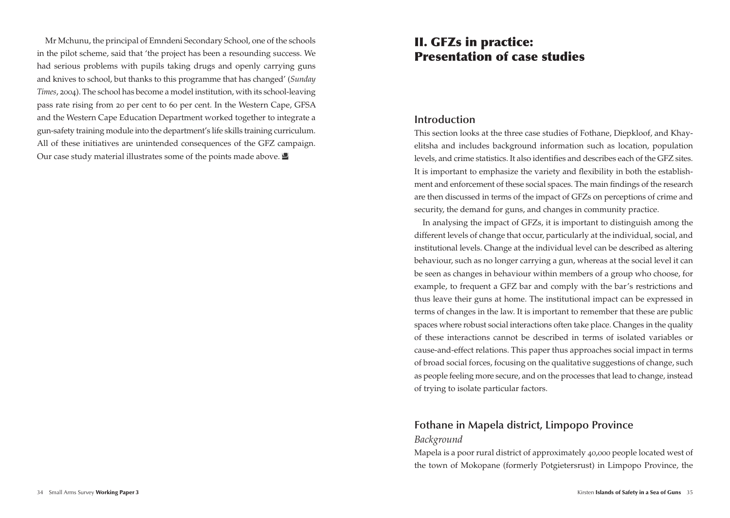Mr Mchunu, the principal of Emndeni Secondary School, one of the schools in the pilot scheme, said that 'the project has been a resounding success. We had serious problems with pupils taking drugs and openly carrying guns and knives to school, but thanks to this programme that has changed' (*Sunday Times*, 2004). The school has become a model institution, with its school-leaving pass rate rising from 20 per cent to 60 per cent. In the Western Cape, GFSA and the Western Cape Education Department worked together to integrate a gun-safety training module into the department's life skills training curriculum. All of these initiatives are unintended consequences of the GFZ campaign. Our case study material illustrates some of the points made above.

# II. GFZs in practice: Presentation of case studies

## Introduction

This section looks at the three case studies of Fothane, Diepkloof, and Khayelitsha and includes background information such as location, population levels, and crime statistics. It also identifies and describes each of the GFZ sites. It is important to emphasize the variety and flexibility in both the establishment and enforcement of these social spaces. The main findings of the research are then discussed in terms of the impact of GFZs on perceptions of crime and security, the demand for guns, and changes in community practice.

In analysing the impact of GFZs, it is important to distinguish among the different levels of change that occur, particularly at the individual, social, and institutional levels. Change at the individual level can be described as altering behaviour, such as no longer carrying a gun, whereas at the social level it can be seen as changes in behaviour within members of a group who choose, for example, to frequent a GFZ bar and comply with the bar's restrictions and thus leave their guns at home. The institutional impact can be expressed in terms of changes in the law. It is important to remember that these are public spaces where robust social interactions often take place. Changes in the quality of these interactions cannot be described in terms of isolated variables or cause-and-effect relations. This paper thus approaches social impact in terms of broad social forces, focusing on the qualitative suggestions of change, such as people feeling more secure, and on the processes that lead to change, instead of trying to isolate particular factors.

## Fothane in Mapela district, Limpopo Province

### *Background*

Mapela is a poor rural district of approximately 40,000 people located west of the town of Mokopane (formerly Potgietersrust) in Limpopo Province, the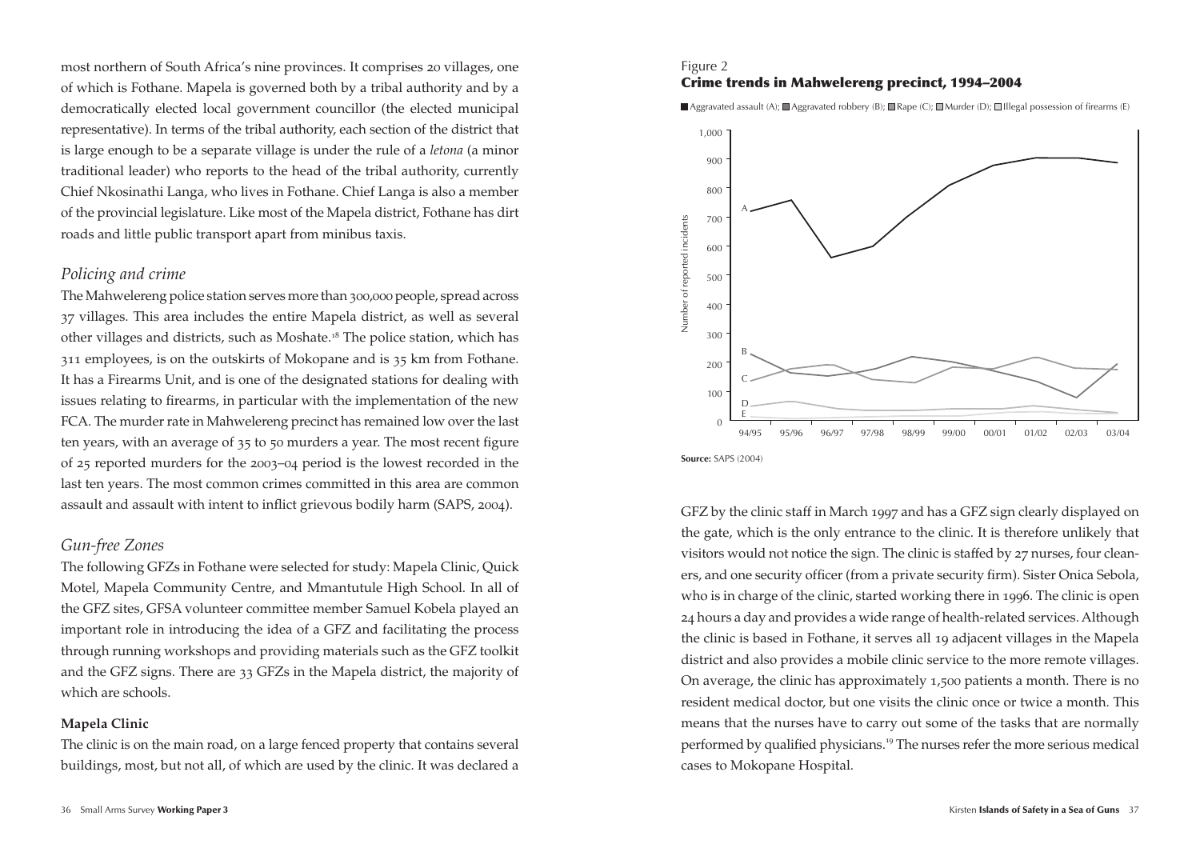most northern of South Africa's nine provinces. It comprises 20 villages, one of which is Fothane. Mapela is governed both by a tribal authority and by a democratically elected local government councillor (the elected municipal representative). In terms of the tribal authority, each section of the district that is large enough to be a separate village is under the rule of a *letona* (a minor traditional leader) who reports to the head of the tribal authority, currently Chief Nkosinathi Langa, who lives in Fothane. Chief Langa is also a member of the provincial legislature. Like most of the Mapela district, Fothane has dirt roads and little public transport apart from minibus taxis.

### *Policing and crime*

The Mahwelereng police station serves more than 300,000 people, spread across 37 villages. This area includes the entire Mapela district, as well as several other villages and districts, such as Moshate.[18] The police station, which has 311 employees, is on the outskirts of Mokopane and is 35 km from Fothane. It has a Firearms Unit, and is one of the designated stations for dealing with issues relating to firearms, in particular with the implementation of the new FCA. The murder rate in Mahwelereng precinct has remained low over the last ten years, with an average of 35 to 50 murders a year. The most recent figure of 25 reported murders for the 2003–04 period is the lowest recorded in the last ten years. The most common crimes committed in this area are common assault and assault with intent to inflict grievous bodily harm (SAPS, 2004).

### *Gun-free Zones*

The following GFZs in Fothane were selected for study: Mapela Clinic, Quick Motel, Mapela Community Centre, and Mmantutule High School. In all of the GFZ sites, GFSA volunteer committee member Samuel Kobela played an important role in introducing the idea of a GFZ and facilitating the process through running workshops and providing materials such as the GFZ toolkit and the GFZ signs. There are 33 GFZs in the Mapela district, the majority of which are schools.

#### **Mapela Clinic**

The clinic is on the main road, on a large fenced property that contains several buildings, most, but not all, of which are used by the clinic. It was declared a GFZ by the clinic staff in March 1997 and has a GFZ sign clearly displayed on the gate, which is the only entrance to the clinic. It is therefore unlikely that visitors would not notice the sign. The clinic is staffed by 27 nurses, four cleaners, and one security officer (from a private security firm). Sister Onica Sebola, who is in charge of the clinic, started working there in 1996. The clinic is open 24 hours a day and provides a wide range of health-related services. Although the clinic is based in Fothane, it serves all 19 adjacent villages in the Mapela district and also provides a mobile clinic service to the more remote villages. On average, the clinic has approximately 1,500 patients a month. There is no resident medical doctor, but one visits the clinic once or twice a month. This means that the nurses have to carry out some of the tasks that are normally performed by qualified physicians.[19] The nurses refer the more serious medical cases to Mokopane Hospital.

Figure 2
**Crime trends in Mahwelereng precinct, 1994–2004**

Aggravated assault (A); Aggravated robbery (B); Rape (C); Murder (D); Illegal possession of firearms (E)

**Source:** SAPS (2004)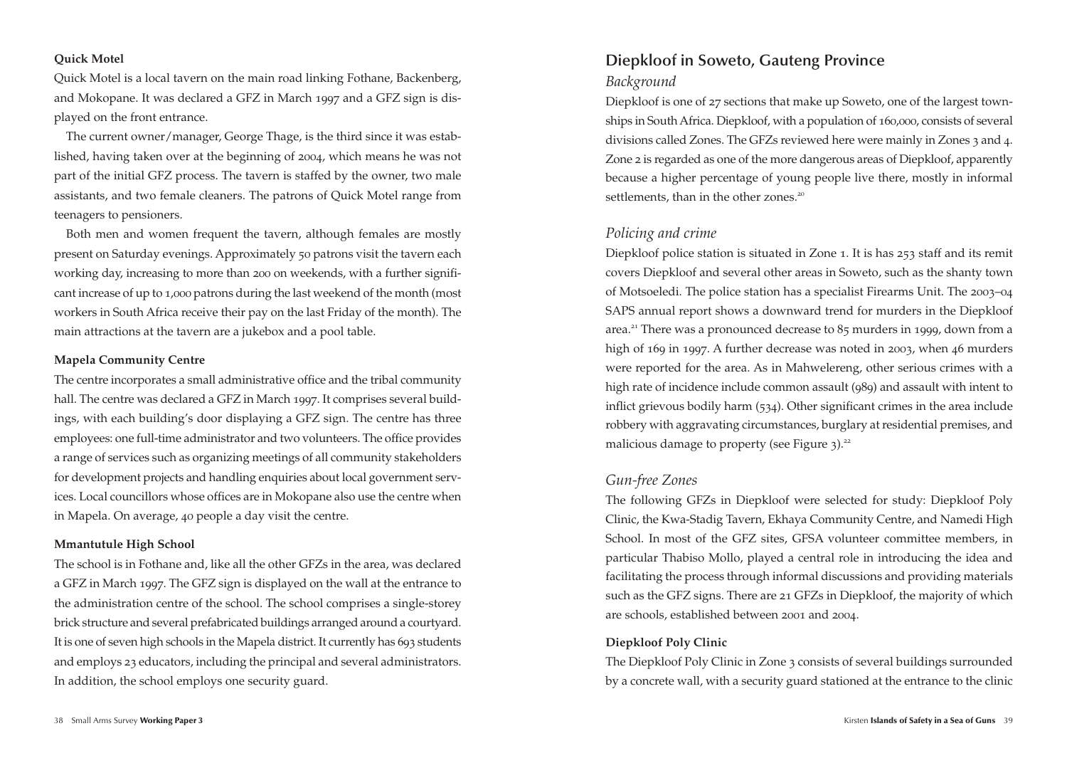**Quick Motel**

Quick Motel is a local tavern on the main road linking Fothane, Backenberg, and Mokopane. It was declared a GFZ in March 1997 and a GFZ sign is displayed on the front entrance.

The current owner/manager, George Thage, is the third since it was established, having taken over at the beginning of 2004, which means he was not part of the initial GFZ process. The tavern is staffed by the owner, two male assistants, and two female cleaners. The patrons of Quick Motel range from teenagers to pensioners.

Both men and women frequent the tavern, although females are mostly present on Saturday evenings. Approximately 50 patrons visit the tavern each working day, increasing to more than 200 on weekends, with a further significant increase of up to 1,000 patrons during the last weekend of the month (most workers in South Africa receive their pay on the last Friday of the month). The main attractions at the tavern are a jukebox and a pool table.

**Mapela Community Centre**

The centre incorporates a small administrative office and the tribal community hall. The centre was declared a GFZ in March 1997. It comprises several buildings, with each building's door displaying a GFZ sign. The centre has three employees: one full-time administrator and two volunteers. The office provides a range of services such as organizing meetings of all community stakeholders for development projects and handling enquiries about local government services. Local councillors whose offices are in Mokopane also use the centre when in Mapela. On average, 40 people a day visit the centre.

**Mmantutule High School**

The school is in Fothane and, like all the other GFZs in the area, was declared a GFZ in March 1997. The GFZ sign is displayed on the wall at the entrance to the administration centre of the school. The school comprises a single-storey brick structure and several prefabricated buildings arranged around a courtyard. It is one of seven high schools in the Mapela district. It currently has 693 students and employs 23 educators, including the principal and several administrators. In addition, the school employs one security guard.

## Diepkloof in Soweto, Gauteng Province

### *Background*

Diepkloof is one of 27 sections that make up Soweto, one of the largest townships in South Africa. Diepkloof, with a population of 160,000, consists of several divisions called Zones. The GFZs reviewed here were mainly in Zones 3 and 4. Zone 2 is regarded as one of the more dangerous areas of Diepkloof, apparently because a higher percentage of young people live there, mostly in informal settlements, than in the other zones.[20]

### *Policing and crime*

Diepkloof police station is situated in Zone 1. It is has 253 staff and its remit covers Diepkloof and several other areas in Soweto, such as the shanty town of Motsoeledi. The police station has a specialist Firearms Unit. The 2003–04 SAPS annual report shows a downward trend for murders in the Diepkloof area.[21] There was a pronounced decrease to 85 murders in 1999, down from a high of 169 in 1997. A further decrease was noted in 2003, when 46 murders were reported for the area. As in Mahwelereng, other serious crimes with a high rate of incidence include common assault (989) and assault with intent to inflict grievous bodily harm (534). Other significant crimes in the area include robbery with aggravating circumstances, burglary at residential premises, and malicious damage to property (see Figure 3).[22]

### *Gun-free Zones*

The following GFZs in Diepkloof were selected for study: Diepkloof Poly Clinic, the Kwa-Stadig Tavern, Ekhaya Community Centre, and Namedi High School. In most of the GFZ sites, GFSA volunteer committee members, in particular Thabiso Mollo, played a central role in introducing the idea and facilitating the process through informal discussions and providing materials such as the GFZ signs. There are 21 GFZs in Diepkloof, the majority of which are schools, established between 2001 and 2004.

**Diepkloof Poly Clinic**

The Diepkloof Poly Clinic in Zone 3 consists of several buildings surrounded by a concrete wall, with a security guard stationed at the entrance to the clinic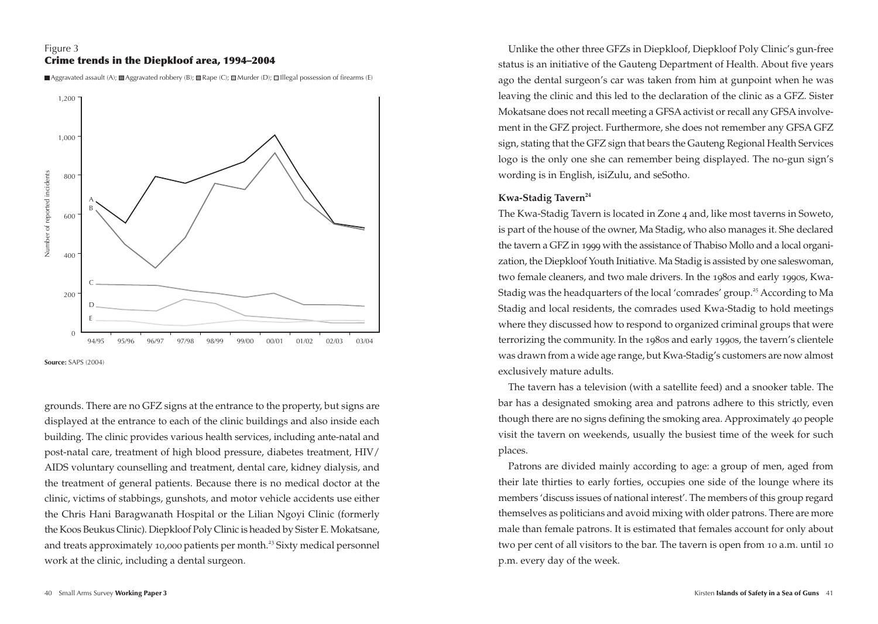Figure 3
**Crime trends in the Diepkloof area, 1994–2004**

Aggravated assault (A); Aggravated robbery (B); Rape (C); Murder (D); Illegal possession of firearms (E)

**Source:** SAPS (2004)

grounds. There are no GFZ signs at the entrance to the property, but signs are displayed at the entrance to each of the clinic buildings and also inside each building. The clinic provides various health services, including ante-natal and post-natal care, treatment of high blood pressure, diabetes treatment, HIV/AIDS voluntary counselling and treatment, dental care, kidney dialysis, and the treatment of general patients. Because there is no medical doctor at the clinic, victims of stabbings, gunshots, and motor vehicle accidents use either the Chris Hani Baragwanath Hospital or the Lilian Ngoyi Clinic (formerly the Koos Beukus Clinic). Diepkloof Poly Clinic is headed by Sister E. Mokatsane, and treats approximately 10,000 patients per month.[23] Sixty medical personnel work at the clinic, including a dental surgeon.

Unlike the other three GFZs in Diepkloof, Diepkloof Poly Clinic's gun-free status is an initiative of the Gauteng Department of Health. About five years ago the dental surgeon's car was taken from him at gunpoint when he was leaving the clinic and this led to the declaration of the clinic as a GFZ. Sister Mokatsane does not recall meeting a GFSA activist or recall any GFSA involvement in the GFZ project. Furthermore, she does not remember any GFSA GFZ sign, stating that the GFZ sign that bears the Gauteng Regional Health Services logo is the only one she can remember being displayed. The no-gun sign's wording is in English, isiZulu, and seSotho.

**Kwa-Stadig Tavern**[24]

The Kwa-Stadig Tavern is located in Zone 4 and, like most taverns in Soweto, is part of the house of the owner, Ma Stadig, who also manages it. She declared the tavern a GFZ in 1999 with the assistance of Thabiso Mollo and a local organization, the Diepkloof Youth Initiative. Ma Stadig is assisted by one saleswoman, two female cleaners, and two male drivers. In the 1980s and early 1990s, Kwa-Stadig was the headquarters of the local 'comrades' group.[25] According to Ma Stadig and local residents, the comrades used Kwa-Stadig to hold meetings where they discussed how to respond to organized criminal groups that were terrorizing the community. In the 1980s and early 1990s, the tavern's clientele was drawn from a wide age range, but Kwa-Stadig's customers are now almost exclusively mature adults.

The tavern has a television (with a satellite feed) and a snooker table. The bar has a designated smoking area and patrons adhere to this strictly, even though there are no signs defining the smoking area. Approximately 40 people visit the tavern on weekends, usually the busiest time of the week for such places.

Patrons are divided mainly according to age: a group of men, aged from their late thirties to early forties, occupies one side of the lounge where its members 'discuss issues of national interest'. The members of this group regard themselves as politicians and avoid mixing with older patrons. There are more male than female patrons. It is estimated that females account for only about two per cent of all visitors to the bar. The tavern is open from 10 a.m. until 10 p.m. every day of the week.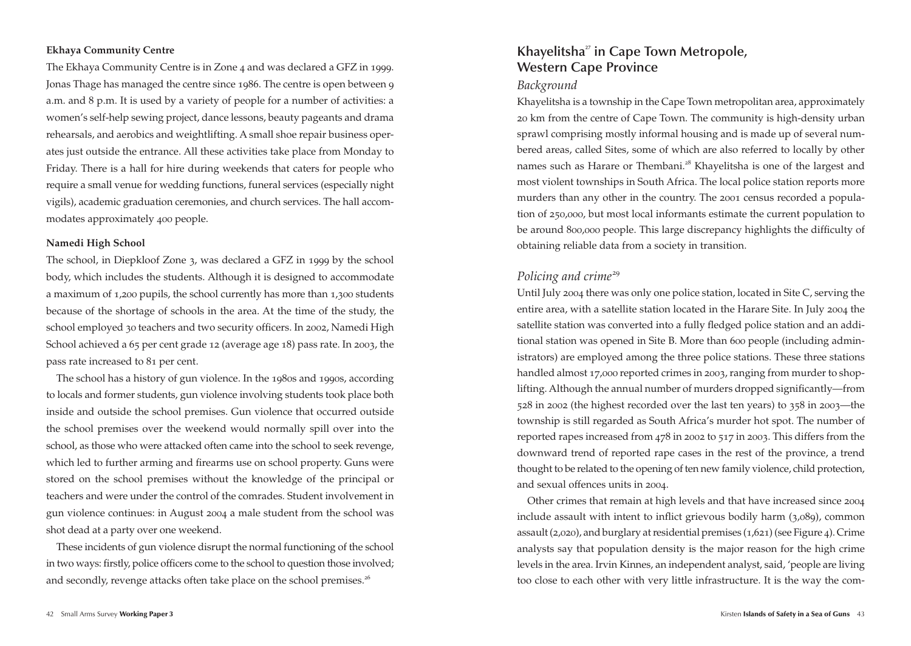**Ekhaya Community Centre**

The Ekhaya Community Centre is in Zone 4 and was declared a GFZ in 1999. Jonas Thage has managed the centre since 1986. The centre is open between 9 a.m. and 8 p.m. It is used by a variety of people for a number of activities: a women's self-help sewing project, dance lessons, beauty pageants and drama rehearsals, and aerobics and weightlifting. A small shoe repair business operates just outside the entrance. All these activities take place from Monday to Friday. There is a hall for hire during weekends that caters for people who require a small venue for wedding functions, funeral services (especially night vigils), academic graduation ceremonies, and church services. The hall accommodates approximately 400 people.

**Namedi High School**

The school, in Diepkloof Zone 3, was declared a GFZ in 1999 by the school body, which includes the students. Although it is designed to accommodate a maximum of 1,200 pupils, the school currently has more than 1,300 students because of the shortage of schools in the area. At the time of the study, the school employed 30 teachers and two security officers. In 2002, Namedi High School achieved a 65 per cent grade 12 (average age 18) pass rate. In 2003, the pass rate increased to 81 per cent.

The school has a history of gun violence. In the 1980s and 1990s, according to locals and former students, gun violence involving students took place both inside and outside the school premises. Gun violence that occurred outside the school premises over the weekend would normally spill over into the school, as those who were attacked often came into the school to seek revenge, which led to further arming and firearms use on school property. Guns were stored on the school premises without the knowledge of the principal or teachers and were under the control of the comrades. Student involvement in gun violence continues: in August 2004 a male student from the school was shot dead at a party over one weekend.

These incidents of gun violence disrupt the normal functioning of the school in two ways: firstly, police officers come to the school to question those involved; and secondly, revenge attacks often take place on the school premises.[26]

## Khayelitsha[27] in Cape Town Metropole, Western Cape Province

### *Background*

Khayelitsha is a township in the Cape Town metropolitan area, approximately 20 km from the centre of Cape Town. The community is high-density urban sprawl comprising mostly informal housing and is made up of several numbered areas, called Sites, some of which are also referred to locally by other names such as Harare or Thembani.[28] Khayelitsha is one of the largest and most violent townships in South Africa. The local police station reports more murders than any other in the country. The 2001 census recorded a population of 250,000, but most local informants estimate the current population to be around 800,000 people. This large discrepancy highlights the difficulty of obtaining reliable data from a society in transition.

### *Policing and crime*[29]

Until July 2004 there was only one police station, located in Site C, serving the entire area, with a satellite station located in the Harare Site. In July 2004 the satellite station was converted into a fully fledged police station and an additional station was opened in Site B. More than 600 people (including administrators) are employed among the three police stations. These three stations handled almost 17,000 reported crimes in 2003, ranging from murder to shoplifting. Although the annual number of murders dropped significantly—from 528 in 2002 (the highest recorded over the last ten years) to 358 in 2003—the township is still regarded as South Africa's murder hot spot. The number of reported rapes increased from 478 in 2002 to 517 in 2003. This differs from the downward trend of reported rape cases in the rest of the province, a trend thought to be related to the opening of ten new family violence, child protection, and sexual offences units in 2004.

Other crimes that remain at high levels and that have increased since 2004 include assault with intent to inflict grievous bodily harm (3,089), common assault (2,020), and burglary at residential premises (1,621) (see Figure 4). Crime analysts say that population density is the major reason for the high crime levels in the area. Irvin Kinnes, an independent analyst, said, 'people are living too close to each other with very little infrastructure. It is the way the com-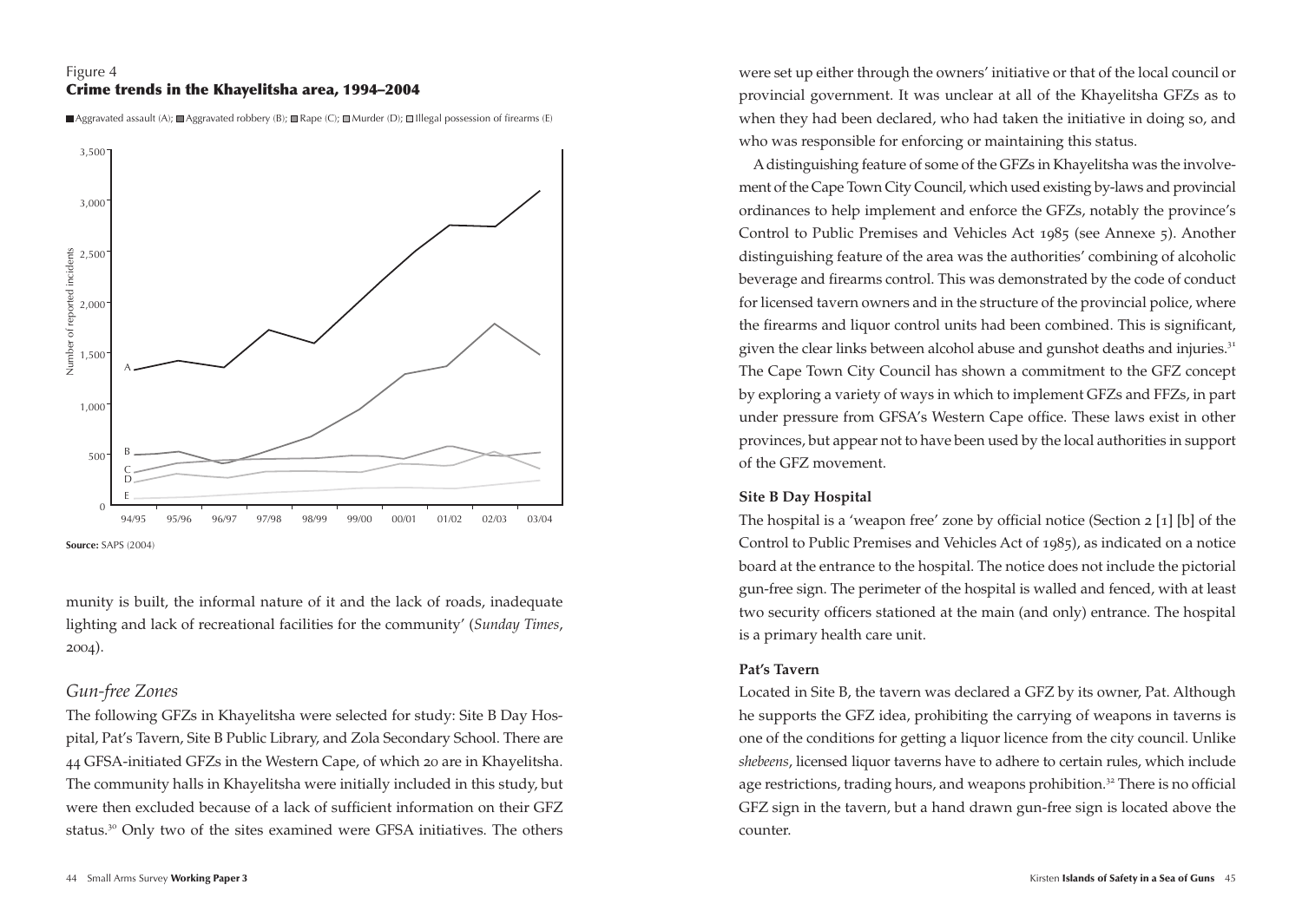Figure 4
**Crime trends in the Khayelitsha area, 1994–2004**

Aggravated assault (A); Aggravated robbery (B); Rape (C); Murder (D); Illegal possession of firearms (E)

**Source:** SAPS (2004)

munity is built, the informal nature of it and the lack of roads, inadequate lighting and lack of recreational facilities for the community' (*Sunday Times*, 2004).

## *Gun-free Zones*

The following GFZs in Khayelitsha were selected for study: Site B Day Hospital, Pat's Tavern, Site B Public Library, and Zola Secondary School. There are 44 GFSA-initiated GFZs in the Western Cape, of which 20 are in Khayelitsha. The community halls in Khayelitsha were initially included in this study, but were then excluded because of a lack of sufficient information on their GFZ status.[30] Only two of the sites examined were GFSA initiatives. The others were set up either through the owners' initiative or that of the local council or provincial government. It was unclear at all of the Khayelitsha GFZs as to when they had been declared, who had taken the initiative in doing so, and who was responsible for enforcing or maintaining this status.

A distinguishing feature of some of the GFZs in Khayelitsha was the involvement of the Cape Town City Council, which used existing by-laws and provincial ordinances to help implement and enforce the GFZs, notably the province's Control to Public Premises and Vehicles Act 1985 (see Annexe 5). Another distinguishing feature of the area was the authorities' combining of alcoholic beverage and firearms control. This was demonstrated by the code of conduct for licensed tavern owners and in the structure of the provincial police, where the firearms and liquor control units had been combined. This is significant, given the clear links between alcohol abuse and gunshot deaths and injuries.[31] The Cape Town City Council has shown a commitment to the GFZ concept by exploring a variety of ways in which to implement GFZs and FFZs, in part under pressure from GFSA's Western Cape office. These laws exist in other provinces, but appear not to have been used by the local authorities in support of the GFZ movement.

### Site B Day Hospital

The hospital is a 'weapon free' zone by official notice (Section 2 [1] [b] of the Control to Public Premises and Vehicles Act of 1985), as indicated on a notice board at the entrance to the hospital. The notice does not include the pictorial gun-free sign. The perimeter of the hospital is walled and fenced, with at least two security officers stationed at the main (and only) entrance. The hospital is a primary health care unit.

### Pat's Tavern

Located in Site B, the tavern was declared a GFZ by its owner, Pat. Although he supports the GFZ idea, prohibiting the carrying of weapons in taverns is one of the conditions for getting a liquor licence from the city council. Unlike *shebeens*, licensed liquor taverns have to adhere to certain rules, which include age restrictions, trading hours, and weapons prohibition.[32] There is no official GFZ sign in the tavern, but a hand drawn gun-free sign is located above the counter.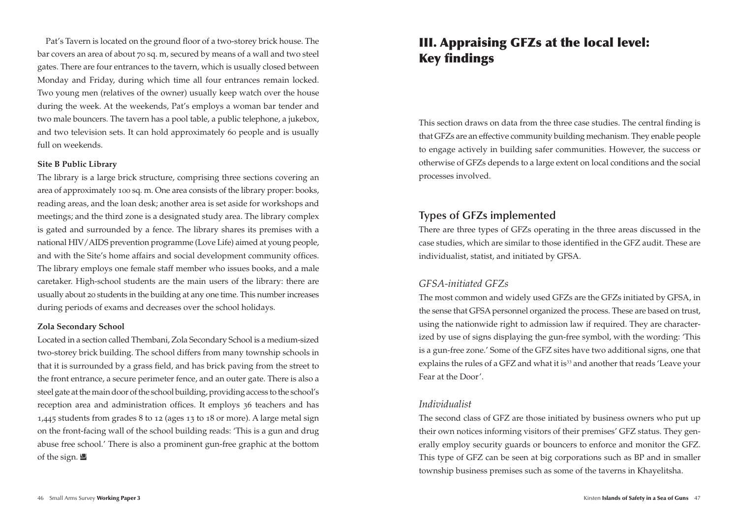Pat's Tavern is located on the ground floor of a two-storey brick house. The bar covers an area of about 70 sq. m, secured by means of a wall and two steel gates. There are four entrances to the tavern, which is usually closed between Monday and Friday, during which time all four entrances remain locked. Two young men (relatives of the owner) usually keep watch over the house during the week. At the weekends, Pat's employs a woman bar tender and two male bouncers. The tavern has a pool table, a public telephone, a jukebox, and two television sets. It can hold approximately 60 people and is usually full on weekends.

**Site B Public Library**

The library is a large brick structure, comprising three sections covering an area of approximately 100 sq. m. One area consists of the library proper: books, reading areas, and the loan desk; another area is set aside for workshops and meetings; and the third zone is a designated study area. The library complex is gated and surrounded by a fence. The library shares its premises with a national HIV/AIDS prevention programme (Love Life) aimed at young people, and with the Site's home affairs and social development community offices. The library employs one female staff member who issues books, and a male caretaker. High-school students are the main users of the library: there are usually about 20 students in the building at any one time. This number increases during periods of exams and decreases over the school holidays.

**Zola Secondary School**

Located in a section called Thembani, Zola Secondary School is a medium-sized two-storey brick building. The school differs from many township schools in that it is surrounded by a grass field, and has brick paving from the street to the front entrance, a secure perimeter fence, and an outer gate. There is also a steel gate at the main door of the school building, providing access to the school's reception area and administration offices. It employs 36 teachers and has 1,445 students from grades 8 to 12 (ages 13 to 18 or more). A large metal sign on the front-facing wall of the school building reads: 'This is a gun and drug abuse free school.' There is also a prominent gun-free graphic at the bottom of the sign.

# III. Appraising GFZs at the local level: Key findings

This section draws on data from the three case studies. The central finding is that GFZs are an effective community building mechanism. They enable people to engage actively in building safer communities. However, the success or otherwise of GFZs depends to a large extent on local conditions and the social processes involved.

## Types of GFZs implemented

There are three types of GFZs operating in the three areas discussed in the case studies, which are similar to those identified in the GFZ audit. These are individualist, statist, and initiated by GFSA.

### *GFSA-initiated GFZs*

The most common and widely used GFZs are the GFZs initiated by GFSA, in the sense that GFSA personnel organized the process. These are based on trust, using the nationwide right to admission law if required. They are characterized by use of signs displaying the gun-free symbol, with the wording: 'This is a gun-free zone.' Some of the GFZ sites have two additional signs, one that explains the rules of a GFZ and what it is[33] and another that reads 'Leave your Fear at the Door'.

### *Individualist*

The second class of GFZ are those initiated by business owners who put up their own notices informing visitors of their premises' GFZ status. They generally employ security guards or bouncers to enforce and monitor the GFZ. This type of GFZ can be seen at big corporations such as BP and in smaller township business premises such as some of the taverns in Khayelitsha.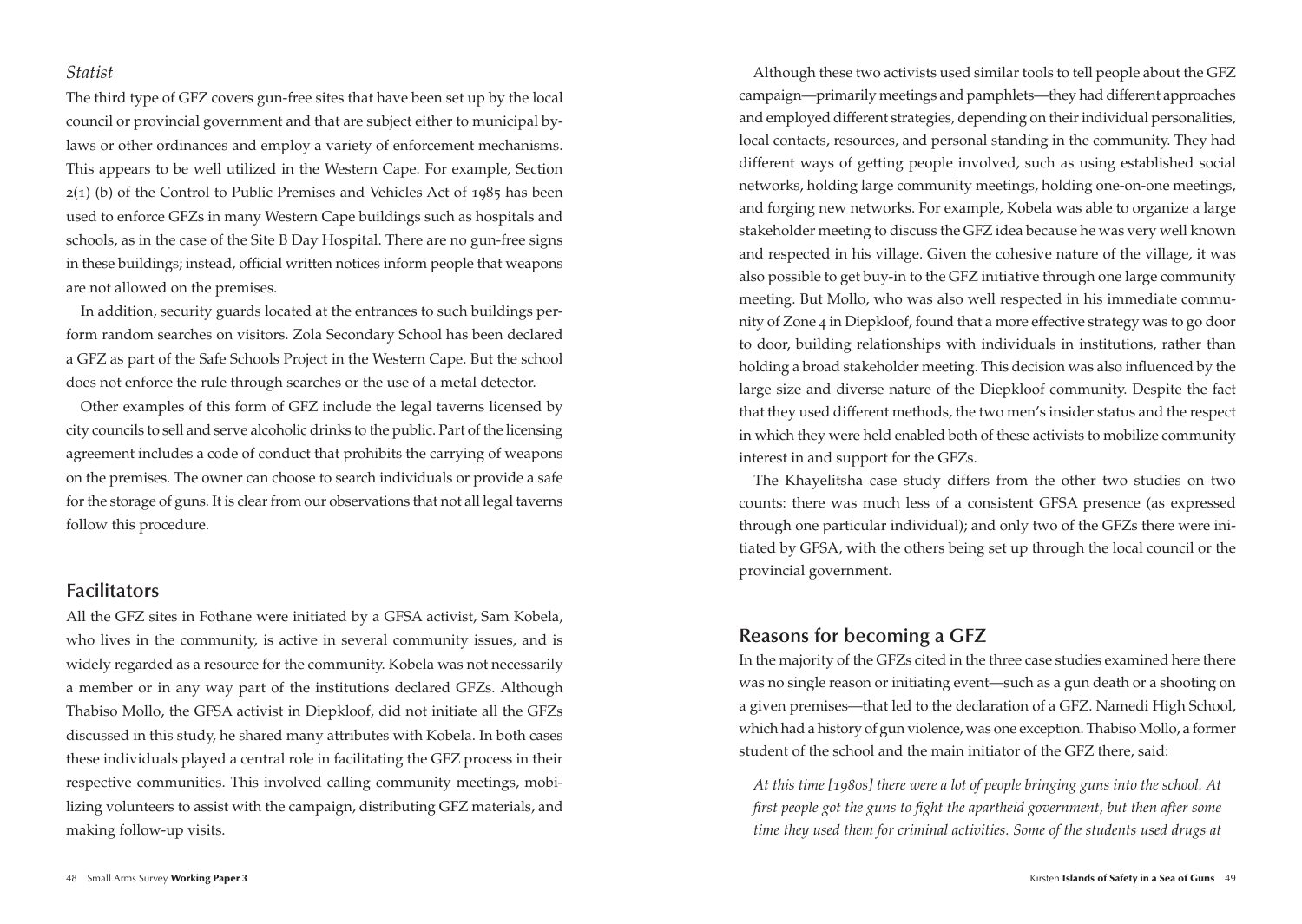*Statist*

The third type of GFZ covers gun-free sites that have been set up by the local council or provincial government and that are subject either to municipal by-laws or other ordinances and employ a variety of enforcement mechanisms. This appears to be well utilized in the Western Cape. For example, Section 2(1) (b) of the Control to Public Premises and Vehicles Act of 1985 has been used to enforce GFZs in many Western Cape buildings such as hospitals and schools, as in the case of the Site B Day Hospital. There are no gun-free signs in these buildings; instead, official written notices inform people that weapons are not allowed on the premises.

In addition, security guards located at the entrances to such buildings perform random searches on visitors. Zola Secondary School has been declared a GFZ as part of the Safe Schools Project in the Western Cape. But the school does not enforce the rule through searches or the use of a metal detector.

Other examples of this form of GFZ include the legal taverns licensed by city councils to sell and serve alcoholic drinks to the public. Part of the licensing agreement includes a code of conduct that prohibits the carrying of weapons on the premises. The owner can choose to search individuals or provide a safe for the storage of guns. It is clear from our observations that not all legal taverns follow this procedure.

## Facilitators

All the GFZ sites in Fothane were initiated by a GFSA activist, Sam Kobela, who lives in the community, is active in several community issues, and is widely regarded as a resource for the community. Kobela was not necessarily a member or in any way part of the institutions declared GFZs. Although Thabiso Mollo, the GFSA activist in Diepkloof, did not initiate all the GFZs discussed in this study, he shared many attributes with Kobela. In both cases these individuals played a central role in facilitating the GFZ process in their respective communities. This involved calling community meetings, mobilizing volunteers to assist with the campaign, distributing GFZ materials, and making follow-up visits.

Although these two activists used similar tools to tell people about the GFZ campaign—primarily meetings and pamphlets—they had different approaches and employed different strategies, depending on their individual personalities, local contacts, resources, and personal standing in the community. They had different ways of getting people involved, such as using established social networks, holding large community meetings, holding one-on-one meetings, and forging new networks. For example, Kobela was able to organize a large stakeholder meeting to discuss the GFZ idea because he was very well known and respected in his village. Given the cohesive nature of the village, it was also possible to get buy-in to the GFZ initiative through one large community meeting. But Mollo, who was also well respected in his immediate community of Zone 4 in Diepkloof, found that a more effective strategy was to go door to door, building relationships with individuals in institutions, rather than holding a broad stakeholder meeting. This decision was also influenced by the large size and diverse nature of the Diepkloof community. Despite the fact that they used different methods, the two men's insider status and the respect in which they were held enabled both of these activists to mobilize community interest in and support for the GFZs.

The Khayelitsha case study differs from the other two studies on two counts: there was much less of a consistent GFSA presence (as expressed through one particular individual); and only two of the GFZs there were initiated by GFSA, with the others being set up through the local council or the provincial government.

## Reasons for becoming a GFZ

In the majority of the GFZs cited in the three case studies examined here there was no single reason or initiating event—such as a gun death or a shooting on a given premises—that led to the declaration of a GFZ. Namedi High School, which had a history of gun violence, was one exception. Thabiso Mollo, a former student of the school and the main initiator of the GFZ there, said:

*At this time [1980s] there were a lot of people bringing guns into the school. At first people got the guns to fight the apartheid government, but then after some time they used them for criminal activities. Some of the students used drugs at*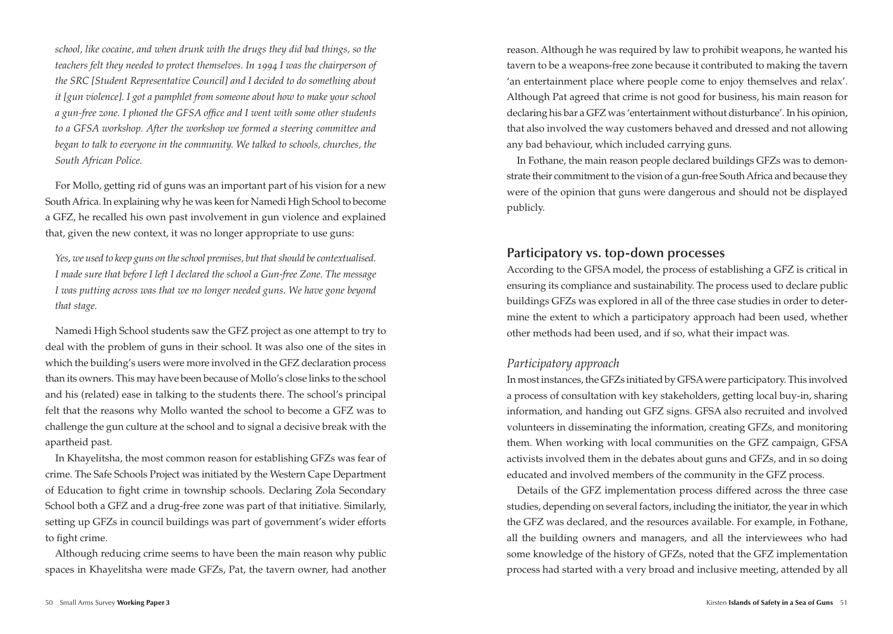*school, like cocaine, and when drunk with the drugs they did bad things, so the teachers felt they needed to protect themselves. In 1994 I was the chairperson of the SRC [Student Representative Council] and I decided to do something about it [gun violence]. I got a pamphlet from someone about how to make your school a gun-free zone. I phoned the GFSA office and I went with some other students to a GFSA workshop. After the workshop we formed a steering committee and began to talk to everyone in the community. We talked to schools, churches, the South African Police.*

For Mollo, getting rid of guns was an important part of his vision for a new South Africa. In explaining why he was keen for Namedi High School to become a GFZ, he recalled his own past involvement in gun violence and explained that, given the new context, it was no longer appropriate to use guns:

*Yes, we used to keep guns on the school premises, but that should be contextualised. I made sure that before I left I declared the school a Gun-free Zone. The message I was putting across was that we no longer needed guns. We have gone beyond that stage.*

Namedi High School students saw the GFZ project as one attempt to try to deal with the problem of guns in their school. It was also one of the sites in which the building's users were more involved in the GFZ declaration process than its owners. This may have been because of Mollo's close links to the school and his (related) ease in talking to the students there. The school's principal felt that the reasons why Mollo wanted the school to become a GFZ was to challenge the gun culture at the school and to signal a decisive break with the apartheid past.

In Khayelitsha, the most common reason for establishing GFZs was fear of crime. The Safe Schools Project was initiated by the Western Cape Department of Education to fight crime in township schools. Declaring Zola Secondary School both a GFZ and a drug-free zone was part of that initiative. Similarly, setting up GFZs in council buildings was part of government's wider efforts to fight crime.

Although reducing crime seems to have been the main reason why public spaces in Khayelitsha were made GFZs, Pat, the tavern owner, had another reason. Although he was required by law to prohibit weapons, he wanted his tavern to be a weapons-free zone because it contributed to making the tavern 'an entertainment place where people come to enjoy themselves and relax'. Although Pat agreed that crime is not good for business, his main reason for declaring his bar a GFZ was 'entertainment without disturbance'. In his opinion, that also involved the way customers behaved and dressed and not allowing any bad behaviour, which included carrying guns.

In Fothane, the main reason people declared buildings GFZs was to demonstrate their commitment to the vision of a gun-free South Africa and because they were of the opinion that guns were dangerous and should not be displayed publicly.

## Participatory vs. top-down processes

According to the GFSA model, the process of establishing a GFZ is critical in ensuring its compliance and sustainability. The process used to declare public buildings GFZs was explored in all of the three case studies in order to determine the extent to which a participatory approach had been used, whether other methods had been used, and if so, what their impact was.

### *Participatory approach*

In most instances, the GFZs initiated by GFSA were participatory. This involved a process of consultation with key stakeholders, getting local buy-in, sharing information, and handing out GFZ signs. GFSA also recruited and involved volunteers in disseminating the information, creating GFZs, and monitoring them. When working with local communities on the GFZ campaign, GFSA activists involved them in the debates about guns and GFZs, and in so doing educated and involved members of the community in the GFZ process.

Details of the GFZ implementation process differed across the three case studies, depending on several factors, including the initiator, the year in which the GFZ was declared, and the resources available. For example, in Fothane, all the building owners and managers, and all the interviewees who had some knowledge of the history of GFZs, noted that the GFZ implementation process had started with a very broad and inclusive meeting, attended by all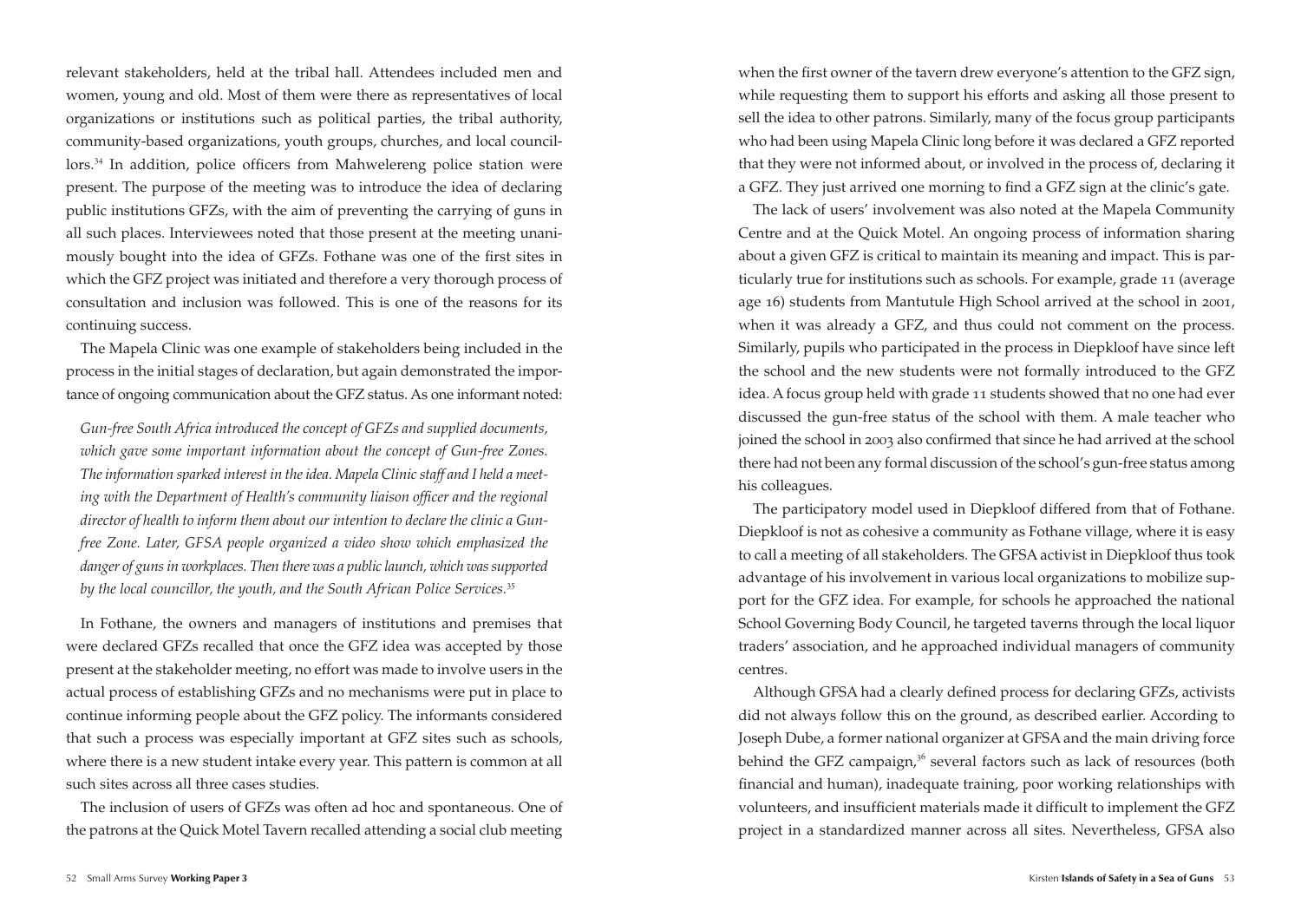relevant stakeholders, held at the tribal hall. Attendees included men and women, young and old. Most of them were there as representatives of local organizations or institutions such as political parties, the tribal authority, community-based organizations, youth groups, churches, and local councillors.[34] In addition, police officers from Mahwelereng police station were present. The purpose of the meeting was to introduce the idea of declaring public institutions GFZs, with the aim of preventing the carrying of guns in all such places. Interviewees noted that those present at the meeting unanimously bought into the idea of GFZs. Fothane was one of the first sites in which the GFZ project was initiated and therefore a very thorough process of consultation and inclusion was followed. This is one of the reasons for its continuing success.

The Mapela Clinic was one example of stakeholders being included in the process in the initial stages of declaration, but again demonstrated the importance of ongoing communication about the GFZ status. As one informant noted:

*Gun-free South Africa introduced the concept of GFZs and supplied documents, which gave some important information about the concept of Gun-free Zones. The information sparked interest in the idea. Mapela Clinic staff and I held a meeting with the Department of Health's community liaison officer and the regional director of health to inform them about our intention to declare the clinic a Gun-free Zone. Later, GFSA people organized a video show which emphasized the danger of guns in workplaces. Then there was a public launch, which was supported by the local councillor, the youth, and the South African Police Services.*[35]

In Fothane, the owners and managers of institutions and premises that were declared GFZs recalled that once the GFZ idea was accepted by those present at the stakeholder meeting, no effort was made to involve users in the actual process of establishing GFZs and no mechanisms were put in place to continue informing people about the GFZ policy. The informants considered that such a process was especially important at GFZ sites such as schools, where there is a new student intake every year. This pattern is common at all such sites across all three cases studies.

The inclusion of users of GFZs was often ad hoc and spontaneous. One of the patrons at the Quick Motel Tavern recalled attending a social club meeting when the first owner of the tavern drew everyone's attention to the GFZ sign, while requesting them to support his efforts and asking all those present to sell the idea to other patrons. Similarly, many of the focus group participants who had been using Mapela Clinic long before it was declared a GFZ reported that they were not informed about, or involved in the process of, declaring it a GFZ. They just arrived one morning to find a GFZ sign at the clinic's gate.

The lack of users' involvement was also noted at the Mapela Community Centre and at the Quick Motel. An ongoing process of information sharing about a given GFZ is critical to maintain its meaning and impact. This is particularly true for institutions such as schools. For example, grade 11 (average age 16) students from Mantutule High School arrived at the school in 2001, when it was already a GFZ, and thus could not comment on the process. Similarly, pupils who participated in the process in Diepkloof have since left the school and the new students were not formally introduced to the GFZ idea. A focus group held with grade 11 students showed that no one had ever discussed the gun-free status of the school with them. A male teacher who joined the school in 2003 also confirmed that since he had arrived at the school there had not been any formal discussion of the school's gun-free status among his colleagues.

The participatory model used in Diepkloof differed from that of Fothane. Diepkloof is not as cohesive a community as Fothane village, where it is easy to call a meeting of all stakeholders. The GFSA activist in Diepkloof thus took advantage of his involvement in various local organizations to mobilize support for the GFZ idea. For example, for schools he approached the national School Governing Body Council, he targeted taverns through the local liquor traders' association, and he approached individual managers of community centres.

Although GFSA had a clearly defined process for declaring GFZs, activists did not always follow this on the ground, as described earlier. According to Joseph Dube, a former national organizer at GFSA and the main driving force behind the GFZ campaign,[36] several factors such as lack of resources (both financial and human), inadequate training, poor working relationships with volunteers, and insufficient materials made it difficult to implement the GFZ project in a standardized manner across all sites. Nevertheless, GFSA also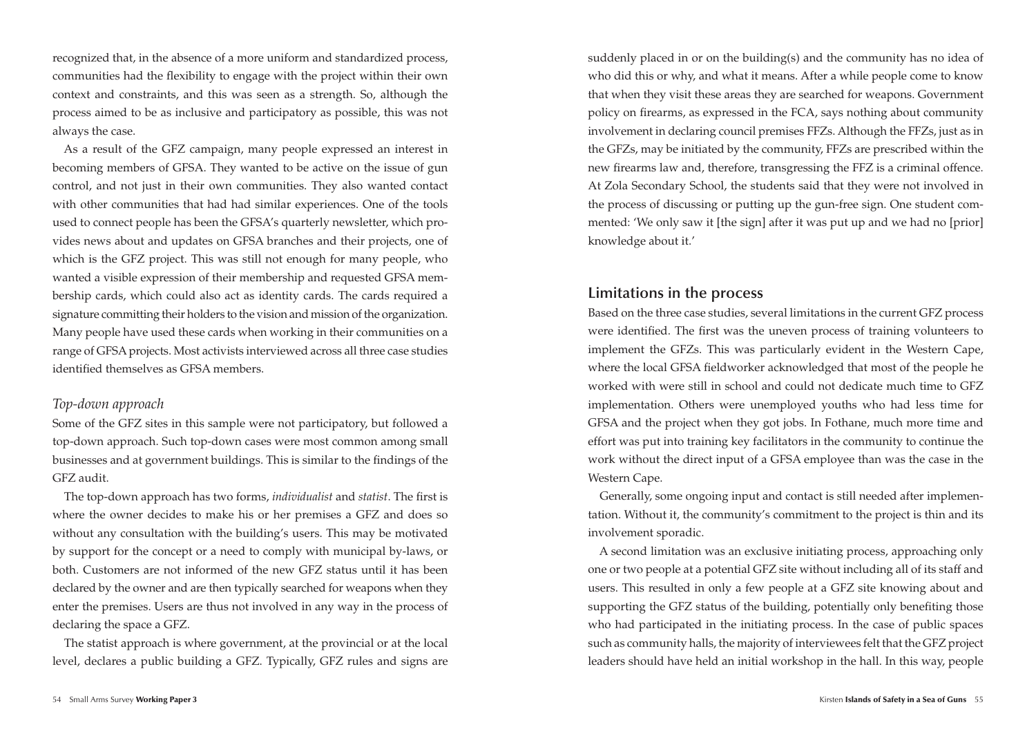recognized that, in the absence of a more uniform and standardized process, communities had the flexibility to engage with the project within their own context and constraints, and this was seen as a strength. So, although the process aimed to be as inclusive and participatory as possible, this was not always the case.

As a result of the GFZ campaign, many people expressed an interest in becoming members of GFSA. They wanted to be active on the issue of gun control, and not just in their own communities. They also wanted contact with other communities that had had similar experiences. One of the tools used to connect people has been the GFSA's quarterly newsletter, which provides news about and updates on GFSA branches and their projects, one of which is the GFZ project. This was still not enough for many people, who wanted a visible expression of their membership and requested GFSA membership cards, which could also act as identity cards. The cards required a signature committing their holders to the vision and mission of the organization. Many people have used these cards when working in their communities on a range of GFSA projects. Most activists interviewed across all three case studies identified themselves as GFSA members.

### *Top-down approach*

Some of the GFZ sites in this sample were not participatory, but followed a top-down approach. Such top-down cases were most common among small businesses and at government buildings. This is similar to the findings of the GFZ audit.

The top-down approach has two forms, *individualist* and *statist*. The first is where the owner decides to make his or her premises a GFZ and does so without any consultation with the building's users. This may be motivated by support for the concept or a need to comply with municipal by-laws, or both. Customers are not informed of the new GFZ status until it has been declared by the owner and are then typically searched for weapons when they enter the premises. Users are thus not involved in any way in the process of declaring the space a GFZ.

The statist approach is where government, at the provincial or at the local level, declares a public building a GFZ. Typically, GFZ rules and signs are suddenly placed in or on the building(s) and the community has no idea of who did this or why, and what it means. After a while people come to know that when they visit these areas they are searched for weapons. Government policy on firearms, as expressed in the FCA, says nothing about community involvement in declaring council premises FFZs. Although the FFZs, just as in the GFZs, may be initiated by the community, FFZs are prescribed within the new firearms law and, therefore, transgressing the FFZ is a criminal offence. At Zola Secondary School, the students said that they were not involved in the process of discussing or putting up the gun-free sign. One student commented: 'We only saw it [the sign] after it was put up and we had no [prior] knowledge about it.'

## Limitations in the process

Based on the three case studies, several limitations in the current GFZ process were identified. The first was the uneven process of training volunteers to implement the GFZs. This was particularly evident in the Western Cape, where the local GFSA fieldworker acknowledged that most of the people he worked with were still in school and could not dedicate much time to GFZ implementation. Others were unemployed youths who had less time for GFSA and the project when they got jobs. In Fothane, much more time and effort was put into training key facilitators in the community to continue the work without the direct input of a GFSA employee than was the case in the Western Cape.

Generally, some ongoing input and contact is still needed after implementation. Without it, the community's commitment to the project is thin and its involvement sporadic.

A second limitation was an exclusive initiating process, approaching only one or two people at a potential GFZ site without including all of its staff and users. This resulted in only a few people at a GFZ site knowing about and supporting the GFZ status of the building, potentially only benefiting those who had participated in the initiating process. In the case of public spaces such as community halls, the majority of interviewees felt that the GFZ project leaders should have held an initial workshop in the hall. In this way, people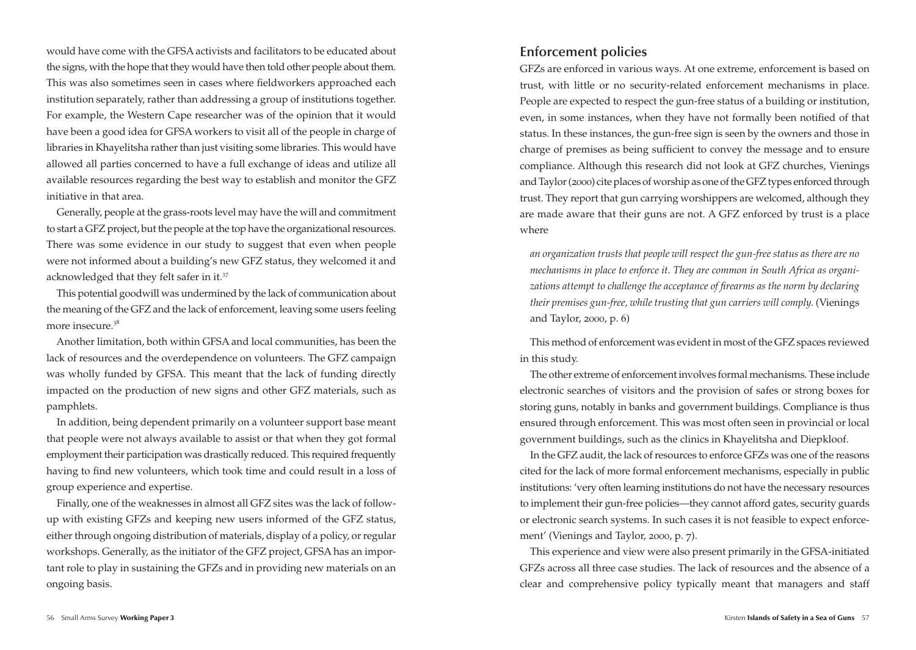would have come with the GFSA activists and facilitators to be educated about the signs, with the hope that they would have then told other people about them. This was also sometimes seen in cases where fieldworkers approached each institution separately, rather than addressing a group of institutions together. For example, the Western Cape researcher was of the opinion that it would have been a good idea for GFSA workers to visit all of the people in charge of libraries in Khayelitsha rather than just visiting some libraries. This would have allowed all parties concerned to have a full exchange of ideas and utilize all available resources regarding the best way to establish and monitor the GFZ initiative in that area.

Generally, people at the grass-roots level may have the will and commitment to start a GFZ project, but the people at the top have the organizational resources. There was some evidence in our study to suggest that even when people were not informed about a building's new GFZ status, they welcomed it and acknowledged that they felt safer in it.[37]

This potential goodwill was undermined by the lack of communication about the meaning of the GFZ and the lack of enforcement, leaving some users feeling more insecure.[38]

Another limitation, both within GFSA and local communities, has been the lack of resources and the overdependence on volunteers. The GFZ campaign was wholly funded by GFSA. This meant that the lack of funding directly impacted on the production of new signs and other GFZ materials, such as pamphlets.

In addition, being dependent primarily on a volunteer support base meant that people were not always available to assist or that when they got formal employment their participation was drastically reduced. This required frequently having to find new volunteers, which took time and could result in a loss of group experience and expertise.

Finally, one of the weaknesses in almost all GFZ sites was the lack of follow-up with existing GFZs and keeping new users informed of the GFZ status, either through ongoing distribution of materials, display of a policy, or regular workshops. Generally, as the initiator of the GFZ project, GFSA has an important role to play in sustaining the GFZs and in providing new materials on an ongoing basis.

## Enforcement policies

GFZs are enforced in various ways. At one extreme, enforcement is based on trust, with little or no security-related enforcement mechanisms in place. People are expected to respect the gun-free status of a building or institution, even, in some instances, when they have not formally been notified of that status. In these instances, the gun-free sign is seen by the owners and those in charge of premises as being sufficient to convey the message and to ensure compliance. Although this research did not look at GFZ churches, Vienings and Taylor (2000) cite places of worship as one of the GFZ types enforced through trust. They report that gun carrying worshippers are welcomed, although they are made aware that their guns are not. A GFZ enforced by trust is a place where

> *an organization trusts that people will respect the gun-free status as there are no mechanisms in place to enforce it. They are common in South Africa as organizations attempt to challenge the acceptance of firearms as the norm by declaring their premises gun-free, while trusting that gun carriers will comply.* (Vienings and Taylor, 2000, p. 6)

This method of enforcement was evident in most of the GFZ spaces reviewed in this study.

The other extreme of enforcement involves formal mechanisms. These include electronic searches of visitors and the provision of safes or strong boxes for storing guns, notably in banks and government buildings. Compliance is thus ensured through enforcement. This was most often seen in provincial or local government buildings, such as the clinics in Khayelitsha and Diepkloof.

In the GFZ audit, the lack of resources to enforce GFZs was one of the reasons cited for the lack of more formal enforcement mechanisms, especially in public institutions: 'very often learning institutions do not have the necessary resources to implement their gun-free policies—they cannot afford gates, security guards or electronic search systems. In such cases it is not feasible to expect enforcement' (Vienings and Taylor, 2000, p. 7).

This experience and view were also present primarily in the GFSA-initiated GFZs across all three case studies. The lack of resources and the absence of a clear and comprehensive policy typically meant that managers and staff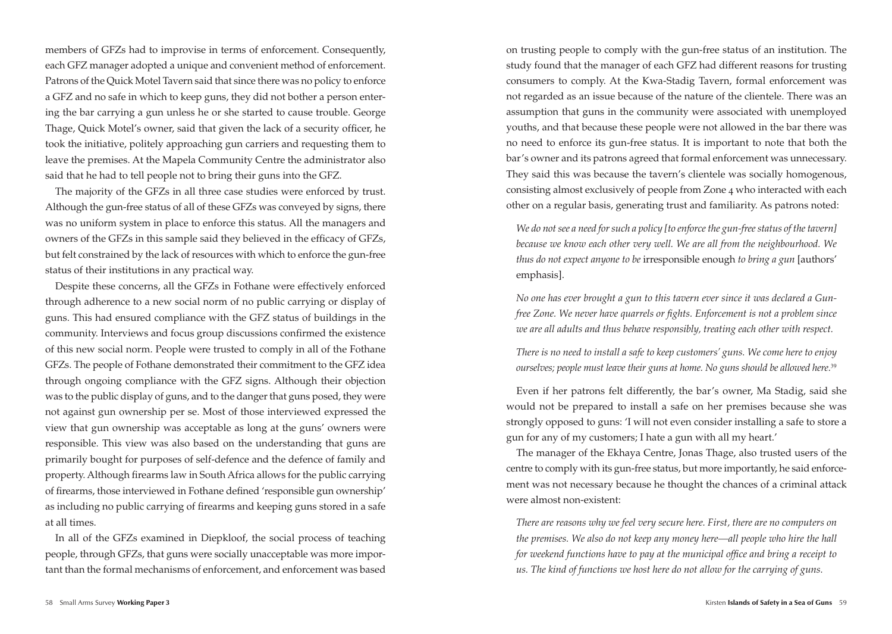members of GFZs had to improvise in terms of enforcement. Consequently, each GFZ manager adopted a unique and convenient method of enforcement. Patrons of the Quick Motel Tavern said that since there was no policy to enforce a GFZ and no safe in which to keep guns, they did not bother a person entering the bar carrying a gun unless he or she started to cause trouble. George Thage, Quick Motel's owner, said that given the lack of a security officer, he took the initiative, politely approaching gun carriers and requesting them to leave the premises. At the Mapela Community Centre the administrator also said that he had to tell people not to bring their guns into the GFZ.

The majority of the GFZs in all three case studies were enforced by trust. Although the gun-free status of all of these GFZs was conveyed by signs, there was no uniform system in place to enforce this status. All the managers and owners of the GFZs in this sample said they believed in the efficacy of GFZs, but felt constrained by the lack of resources with which to enforce the gun-free status of their institutions in any practical way.

Despite these concerns, all the GFZs in Fothane were effectively enforced through adherence to a new social norm of no public carrying or display of guns. This had ensured compliance with the GFZ status of buildings in the community. Interviews and focus group discussions confirmed the existence of this new social norm. People were trusted to comply in all of the Fothane GFZs. The people of Fothane demonstrated their commitment to the GFZ idea through ongoing compliance with the GFZ signs. Although their objection was to the public display of guns, and to the danger that guns posed, they were not against gun ownership per se. Most of those interviewed expressed the view that gun ownership was acceptable as long at the guns' owners were responsible. This view was also based on the understanding that guns are primarily bought for purposes of self-defence and the defence of family and property. Although firearms law in South Africa allows for the public carrying of firearms, those interviewed in Fothane defined 'responsible gun ownership' as including no public carrying of firearms and keeping guns stored in a safe at all times.

In all of the GFZs examined in Diepkloof, the social process of teaching people, through GFZs, that guns were socially unacceptable was more important than the formal mechanisms of enforcement, and enforcement was based on trusting people to comply with the gun-free status of an institution. The study found that the manager of each GFZ had different reasons for trusting consumers to comply. At the Kwa-Stadig Tavern, formal enforcement was not regarded as an issue because of the nature of the clientele. There was an assumption that guns in the community were associated with unemployed youths, and that because these people were not allowed in the bar there was no need to enforce its gun-free status. It is important to note that both the bar's owner and its patrons agreed that formal enforcement was unnecessary. They said this was because the tavern's clientele was socially homogenous, consisting almost exclusively of people from Zone 4 who interacted with each other on a regular basis, generating trust and familiarity. As patrons noted:

> *We do not see a need for such a policy [to enforce the gun-free status of the tavern] because we know each other very well. We are all from the neighbourhood. We thus do not expect anyone to be* irresponsible enough *to bring a gun* [authors' emphasis].
>
> *No one has ever brought a gun to this tavern ever since it was declared a Gun-free Zone. We never have quarrels or fights. Enforcement is not a problem since we are all adults and thus behave responsibly, treating each other with respect.*
>
> *There is no need to install a safe to keep customers' guns. We come here to enjoy ourselves; people must leave their guns at home. No guns should be allowed here.*[39]

Even if her patrons felt differently, the bar's owner, Ma Stadig, said she would not be prepared to install a safe on her premises because she was strongly opposed to guns: 'I will not even consider installing a safe to store a gun for any of my customers; I hate a gun with all my heart.'

The manager of the Ekhaya Centre, Jonas Thage, also trusted users of the centre to comply with its gun-free status, but more importantly, he said enforcement was not necessary because he thought the chances of a criminal attack were almost non-existent:

> *There are reasons why we feel very secure here. First, there are no computers on the premises. We also do not keep any money here—all people who hire the hall for weekend functions have to pay at the municipal office and bring a receipt to us. The kind of functions we host here do not allow for the carrying of guns.*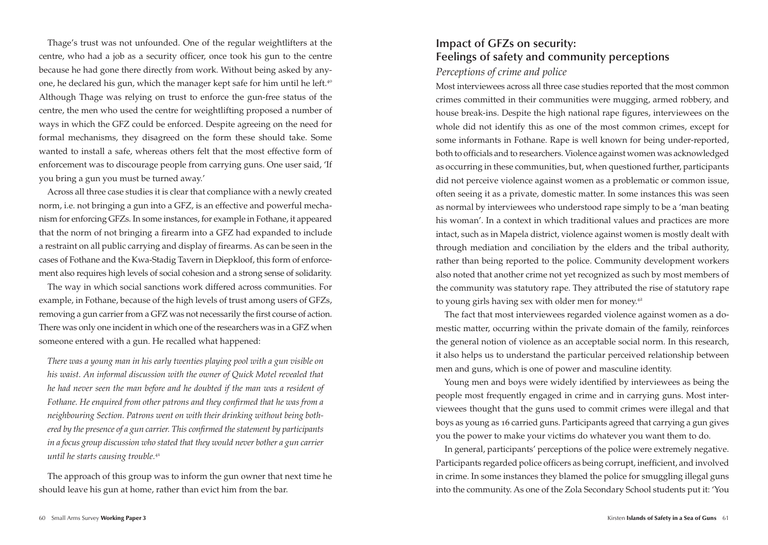Thage's trust was not unfounded. One of the regular weightlifters at the centre, who had a job as a security officer, once took his gun to the centre because he had gone there directly from work. Without being asked by anyone, he declared his gun, which the manager kept safe for him until he left.[40] Although Thage was relying on trust to enforce the gun-free status of the centre, the men who used the centre for weightlifting proposed a number of ways in which the GFZ could be enforced. Despite agreeing on the need for formal mechanisms, they disagreed on the form these should take. Some wanted to install a safe, whereas others felt that the most effective form of enforcement was to discourage people from carrying guns. One user said, 'If you bring a gun you must be turned away.'

Across all three case studies it is clear that compliance with a newly created norm, i.e. not bringing a gun into a GFZ, is an effective and powerful mechanism for enforcing GFZs. In some instances, for example in Fothane, it appeared that the norm of not bringing a firearm into a GFZ had expanded to include a restraint on all public carrying and display of firearms. As can be seen in the cases of Fothane and the Kwa-Stadig Tavern in Diepkloof, this form of enforcement also requires high levels of social cohesion and a strong sense of solidarity.

The way in which social sanctions work differed across communities. For example, in Fothane, because of the high levels of trust among users of GFZs, removing a gun carrier from a GFZ was not necessarily the first course of action. There was only one incident in which one of the researchers was in a GFZ when someone entered with a gun. He recalled what happened:

> *There was a young man in his early twenties playing pool with a gun visible on his waist. An informal discussion with the owner of Quick Motel revealed that he had never seen the man before and he doubted if the man was a resident of Fothane. He enquired from other patrons and they confirmed that he was from a neighbouring Section. Patrons went on with their drinking without being bothered by the presence of a gun carrier. This confirmed the statement by participants in a focus group discussion who stated that they would never bother a gun carrier until he starts causing trouble.*[41]

The approach of this group was to inform the gun owner that next time he should leave his gun at home, rather than evict him from the bar.

## Impact of GFZs on security: Feelings of safety and community perceptions

### *Perceptions of crime and police*

Most interviewees across all three case studies reported that the most common crimes committed in their communities were mugging, armed robbery, and house break-ins. Despite the high national rape figures, interviewees on the whole did not identify this as one of the most common crimes, except for some informants in Fothane. Rape is well known for being under-reported, both to officials and to researchers. Violence against women was acknowledged as occurring in these communities, but, when questioned further, participants did not perceive violence against women as a problematic or common issue, often seeing it as a private, domestic matter. In some instances this was seen as normal by interviewees who understood rape simply to be a 'man beating his woman'. In a context in which traditional values and practices are more intact, such as in Mapela district, violence against women is mostly dealt with through mediation and conciliation by the elders and the tribal authority, rather than being reported to the police. Community development workers also noted that another crime not yet recognized as such by most members of the community was statutory rape. They attributed the rise of statutory rape to young girls having sex with older men for money.[42]

The fact that most interviewees regarded violence against women as a domestic matter, occurring within the private domain of the family, reinforces the general notion of violence as an acceptable social norm. In this research, it also helps us to understand the particular perceived relationship between men and guns, which is one of power and masculine identity.

Young men and boys were widely identified by interviewees as being the people most frequently engaged in crime and in carrying guns. Most interviewees thought that the guns used to commit crimes were illegal and that boys as young as 16 carried guns. Participants agreed that carrying a gun gives you the power to make your victims do whatever you want them to do.

In general, participants' perceptions of the police were extremely negative. Participants regarded police officers as being corrupt, inefficient, and involved in crime. In some instances they blamed the police for smuggling illegal guns into the community. As one of the Zola Secondary School students put it: 'You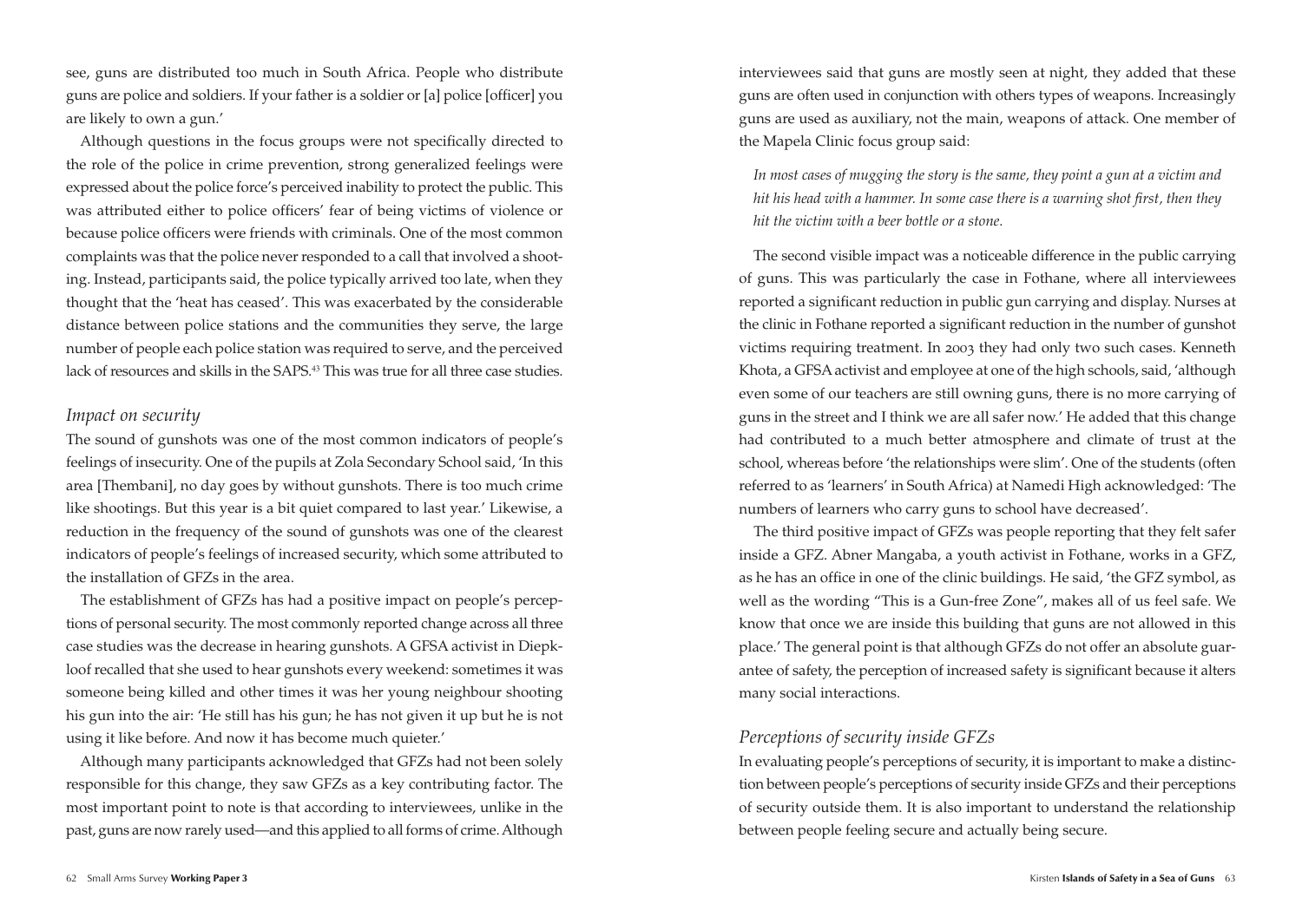see, guns are distributed too much in South Africa. People who distribute guns are police and soldiers. If your father is a soldier or [a] police [officer] you are likely to own a gun.'

Although questions in the focus groups were not specifically directed to the role of the police in crime prevention, strong generalized feelings were expressed about the police force's perceived inability to protect the public. This was attributed either to police officers' fear of being victims of violence or because police officers were friends with criminals. One of the most common complaints was that the police never responded to a call that involved a shooting. Instead, participants said, the police typically arrived too late, when they thought that the 'heat has ceased'. This was exacerbated by the considerable distance between police stations and the communities they serve, the large number of people each police station was required to serve, and the perceived lack of resources and skills in the SAPS.[43] This was true for all three case studies.

### *Impact on security*

The sound of gunshots was one of the most common indicators of people's feelings of insecurity. One of the pupils at Zola Secondary School said, 'In this area [Thembani], no day goes by without gunshots. There is too much crime like shootings. But this year is a bit quiet compared to last year.' Likewise, a reduction in the frequency of the sound of gunshots was one of the clearest indicators of people's feelings of increased security, which some attributed to the installation of GFZs in the area.

The establishment of GFZs has had a positive impact on people's perceptions of personal security. The most commonly reported change across all three case studies was the decrease in hearing gunshots. A GFSA activist in Diepkloof recalled that she used to hear gunshots every weekend: sometimes it was someone being killed and other times it was her young neighbour shooting his gun into the air: 'He still has his gun; he has not given it up but he is not using it like before. And now it has become much quieter.'

Although many participants acknowledged that GFZs had not been solely responsible for this change, they saw GFZs as a key contributing factor. The most important point to note is that according to interviewees, unlike in the past, guns are now rarely used—and this applied to all forms of crime. Although interviewees said that guns are mostly seen at night, they added that these guns are often used in conjunction with others types of weapons. Increasingly guns are used as auxiliary, not the main, weapons of attack. One member of the Mapela Clinic focus group said:

> *In most cases of mugging the story is the same, they point a gun at a victim and hit his head with a hammer. In some case there is a warning shot first, then they hit the victim with a beer bottle or a stone.*

The second visible impact was a noticeable difference in the public carrying of guns. This was particularly the case in Fothane, where all interviewees reported a significant reduction in public gun carrying and display. Nurses at the clinic in Fothane reported a significant reduction in the number of gunshot victims requiring treatment. In 2003 they had only two such cases. Kenneth Khota, a GFSA activist and employee at one of the high schools, said, 'although even some of our teachers are still owning guns, there is no more carrying of guns in the street and I think we are all safer now.' He added that this change had contributed to a much better atmosphere and climate of trust at the school, whereas before 'the relationships were slim'. One of the students (often referred to as 'learners' in South Africa) at Namedi High acknowledged: 'The numbers of learners who carry guns to school have decreased'.

The third positive impact of GFZs was people reporting that they felt safer inside a GFZ. Abner Mangaba, a youth activist in Fothane, works in a GFZ, as he has an office in one of the clinic buildings. He said, 'the GFZ symbol, as well as the wording "This is a Gun-free Zone", makes all of us feel safe. We know that once we are inside this building that guns are not allowed in this place.' The general point is that although GFZs do not offer an absolute guarantee of safety, the perception of increased safety is significant because it alters many social interactions.

### *Perceptions of security inside GFZs*

In evaluating people's perceptions of security, it is important to make a distinction between people's perceptions of security inside GFZs and their perceptions of security outside them. It is also important to understand the relationship between people feeling secure and actually being secure.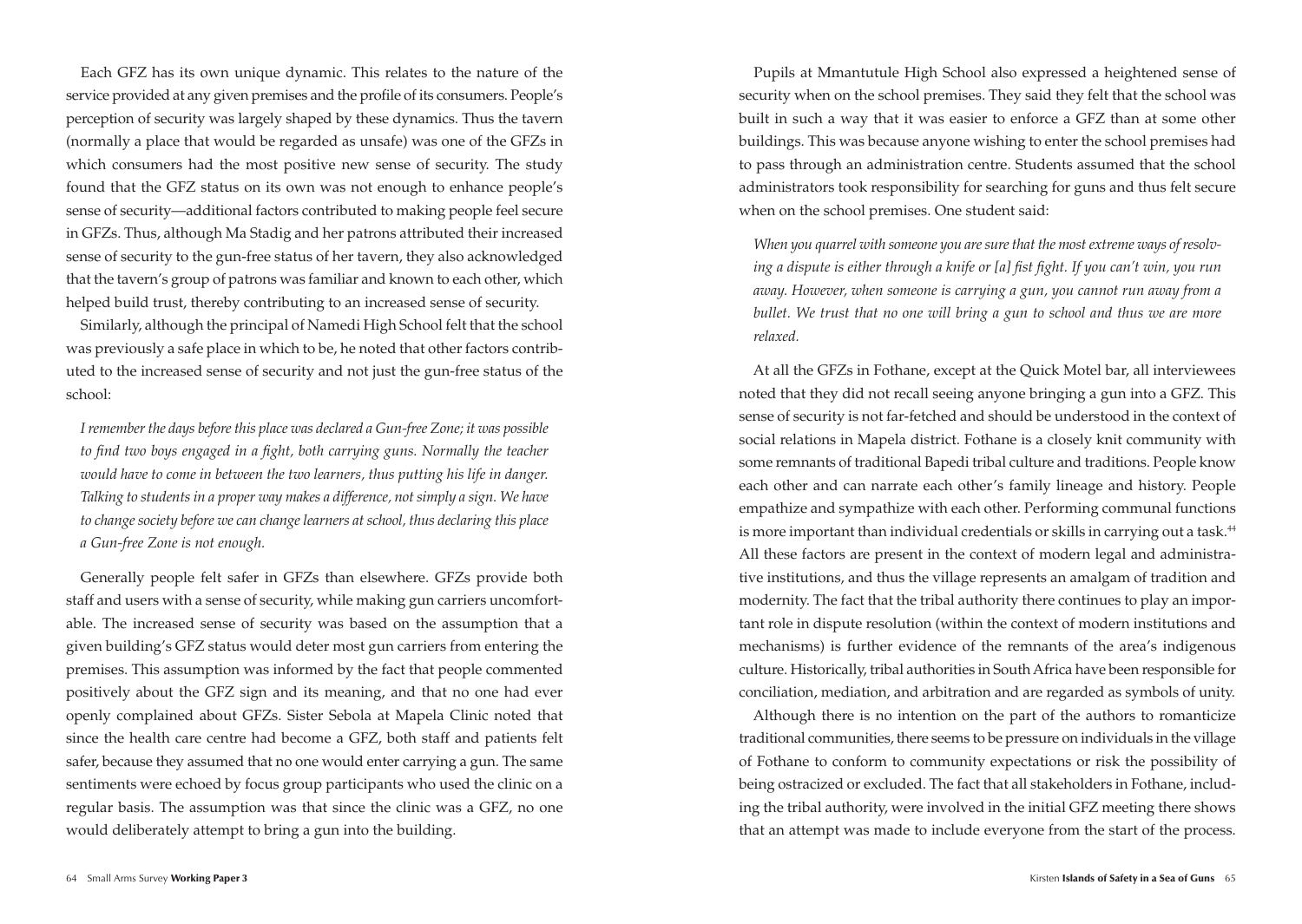Each GFZ has its own unique dynamic. This relates to the nature of the service provided at any given premises and the profile of its consumers. People's perception of security was largely shaped by these dynamics. Thus the tavern (normally a place that would be regarded as unsafe) was one of the GFZs in which consumers had the most positive new sense of security. The study found that the GFZ status on its own was not enough to enhance people's sense of security—additional factors contributed to making people feel secure in GFZs. Thus, although Ma Stadig and her patrons attributed their increased sense of security to the gun-free status of her tavern, they also acknowledged that the tavern's group of patrons was familiar and known to each other, which helped build trust, thereby contributing to an increased sense of security.

Similarly, although the principal of Namedi High School felt that the school was previously a safe place in which to be, he noted that other factors contributed to the increased sense of security and not just the gun-free status of the school:

> *I remember the days before this place was declared a Gun-free Zone; it was possible to find two boys engaged in a fight, both carrying guns. Normally the teacher would have to come in between the two learners, thus putting his life in danger. Talking to students in a proper way makes a difference, not simply a sign. We have to change society before we can change learners at school, thus declaring this place a Gun-free Zone is not enough.*

Generally people felt safer in GFZs than elsewhere. GFZs provide both staff and users with a sense of security, while making gun carriers uncomfortable. The increased sense of security was based on the assumption that a given building's GFZ status would deter most gun carriers from entering the premises. This assumption was informed by the fact that people commented positively about the GFZ sign and its meaning, and that no one had ever openly complained about GFZs. Sister Sebola at Mapela Clinic noted that since the health care centre had become a GFZ, both staff and patients felt safer, because they assumed that no one would enter carrying a gun. The same sentiments were echoed by focus group participants who used the clinic on a regular basis. The assumption was that since the clinic was a GFZ, no one would deliberately attempt to bring a gun into the building.

Pupils at Mmantutule High School also expressed a heightened sense of security when on the school premises. They said they felt that the school was built in such a way that it was easier to enforce a GFZ than at some other buildings. This was because anyone wishing to enter the school premises had to pass through an administration centre. Students assumed that the school administrators took responsibility for searching for guns and thus felt secure when on the school premises. One student said:

> *When you quarrel with someone you are sure that the most extreme ways of resolving a dispute is either through a knife or [a] fist fight. If you can't win, you run away. However, when someone is carrying a gun, you cannot run away from a bullet. We trust that no one will bring a gun to school and thus we are more relaxed.*

At all the GFZs in Fothane, except at the Quick Motel bar, all interviewees noted that they did not recall seeing anyone bringing a gun into a GFZ. This sense of security is not far-fetched and should be understood in the context of social relations in Mapela district. Fothane is a closely knit community with some remnants of traditional Bapedi tribal culture and traditions. People know each other and can narrate each other's family lineage and history. People empathize and sympathize with each other. Performing communal functions is more important than individual credentials or skills in carrying out a task.[44] All these factors are present in the context of modern legal and administrative institutions, and thus the village represents an amalgam of tradition and modernity. The fact that the tribal authority there continues to play an important role in dispute resolution (within the context of modern institutions and mechanisms) is further evidence of the remnants of the area's indigenous culture. Historically, tribal authorities in South Africa have been responsible for conciliation, mediation, and arbitration and are regarded as symbols of unity.

Although there is no intention on the part of the authors to romanticize traditional communities, there seems to be pressure on individuals in the village of Fothane to conform to community expectations or risk the possibility of being ostracized or excluded. The fact that all stakeholders in Fothane, including the tribal authority, were involved in the initial GFZ meeting there shows that an attempt was made to include everyone from the start of the process.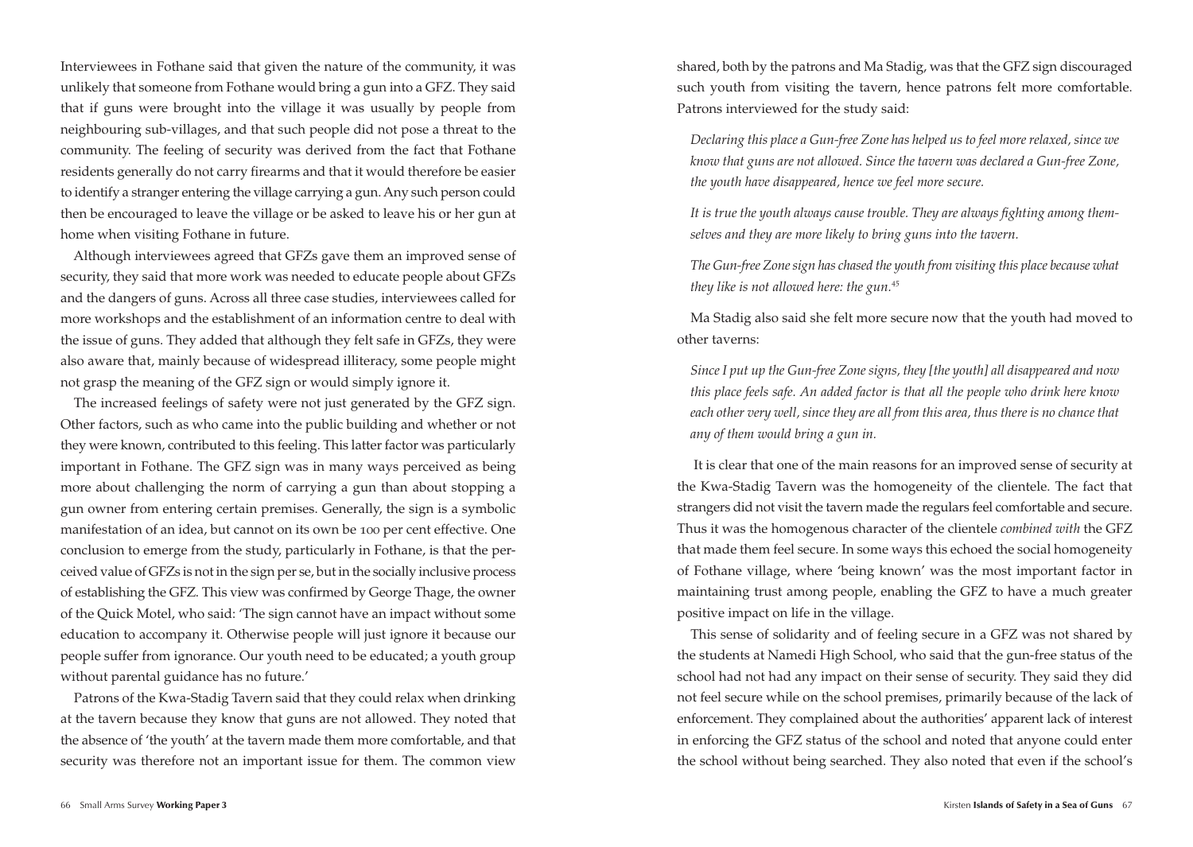Interviewees in Fothane said that given the nature of the community, it was unlikely that someone from Fothane would bring a gun into a GFZ. They said that if guns were brought into the village it was usually by people from neighbouring sub-villages, and that such people did not pose a threat to the community. The feeling of security was derived from the fact that Fothane residents generally do not carry firearms and that it would therefore be easier to identify a stranger entering the village carrying a gun. Any such person could then be encouraged to leave the village or be asked to leave his or her gun at home when visiting Fothane in future.

Although interviewees agreed that GFZs gave them an improved sense of security, they said that more work was needed to educate people about GFZs and the dangers of guns. Across all three case studies, interviewees called for more workshops and the establishment of an information centre to deal with the issue of guns. They added that although they felt safe in GFZs, they were also aware that, mainly because of widespread illiteracy, some people might not grasp the meaning of the GFZ sign or would simply ignore it.

The increased feelings of safety were not just generated by the GFZ sign. Other factors, such as who came into the public building and whether or not they were known, contributed to this feeling. This latter factor was particularly important in Fothane. The GFZ sign was in many ways perceived as being more about challenging the norm of carrying a gun than about stopping a gun owner from entering certain premises. Generally, the sign is a symbolic manifestation of an idea, but cannot on its own be 100 per cent effective. One conclusion to emerge from the study, particularly in Fothane, is that the perceived value of GFZs is not in the sign per se, but in the socially inclusive process of establishing the GFZ. This view was confirmed by George Thage, the owner of the Quick Motel, who said: 'The sign cannot have an impact without some education to accompany it. Otherwise people will just ignore it because our people suffer from ignorance. Our youth need to be educated; a youth group without parental guidance has no future.'

Patrons of the Kwa-Stadig Tavern said that they could relax when drinking at the tavern because they know that guns are not allowed. They noted that the absence of 'the youth' at the tavern made them more comfortable, and that security was therefore not an important issue for them. The common view shared, both by the patrons and Ma Stadig, was that the GFZ sign discouraged such youth from visiting the tavern, hence patrons felt more comfortable. Patrons interviewed for the study said:

> *Declaring this place a Gun-free Zone has helped us to feel more relaxed, since we know that guns are not allowed. Since the tavern was declared a Gun-free Zone, the youth have disappeared, hence we feel more secure.*
>
> *It is true the youth always cause trouble. They are always fighting among themselves and they are more likely to bring guns into the tavern.*
>
> *The Gun-free Zone sign has chased the youth from visiting this place because what they like is not allowed here: the gun.*[45]

Ma Stadig also said she felt more secure now that the youth had moved to other taverns:

> *Since I put up the Gun-free Zone signs, they [the youth] all disappeared and now this place feels safe. An added factor is that all the people who drink here know each other very well, since they are all from this area, thus there is no chance that any of them would bring a gun in.*

It is clear that one of the main reasons for an improved sense of security at the Kwa-Stadig Tavern was the homogeneity of the clientele. The fact that strangers did not visit the tavern made the regulars feel comfortable and secure. Thus it was the homogenous character of the clientele *combined with* the GFZ that made them feel secure. In some ways this echoed the social homogeneity of Fothane village, where 'being known' was the most important factor in maintaining trust among people, enabling the GFZ to have a much greater positive impact on life in the village.

This sense of solidarity and of feeling secure in a GFZ was not shared by the students at Namedi High School, who said that the gun-free status of the school had not had any impact on their sense of security. They said they did not feel secure while on the school premises, primarily because of the lack of enforcement. They complained about the authorities' apparent lack of interest in enforcing the GFZ status of the school and noted that anyone could enter the school without being searched. They also noted that even if the school's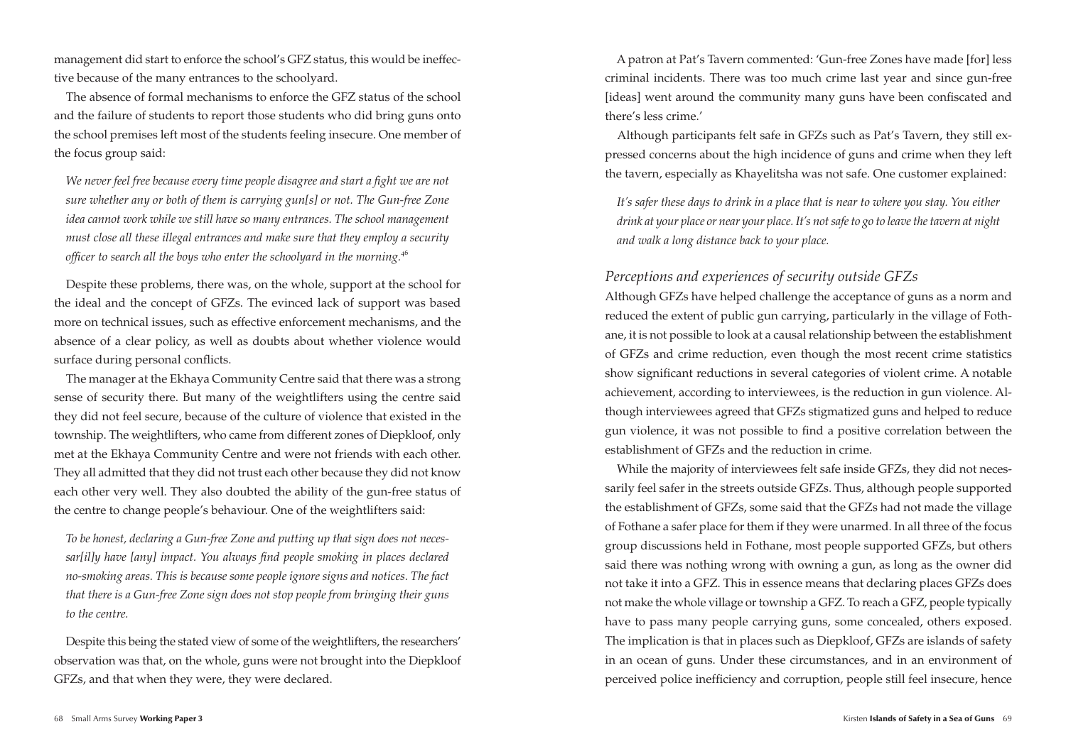management did start to enforce the school's GFZ status, this would be ineffective because of the many entrances to the schoolyard.

The absence of formal mechanisms to enforce the GFZ status of the school and the failure of students to report those students who did bring guns onto the school premises left most of the students feeling insecure. One member of the focus group said:

> *We never feel free because every time people disagree and start a fight we are not sure whether any or both of them is carrying gun[s] or not. The Gun-free Zone idea cannot work while we still have so many entrances. The school management must close all these illegal entrances and make sure that they employ a security officer to search all the boys who enter the schoolyard in the morning.*[46]

Despite these problems, there was, on the whole, support at the school for the ideal and the concept of GFZs. The evinced lack of support was based more on technical issues, such as effective enforcement mechanisms, and the absence of a clear policy, as well as doubts about whether violence would surface during personal conflicts.

The manager at the Ekhaya Community Centre said that there was a strong sense of security there. But many of the weightlifters using the centre said they did not feel secure, because of the culture of violence that existed in the township. The weightlifters, who came from different zones of Diepkloof, only met at the Ekhaya Community Centre and were not friends with each other. They all admitted that they did not trust each other because they did not know each other very well. They also doubted the ability of the gun-free status of the centre to change people's behaviour. One of the weightlifters said:

> *To be honest, declaring a Gun-free Zone and putting up that sign does not necessar[il]y have [any] impact. You always find people smoking in places declared no-smoking areas. This is because some people ignore signs and notices. The fact that there is a Gun-free Zone sign does not stop people from bringing their guns to the centre.*

Despite this being the stated view of some of the weightlifters, the researchers' observation was that, on the whole, guns were not brought into the Diepkloof GFZs, and that when they were, they were declared.

A patron at Pat's Tavern commented: 'Gun-free Zones have made [for] less criminal incidents. There was too much crime last year and since gun-free [ideas] went around the community many guns have been confiscated and there's less crime.'

Although participants felt safe in GFZs such as Pat's Tavern, they still expressed concerns about the high incidence of guns and crime when they left the tavern, especially as Khayelitsha was not safe. One customer explained:

> *It's safer these days to drink in a place that is near to where you stay. You either drink at your place or near your place. It's not safe to go to leave the tavern at night and walk a long distance back to your place.*

### *Perceptions and experiences of security outside GFZs*

Although GFZs have helped challenge the acceptance of guns as a norm and reduced the extent of public gun carrying, particularly in the village of Fothane, it is not possible to look at a causal relationship between the establishment of GFZs and crime reduction, even though the most recent crime statistics show significant reductions in several categories of violent crime. A notable achievement, according to interviewees, is the reduction in gun violence. Although interviewees agreed that GFZs stigmatized guns and helped to reduce gun violence, it was not possible to find a positive correlation between the establishment of GFZs and the reduction in crime.

While the majority of interviewees felt safe inside GFZs, they did not necessarily feel safer in the streets outside GFZs. Thus, although people supported the establishment of GFZs, some said that the GFZs had not made the village of Fothane a safer place for them if they were unarmed. In all three of the focus group discussions held in Fothane, most people supported GFZs, but others said there was nothing wrong with owning a gun, as long as the owner did not take it into a GFZ. This in essence means that declaring places GFZs does not make the whole village or township a GFZ. To reach a GFZ, people typically have to pass many people carrying guns, some concealed, others exposed. The implication is that in places such as Diepkloof, GFZs are islands of safety in an ocean of guns. Under these circumstances, and in an environment of perceived police inefficiency and corruption, people still feel insecure, hence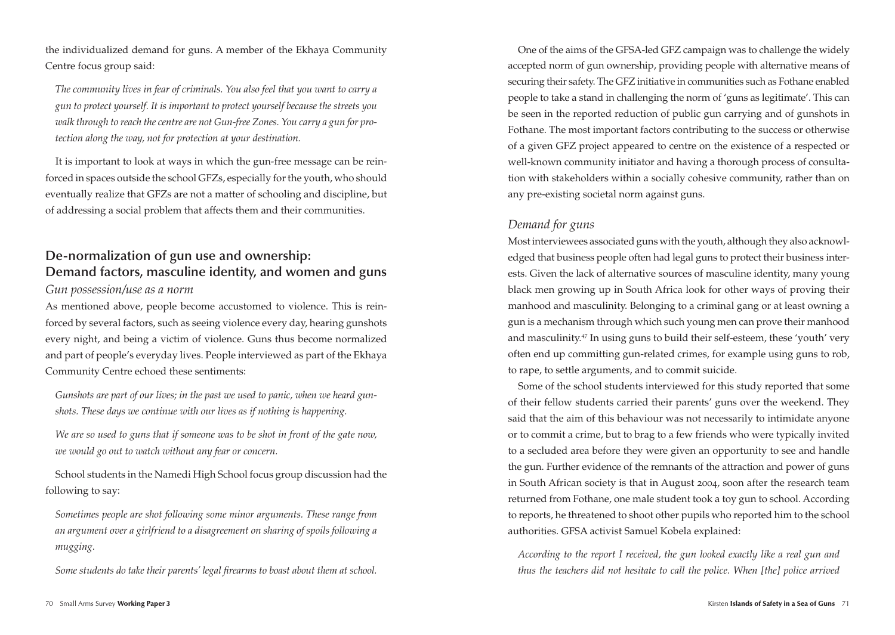the individualized demand for guns. A member of the Ekhaya Community Centre focus group said:

*The community lives in fear of criminals. You also feel that you want to carry a gun to protect yourself. It is important to protect yourself because the streets you walk through to reach the centre are not Gun-free Zones. You carry a gun for protection along the way, not for protection at your destination.*

It is important to look at ways in which the gun-free message can be reinforced in spaces outside the school GFZs, especially for the youth, who should eventually realize that GFZs are not a matter of schooling and discipline, but of addressing a social problem that affects them and their communities.

## De-normalization of gun use and ownership: Demand factors, masculine identity, and women and guns

### *Gun possession/use as a norm*

As mentioned above, people become accustomed to violence. This is reinforced by several factors, such as seeing violence every day, hearing gunshots every night, and being a victim of violence. Guns thus become normalized and part of people's everyday lives. People interviewed as part of the Ekhaya Community Centre echoed these sentiments:

*Gunshots are part of our lives; in the past we used to panic, when we heard gunshots. These days we continue with our lives as if nothing is happening.*

*We are so used to guns that if someone was to be shot in front of the gate now, we would go out to watch without any fear or concern.*

School students in the Namedi High School focus group discussion had the following to say:

*Sometimes people are shot following some minor arguments. These range from an argument over a girlfriend to a disagreement on sharing of spoils following a mugging.*

*Some students do take their parents' legal firearms to boast about them at school.*

One of the aims of the GFSA-led GFZ campaign was to challenge the widely accepted norm of gun ownership, providing people with alternative means of securing their safety. The GFZ initiative in communities such as Fothane enabled people to take a stand in challenging the norm of 'guns as legitimate'. This can be seen in the reported reduction of public gun carrying and of gunshots in Fothane. The most important factors contributing to the success or otherwise of a given GFZ project appeared to centre on the existence of a respected or well-known community initiator and having a thorough process of consultation with stakeholders within a socially cohesive community, rather than on any pre-existing societal norm against guns.

### *Demand for guns*

Most interviewees associated guns with the youth, although they also acknowledged that business people often had legal guns to protect their business interests. Given the lack of alternative sources of masculine identity, many young black men growing up in South Africa look for other ways of proving their manhood and masculinity. Belonging to a criminal gang or at least owning a gun is a mechanism through which such young men can prove their manhood and masculinity.[47] In using guns to build their self-esteem, these 'youth' very often end up committing gun-related crimes, for example using guns to rob, to rape, to settle arguments, and to commit suicide.

Some of the school students interviewed for this study reported that some of their fellow students carried their parents' guns over the weekend. They said that the aim of this behaviour was not necessarily to intimidate anyone or to commit a crime, but to brag to a few friends who were typically invited to a secluded area before they were given an opportunity to see and handle the gun. Further evidence of the remnants of the attraction and power of guns in South African society is that in August 2004, soon after the research team returned from Fothane, one male student took a toy gun to school. According to reports, he threatened to shoot other pupils who reported him to the school authorities. GFSA activist Samuel Kobela explained:

*According to the report I received, the gun looked exactly like a real gun and thus the teachers did not hesitate to call the police. When [the] police arrived*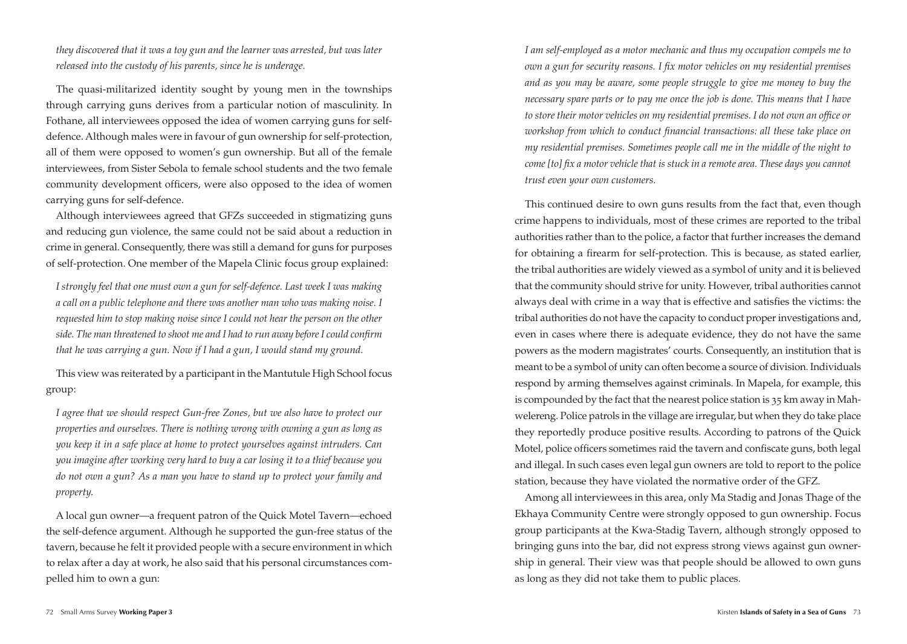*they discovered that it was a toy gun and the learner was arrested, but was later released into the custody of his parents, since he is underage.*

The quasi-militarized identity sought by young men in the townships through carrying guns derives from a particular notion of masculinity. In Fothane, all interviewees opposed the idea of women carrying guns for self-defence. Although males were in favour of gun ownership for self-protection, all of them were opposed to women's gun ownership. But all of the female interviewees, from Sister Sebola to female school students and the two female community development officers, were also opposed to the idea of women carrying guns for self-defence.

Although interviewees agreed that GFZs succeeded in stigmatizing guns and reducing gun violence, the same could not be said about a reduction in crime in general. Consequently, there was still a demand for guns for purposes of self-protection. One member of the Mapela Clinic focus group explained:

> *I strongly feel that one must own a gun for self-defence. Last week I was making a call on a public telephone and there was another man who was making noise. I requested him to stop making noise since I could not hear the person on the other side. The man threatened to shoot me and I had to run away before I could confirm that he was carrying a gun. Now if I had a gun, I would stand my ground.*

This view was reiterated by a participant in the Mantutule High School focus group:

> *I agree that we should respect Gun-free Zones, but we also have to protect our properties and ourselves. There is nothing wrong with owning a gun as long as you keep it in a safe place at home to protect yourselves against intruders. Can you imagine after working very hard to buy a car losing it to a thief because you do not own a gun? As a man you have to stand up to protect your family and property.*

A local gun owner—a frequent patron of the Quick Motel Tavern—echoed the self-defence argument. Although he supported the gun-free status of the tavern, because he felt it provided people with a secure environment in which to relax after a day at work, he also said that his personal circumstances compelled him to own a gun:

> *I am self-employed as a motor mechanic and thus my occupation compels me to own a gun for security reasons. I fix motor vehicles on my residential premises and as you may be aware, some people struggle to give me money to buy the necessary spare parts or to pay me once the job is done. This means that I have to store their motor vehicles on my residential premises. I do not own an office or workshop from which to conduct financial transactions: all these take place on my residential premises. Sometimes people call me in the middle of the night to come [to] fix a motor vehicle that is stuck in a remote area. These days you cannot trust even your own customers.*

This continued desire to own guns results from the fact that, even though crime happens to individuals, most of these crimes are reported to the tribal authorities rather than to the police, a factor that further increases the demand for obtaining a firearm for self-protection. This is because, as stated earlier, the tribal authorities are widely viewed as a symbol of unity and it is believed that the community should strive for unity. However, tribal authorities cannot always deal with crime in a way that is effective and satisfies the victims: the tribal authorities do not have the capacity to conduct proper investigations and, even in cases where there is adequate evidence, they do not have the same powers as the modern magistrates' courts. Consequently, an institution that is meant to be a symbol of unity can often become a source of division. Individuals respond by arming themselves against criminals. In Mapela, for example, this is compounded by the fact that the nearest police station is 35 km away in Mahwelereng. Police patrols in the village are irregular, but when they do take place they reportedly produce positive results. According to patrons of the Quick Motel, police officers sometimes raid the tavern and confiscate guns, both legal and illegal. In such cases even legal gun owners are told to report to the police station, because they have violated the normative order of the GFZ.

Among all interviewees in this area, only Ma Stadig and Jonas Thage of the Ekhaya Community Centre were strongly opposed to gun ownership. Focus group participants at the Kwa-Stadig Tavern, although strongly opposed to bringing guns into the bar, did not express strong views against gun ownership in general. Their view was that people should be allowed to own guns as long as they did not take them to public places.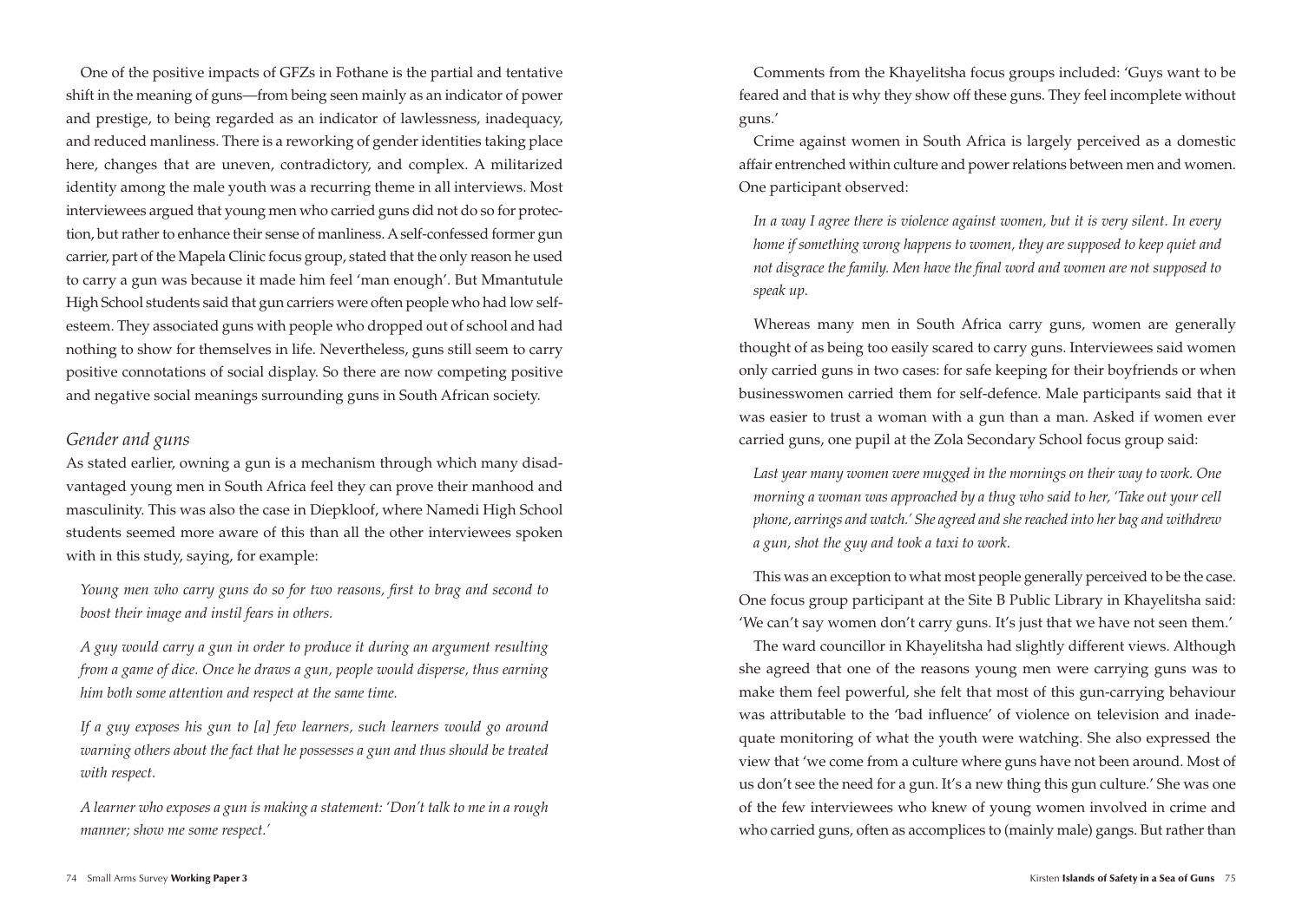One of the positive impacts of GFZs in Fothane is the partial and tentative shift in the meaning of guns—from being seen mainly as an indicator of power and prestige, to being regarded as an indicator of lawlessness, inadequacy, and reduced manliness. There is a reworking of gender identities taking place here, changes that are uneven, contradictory, and complex. A militarized identity among the male youth was a recurring theme in all interviews. Most interviewees argued that young men who carried guns did not do so for protection, but rather to enhance their sense of manliness. A self-confessed former gun carrier, part of the Mapela Clinic focus group, stated that the only reason he used to carry a gun was because it made him feel 'man enough'. But Mmantutule High School students said that gun carriers were often people who had low self-esteem. They associated guns with people who dropped out of school and had nothing to show for themselves in life. Nevertheless, guns still seem to carry positive connotations of social display. So there are now competing positive and negative social meanings surrounding guns in South African society.

### *Gender and guns*

As stated earlier, owning a gun is a mechanism through which many disadvantaged young men in South Africa feel they can prove their manhood and masculinity. This was also the case in Diepkloof, where Namedi High School students seemed more aware of this than all the other interviewees spoken with in this study, saying, for example:

> *Young men who carry guns do so for two reasons, first to brag and second to boost their image and instil fears in others.*

> *A guy would carry a gun in order to produce it during an argument resulting from a game of dice. Once he draws a gun, people would disperse, thus earning him both some attention and respect at the same time.*

> *If a guy exposes his gun to [a] few learners, such learners would go around warning others about the fact that he possesses a gun and thus should be treated with respect.*

> *A learner who exposes a gun is making a statement: 'Don't talk to me in a rough manner; show me some respect.'*

Comments from the Khayelitsha focus groups included: 'Guys want to be feared and that is why they show off these guns. They feel incomplete without guns.'

Crime against women in South Africa is largely perceived as a domestic affair entrenched within culture and power relations between men and women. One participant observed:

> *In a way I agree there is violence against women, but it is very silent. In every home if something wrong happens to women, they are supposed to keep quiet and not disgrace the family. Men have the final word and women are not supposed to speak up.*

Whereas many men in South Africa carry guns, women are generally thought of as being too easily scared to carry guns. Interviewees said women only carried guns in two cases: for safe keeping for their boyfriends or when businesswomen carried them for self-defence. Male participants said that it was easier to trust a woman with a gun than a man. Asked if women ever carried guns, one pupil at the Zola Secondary School focus group said:

> *Last year many women were mugged in the mornings on their way to work. One morning a woman was approached by a thug who said to her, 'Take out your cell phone, earrings and watch.' She agreed and she reached into her bag and withdrew a gun, shot the guy and took a taxi to work.*

This was an exception to what most people generally perceived to be the case. One focus group participant at the Site B Public Library in Khayelitsha said: 'We can't say women don't carry guns. It's just that we have not seen them.'

The ward councillor in Khayelitsha had slightly different views. Although she agreed that one of the reasons young men were carrying guns was to make them feel powerful, she felt that most of this gun-carrying behaviour was attributable to the 'bad influence' of violence on television and inadequate monitoring of what the youth were watching. She also expressed the view that 'we come from a culture where guns have not been around. Most of us don't see the need for a gun. It's a new thing this gun culture.' She was one of the few interviewees who knew of young women involved in crime and who carried guns, often as accomplices to (mainly male) gangs. But rather than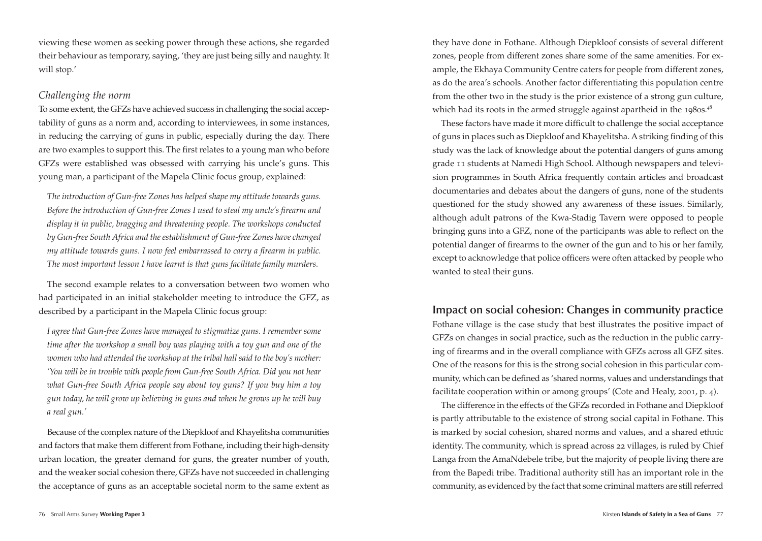viewing these women as seeking power through these actions, she regarded their behaviour as temporary, saying, 'they are just being silly and naughty. It will stop.'

### *Challenging the norm*

To some extent, the GFZs have achieved success in challenging the social acceptability of guns as a norm and, according to interviewees, in some instances, in reducing the carrying of guns in public, especially during the day. There are two examples to support this. The first relates to a young man who before GFZs were established was obsessed with carrying his uncle's guns. This young man, a participant of the Mapela Clinic focus group, explained:

> *The introduction of Gun-free Zones has helped shape my attitude towards guns. Before the introduction of Gun-free Zones I used to steal my uncle's firearm and display it in public, bragging and threatening people. The workshops conducted by Gun-free South Africa and the establishment of Gun-free Zones have changed my attitude towards guns. I now feel embarrassed to carry a firearm in public. The most important lesson I have learnt is that guns facilitate family murders.*

The second example relates to a conversation between two women who had participated in an initial stakeholder meeting to introduce the GFZ, as described by a participant in the Mapela Clinic focus group:

> *I agree that Gun-free Zones have managed to stigmatize guns. I remember some time after the workshop a small boy was playing with a toy gun and one of the women who had attended the workshop at the tribal hall said to the boy's mother: 'You will be in trouble with people from Gun-free South Africa. Did you not hear what Gun-free South Africa people say about toy guns? If you buy him a toy gun today, he will grow up believing in guns and when he grows up he will buy a real gun.'*

Because of the complex nature of the Diepkloof and Khayelitsha communities and factors that make them different from Fothane, including their high-density urban location, the greater demand for guns, the greater number of youth, and the weaker social cohesion there, GFZs have not succeeded in challenging the acceptance of guns as an acceptable societal norm to the same extent as they have done in Fothane. Although Diepkloof consists of several different zones, people from different zones share some of the same amenities. For example, the Ekhaya Community Centre caters for people from different zones, as do the area's schools. Another factor differentiating this population centre from the other two in the study is the prior existence of a strong gun culture, which had its roots in the armed struggle against apartheid in the 1980s.[48]

These factors have made it more difficult to challenge the social acceptance of guns in places such as Diepkloof and Khayelitsha. A striking finding of this study was the lack of knowledge about the potential dangers of guns among grade 11 students at Namedi High School. Although newspapers and television programmes in South Africa frequently contain articles and broadcast documentaries and debates about the dangers of guns, none of the students questioned for the study showed any awareness of these issues. Similarly, although adult patrons of the Kwa-Stadig Tavern were opposed to people bringing guns into a GFZ, none of the participants was able to reflect on the potential danger of firearms to the owner of the gun and to his or her family, except to acknowledge that police officers were often attacked by people who wanted to steal their guns.

## Impact on social cohesion: Changes in community practice

Fothane village is the case study that best illustrates the positive impact of GFZs on changes in social practice, such as the reduction in the public carrying of firearms and in the overall compliance with GFZs across all GFZ sites. One of the reasons for this is the strong social cohesion in this particular community, which can be defined as 'shared norms, values and understandings that facilitate cooperation within or among groups' (Cote and Healy, 2001, p. 4).

The difference in the effects of the GFZs recorded in Fothane and Diepkloof is partly attributable to the existence of strong social capital in Fothane. This is marked by social cohesion, shared norms and values, and a shared ethnic identity. The community, which is spread across 22 villages, is ruled by Chief Langa from the AmaNdebele tribe, but the majority of people living there are from the Bapedi tribe. Traditional authority still has an important role in the community, as evidenced by the fact that some criminal matters are still referred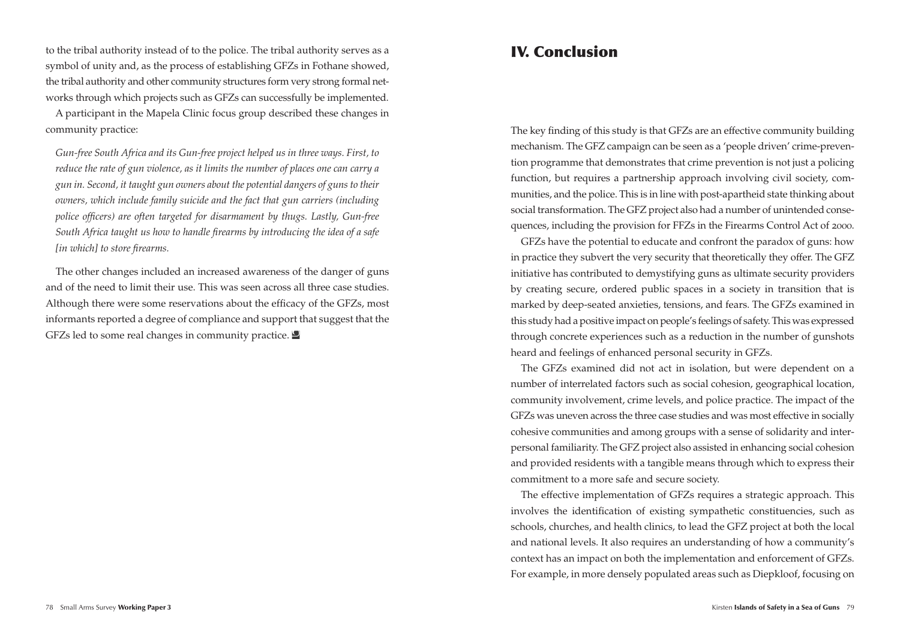to the tribal authority instead of to the police. The tribal authority serves as a symbol of unity and, as the process of establishing GFZs in Fothane showed, the tribal authority and other community structures form very strong formal networks through which projects such as GFZs can successfully be implemented.

A participant in the Mapela Clinic focus group described these changes in community practice:

> *Gun-free South Africa and its Gun-free project helped us in three ways. First, to reduce the rate of gun violence, as it limits the number of places one can carry a gun in. Second, it taught gun owners about the potential dangers of guns to their owners, which include family suicide and the fact that gun carriers (including police officers) are often targeted for disarmament by thugs. Lastly, Gun-free South Africa taught us how to handle firearms by introducing the idea of a safe [in which] to store firearms.*

The other changes included an increased awareness of the danger of guns and of the need to limit their use. This was seen across all three case studies. Although there were some reservations about the efficacy of the GFZs, most informants reported a degree of compliance and support that suggest that the GFZs led to some real changes in community practice.

# IV. Conclusion

The key finding of this study is that GFZs are an effective community building mechanism. The GFZ campaign can be seen as a 'people driven' crime-prevention programme that demonstrates that crime prevention is not just a policing function, but requires a partnership approach involving civil society, communities, and the police. This is in line with post-apartheid state thinking about social transformation. The GFZ project also had a number of unintended consequences, including the provision for FFZs in the Firearms Control Act of 2000.

GFZs have the potential to educate and confront the paradox of guns: how in practice they subvert the very security that theoretically they offer. The GFZ initiative has contributed to demystifying guns as ultimate security providers by creating secure, ordered public spaces in a society in transition that is marked by deep-seated anxieties, tensions, and fears. The GFZs examined in this study had a positive impact on people's feelings of safety. This was expressed through concrete experiences such as a reduction in the number of gunshots heard and feelings of enhanced personal security in GFZs.

The GFZs examined did not act in isolation, but were dependent on a number of interrelated factors such as social cohesion, geographical location, community involvement, crime levels, and police practice. The impact of the GFZs was uneven across the three case studies and was most effective in socially cohesive communities and among groups with a sense of solidarity and interpersonal familiarity. The GFZ project also assisted in enhancing social cohesion and provided residents with a tangible means through which to express their commitment to a more safe and secure society.

The effective implementation of GFZs requires a strategic approach. This involves the identification of existing sympathetic constituencies, such as schools, churches, and health clinics, to lead the GFZ project at both the local and national levels. It also requires an understanding of how a community's context has an impact on both the implementation and enforcement of GFZs. For example, in more densely populated areas such as Diepkloof, focusing on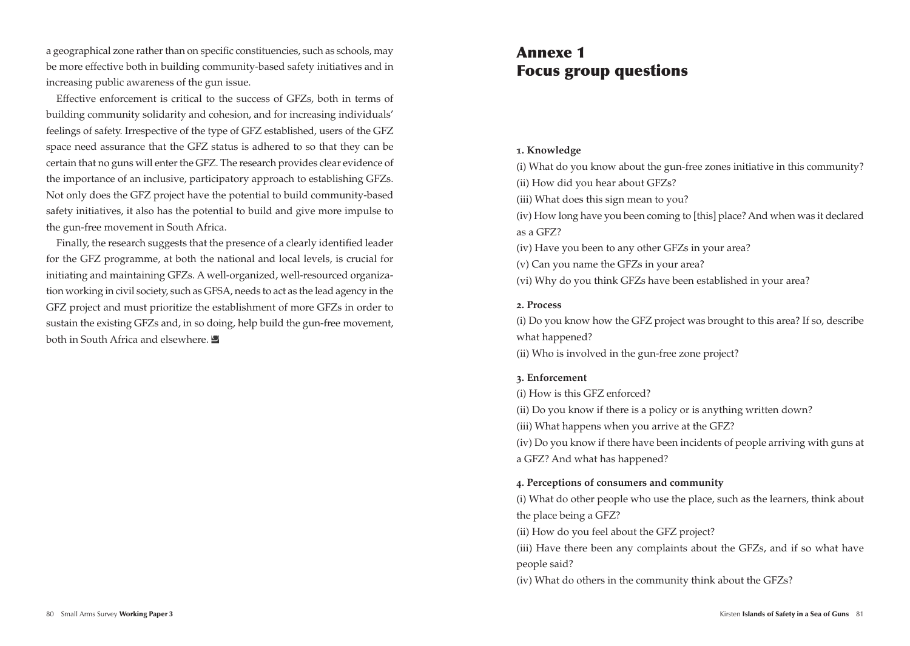a geographical zone rather than on specific constituencies, such as schools, may be more effective both in building community-based safety initiatives and in increasing public awareness of the gun issue.

Effective enforcement is critical to the success of GFZs, both in terms of building community solidarity and cohesion, and for increasing individuals' feelings of safety. Irrespective of the type of GFZ established, users of the GFZ space need assurance that the GFZ status is adhered to so that they can be certain that no guns will enter the GFZ. The research provides clear evidence of the importance of an inclusive, participatory approach to establishing GFZs. Not only does the GFZ project have the potential to build community-based safety initiatives, it also has the potential to build and give more impulse to the gun-free movement in South Africa.

Finally, the research suggests that the presence of a clearly identified leader for the GFZ programme, at both the national and local levels, is crucial for initiating and maintaining GFZs. A well-organized, well-resourced organization working in civil society, such as GFSA, needs to act as the lead agency in the GFZ project and must prioritize the establishment of more GFZs in order to sustain the existing GFZs and, in so doing, help build the gun-free movement, both in South Africa and elsewhere.

# Annexe 1 Focus group questions

**1. Knowledge**

(i) What do you know about the gun-free zones initiative in this community?

(ii) How did you hear about GFZs?

(iii) What does this sign mean to you?

(iv) How long have you been coming to [this] place? And when was it declared as a GFZ?

(iv) Have you been to any other GFZs in your area?

(v) Can you name the GFZs in your area?

(vi) Why do you think GFZs have been established in your area?

**2. Process**

(i) Do you know how the GFZ project was brought to this area? If so, describe what happened?

(ii) Who is involved in the gun-free zone project?

**3. Enforcement**

(i) How is this GFZ enforced?

(ii) Do you know if there is a policy or is anything written down?

(iii) What happens when you arrive at the GFZ?

(iv) Do you know if there have been incidents of people arriving with guns at a GFZ? And what has happened?

**4. Perceptions of consumers and community**

(i) What do other people who use the place, such as the learners, think about the place being a GFZ?

(ii) How do you feel about the GFZ project?

(iii) Have there been any complaints about the GFZs, and if so what have people said?

(iv) What do others in the community think about the GFZs?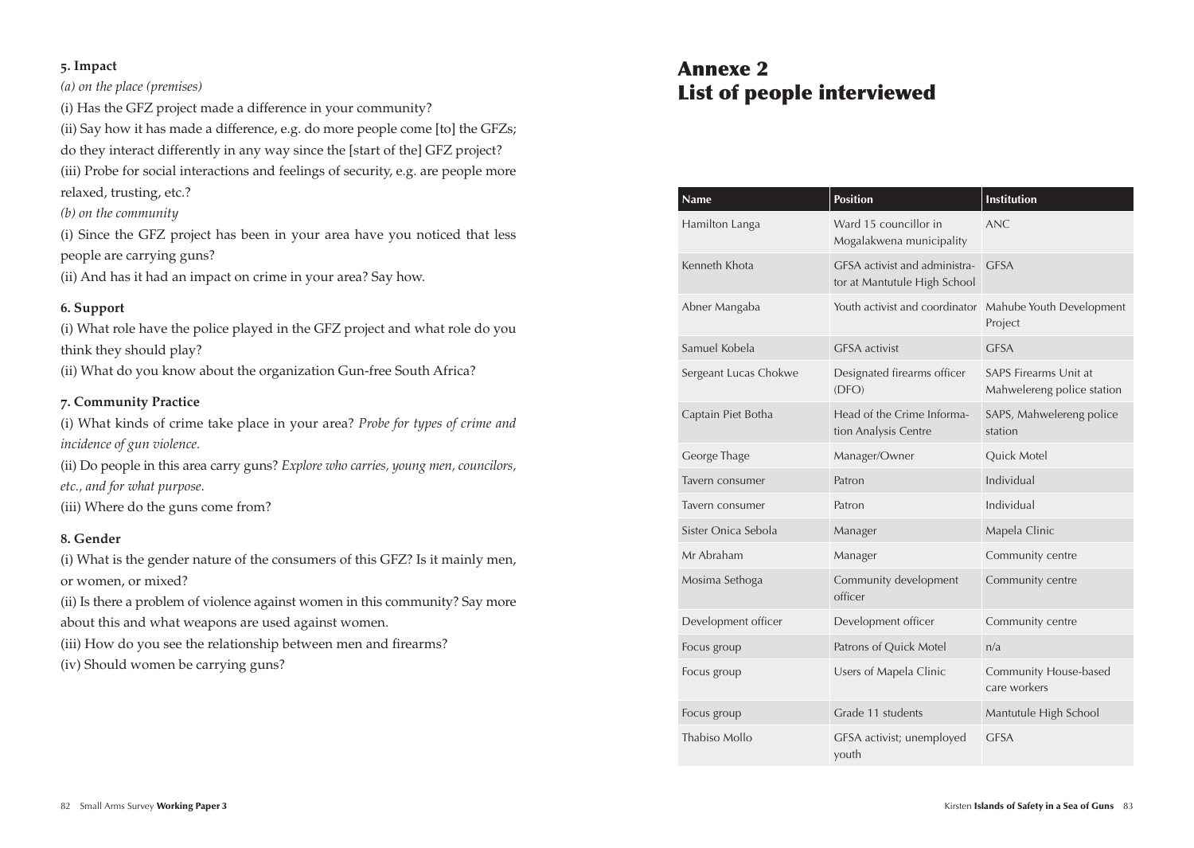**5. Impact**

*(a) on the place (premises)*

(i) Has the GFZ project made a difference in your community?

(ii) Say how it has made a difference, e.g. do more people come [to] the GFZs; do they interact differently in any way since the [start of the] GFZ project?

(iii) Probe for social interactions and feelings of security, e.g. are people more relaxed, trusting, etc.?

*(b) on the community*

(i) Since the GFZ project has been in your area have you noticed that less people are carrying guns?

(ii) And has it had an impact on crime in your area? Say how.

**6. Support**

(i) What role have the police played in the GFZ project and what role do you think they should play?

(ii) What do you know about the organization Gun-free South Africa?

**7. Community Practice**

(i) What kinds of crime take place in your area? *Probe for types of crime and incidence of gun violence.*

(ii) Do people in this area carry guns? *Explore who carries, young men, councilors, etc., and for what purpose.*

(iii) Where do the guns come from?

**8. Gender**

(i) What is the gender nature of the consumers of this GFZ? Is it mainly men, or women, or mixed?

(ii) Is there a problem of violence against women in this community? Say more about this and what weapons are used against women.

(iii) How do you see the relationship between men and firearms?

(iv) Should women be carrying guns?

# Annexe 2
# List of people interviewed

| Name | Position | Institution |
|---|---|---|
| Hamilton Langa | Ward 15 councillor in Mogalakwena municipality | ANC |
| Kenneth Khota | GFSA activist and administrator at Mantutule High School | GFSA |
| Abner Mangaba | Youth activist and coordinator | Mahube Youth Development Project |
| Samuel Kobela | GFSA activist | GFSA |
| Sergeant Lucas Chokwe | Designated firearms officer (DFO) | SAPS Firearms Unit at Mahwelereng police station |
| Captain Piet Botha | Head of the Crime Information Analysis Centre | SAPS, Mahwelereng police station |
| George Thage | Manager/Owner | Quick Motel |
| Tavern consumer | Patron | Individual |
| Tavern consumer | Patron | Individual |
| Sister Onica Sebola | Manager | Mapela Clinic |
| Mr Abraham | Manager | Community centre |
| Mosima Sethoga | Community development officer | Community centre |
| Development officer | Development officer | Community centre |
| Focus group | Patrons of Quick Motel | n/a |
| Focus group | Users of Mapela Clinic | Community House-based care workers |
| Focus group | Grade 11 students | Mantutule High School |
| Thabiso Mollo | GFSA activist; unemployed youth | GFSA |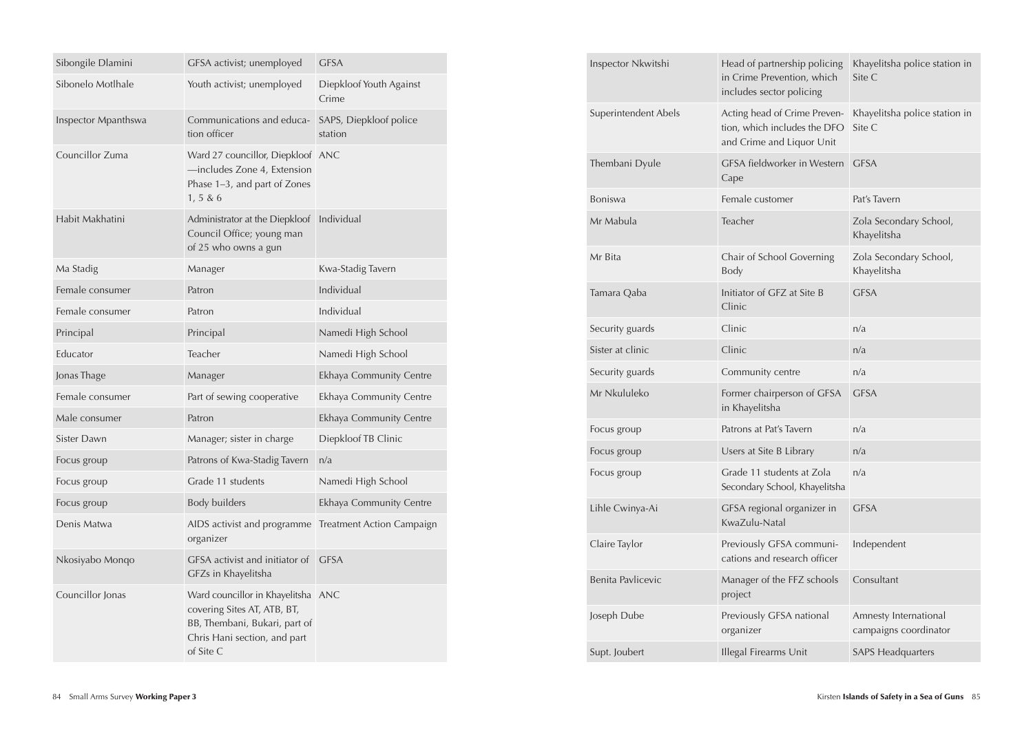| | | |
|---|---|---|
| Sibongile Dlamini | GFSA activist; unemployed | GFSA |
| Sibonelo Motlhale | Youth activist; unemployed | Diepkloof Youth Against Crime |
| Inspector Mpanthswa | Communications and education officer | SAPS, Diepkloof police station |
| Councillor Zuma | Ward 27 councillor, Diepkloof—includes Zone 4, Extension Phase 1–3, and part of Zones 1, 5 & 6 | ANC |
| Habit Makhatini | Administrator at the Diepkloof Council Office; young man of 25 who owns a gun | Individual |
| Ma Stadig | Manager | Kwa-Stadig Tavern |
| Female consumer | Patron | Individual |
| Female consumer | Patron | Individual |
| Principal | Principal | Namedi High School |
| Educator | Teacher | Namedi High School |
| Jonas Thage | Manager | Ekhaya Community Centre |
| Female consumer | Part of sewing cooperative | Ekhaya Community Centre |
| Male consumer | Patron | Ekhaya Community Centre |
| Sister Dawn | Manager; sister in charge | Diepkloof TB Clinic |
| Focus group | Patrons of Kwa-Stadig Tavern | n/a |
| Focus group | Grade 11 students | Namedi High School |
| Focus group | Body builders | Ekhaya Community Centre |
| Denis Matwa | AIDS activist and programme organizer | Treatment Action Campaign |
| Nkosiyabo Monqo | GFSA activist and initiator of GFZs in Khayelitsha | GFSA |
| Councillor Jonas | Ward councillor in Khayelitsha covering Sites AT, ATB, BT, BB, Thembani, Bukari, part of Chris Hani section, and part of Site C | ANC |
| Inspector Nkwitshi | Head of partnership policing in Crime Prevention, which includes sector policing | Khayelitsha police station in Site C |
| Superintendent Abels | Acting head of Crime Prevention, which includes the DFO and Crime and Liquor Unit | Khayelitsha police station in Site C |
| Thembani Dyule | GFSA fieldworker in Western Cape | GFSA |
| Boniswa | Female customer | Pat's Tavern |
| Mr Mabula | Teacher | Zola Secondary School, Khayelitsha |
| Mr Bita | Chair of School Governing Body | Zola Secondary School, Khayelitsha |
| Tamara Qaba | Initiator of GFZ at Site B Clinic | GFSA |
| Security guards | Clinic | n/a |
| Sister at clinic | Clinic | n/a |
| Security guards | Community centre | n/a |
| Mr Nkululeko | Former chairperson of GFSA in Khayelitsha | GFSA |
| Focus group | Patrons at Pat's Tavern | n/a |
| Focus group | Users at Site B Library | n/a |
| Focus group | Grade 11 students at Zola Secondary School, Khayelitsha | n/a |
| Lihle Cwinya-Ai | GFSA regional organizer in KwaZulu-Natal | GFSA |
| Claire Taylor | Previously GFSA communications and research officer | Independent |
| Benita Pavlicevic | Manager of the FFZ schools project | Consultant |
| Joseph Dube | Previously GFSA national organizer | Amnesty International campaigns coordinator |
| Supt. Joubert | Illegal Firearms Unit | SAPS Headquarters |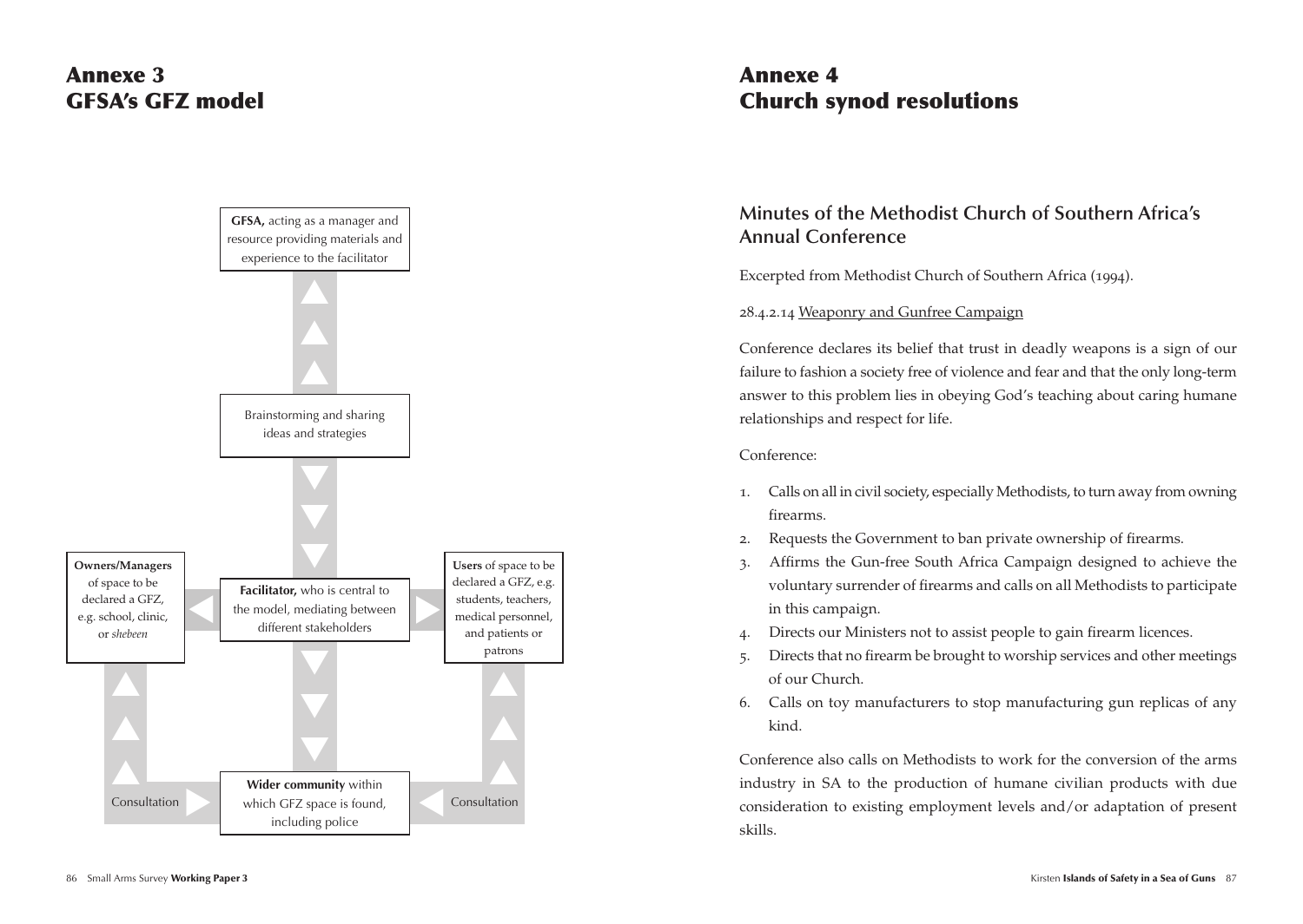# Annexe 3
# GFSA's GFZ model

**GFSA,** acting as a manager and resource providing materials and experience to the facilitator

Brainstorming and sharing ideas and strategies

**Owners/Managers** of space to be declared a GFZ, e.g. school, clinic, or *shebeen*

**Facilitator,** who is central to the model, mediating between different stakeholders

**Users** of space to be declared a GFZ, e.g. students, teachers, medical personnel, and patients or patrons

Consultation

**Wider community** within which GFZ space is found, including police

Consultation

# Annexe 4
# Church synod resolutions

## Minutes of the Methodist Church of Southern Africa's Annual Conference

Excerpted from Methodist Church of Southern Africa (1994).

28.4.2.14 Weaponry and Gunfree Campaign

Conference declares its belief that trust in deadly weapons is a sign of our failure to fashion a society free of violence and fear and that the only long-term answer to this problem lies in obeying God's teaching about caring humane relationships and respect for life.

Conference:

1. Calls on all in civil society, especially Methodists, to turn away from owning firearms.
2. Requests the Government to ban private ownership of firearms.
3. Affirms the Gun-free South Africa Campaign designed to achieve the voluntary surrender of firearms and calls on all Methodists to participate in this campaign.
4. Directs our Ministers not to assist people to gain firearm licences.
5. Directs that no firearm be brought to worship services and other meetings of our Church.
6. Calls on toy manufacturers to stop manufacturing gun replicas of any kind.

Conference also calls on Methodists to work for the conversion of the arms industry in SA to the production of humane civilian products with due consideration to existing employment levels and/or adaptation of present skills.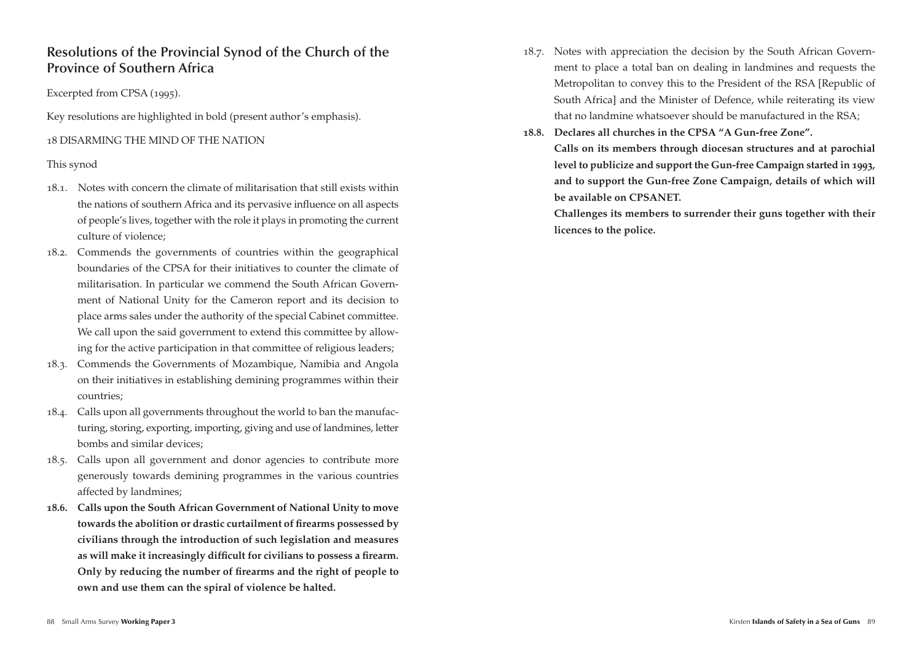## Resolutions of the Provincial Synod of the Church of the Province of Southern Africa

Excerpted from CPSA (1995).

Key resolutions are highlighted in bold (present author's emphasis).

18 DISARMING THE MIND OF THE NATION

This synod

18.1. Notes with concern the climate of militarisation that still exists within the nations of southern Africa and its pervasive influence on all aspects of people's lives, together with the role it plays in promoting the current culture of violence;

18.2. Commends the governments of countries within the geographical boundaries of the CPSA for their initiatives to counter the climate of militarisation. In particular we commend the South African Government of National Unity for the Cameron report and its decision to place arms sales under the authority of the special Cabinet committee. We call upon the said government to extend this committee by allowing for the active participation in that committee of religious leaders;

18.3. Commends the Governments of Mozambique, Namibia and Angola on their initiatives in establishing demining programmes within their countries;

18.4. Calls upon all governments throughout the world to ban the manufacturing, storing, exporting, importing, giving and use of landmines, letter bombs and similar devices;

18.5. Calls upon all government and donor agencies to contribute more generously towards demining programmes in the various countries affected by landmines;

**18.6. Calls upon the South African Government of National Unity to move towards the abolition or drastic curtailment of firearms possessed by civilians through the introduction of such legislation and measures as will make it increasingly difficult for civilians to possess a firearm. Only by reducing the number of firearms and the right of people to own and use them can the spiral of violence be halted.**

18.7. Notes with appreciation the decision by the South African Government to place a total ban on dealing in landmines and requests the Metropolitan to convey this to the President of the RSA [Republic of South Africa] and the Minister of Defence, while reiterating its view that no landmine whatsoever should be manufactured in the RSA;

**18.8. Declares all churches in the CPSA "A Gun-free Zone".**

**Calls on its members through diocesan structures and at parochial level to publicize and support the Gun-free Campaign started in 1993, and to support the Gun-free Zone Campaign, details of which will be available on CPSANET.**

**Challenges its members to surrender their guns together with their licences to the police.**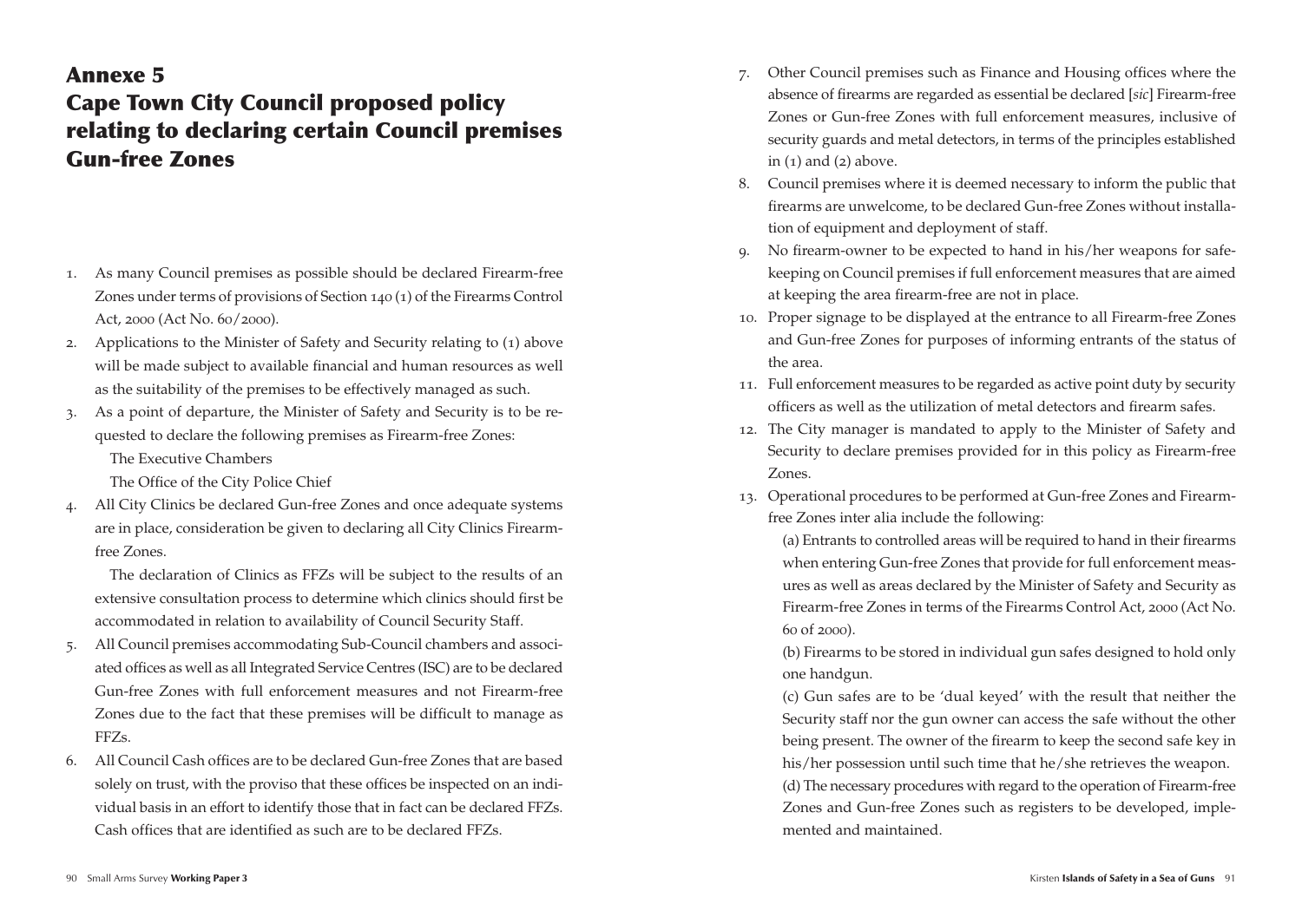# Annexe 5
# Cape Town City Council proposed policy relating to declaring certain Council premises Gun-free Zones

1. As many Council premises as possible should be declared Firearm-free Zones under terms of provisions of Section 140 (1) of the Firearms Control Act, 2000 (Act No. 60/2000).
2. Applications to the Minister of Safety and Security relating to (1) above will be made subject to available financial and human resources as well as the suitability of the premises to be effectively managed as such.
3. As a point of departure, the Minister of Safety and Security is to be requested to declare the following premises as Firearm-free Zones:

   The Executive Chambers

   The Office of the City Police Chief
4. All City Clinics be declared Gun-free Zones and once adequate systems are in place, consideration be given to declaring all City Clinics Firearm-free Zones.

   The declaration of Clinics as FFZs will be subject to the results of an extensive consultation process to determine which clinics should first be accommodated in relation to availability of Council Security Staff.
5. All Council premises accommodating Sub-Council chambers and associated offices as well as all Integrated Service Centres (ISC) are to be declared Gun-free Zones with full enforcement measures and not Firearm-free Zones due to the fact that these premises will be difficult to manage as FFZs.
6. All Council Cash offices are to be declared Gun-free Zones that are based solely on trust, with the proviso that these offices be inspected on an individual basis in an effort to identify those that in fact can be declared FFZs. Cash offices that are identified as such are to be declared FFZs.
7. Other Council premises such as Finance and Housing offices where the absence of firearms are regarded as essential be declared [*sic*] Firearm-free Zones or Gun-free Zones with full enforcement measures, inclusive of security guards and metal detectors, in terms of the principles established in (1) and (2) above.
8. Council premises where it is deemed necessary to inform the public that firearms are unwelcome, to be declared Gun-free Zones without installation of equipment and deployment of staff.
9. No firearm-owner to be expected to hand in his/her weapons for safe-keeping on Council premises if full enforcement measures that are aimed at keeping the area firearm-free are not in place.
10. Proper signage to be displayed at the entrance to all Firearm-free Zones and Gun-free Zones for purposes of informing entrants of the status of the area.
11. Full enforcement measures to be regarded as active point duty by security officers as well as the utilization of metal detectors and firearm safes.
12. The City manager is mandated to apply to the Minister of Safety and Security to declare premises provided for in this policy as Firearm-free Zones.
13. Operational procedures to be performed at Gun-free Zones and Firearm-free Zones inter alia include the following:

    (a) Entrants to controlled areas will be required to hand in their firearms when entering Gun-free Zones that provide for full enforcement measures as well as areas declared by the Minister of Safety and Security as Firearm-free Zones in terms of the Firearms Control Act, 2000 (Act No. 60 of 2000).

    (b) Firearms to be stored in individual gun safes designed to hold only one handgun.

    (c) Gun safes are to be 'dual keyed' with the result that neither the Security staff nor the gun owner can access the safe without the other being present. The owner of the firearm to keep the second safe key in his/her possession until such time that he/she retrieves the weapon.

    (d) The necessary procedures with regard to the operation of Firearm-free Zones and Gun-free Zones such as registers to be developed, implemented and maintained.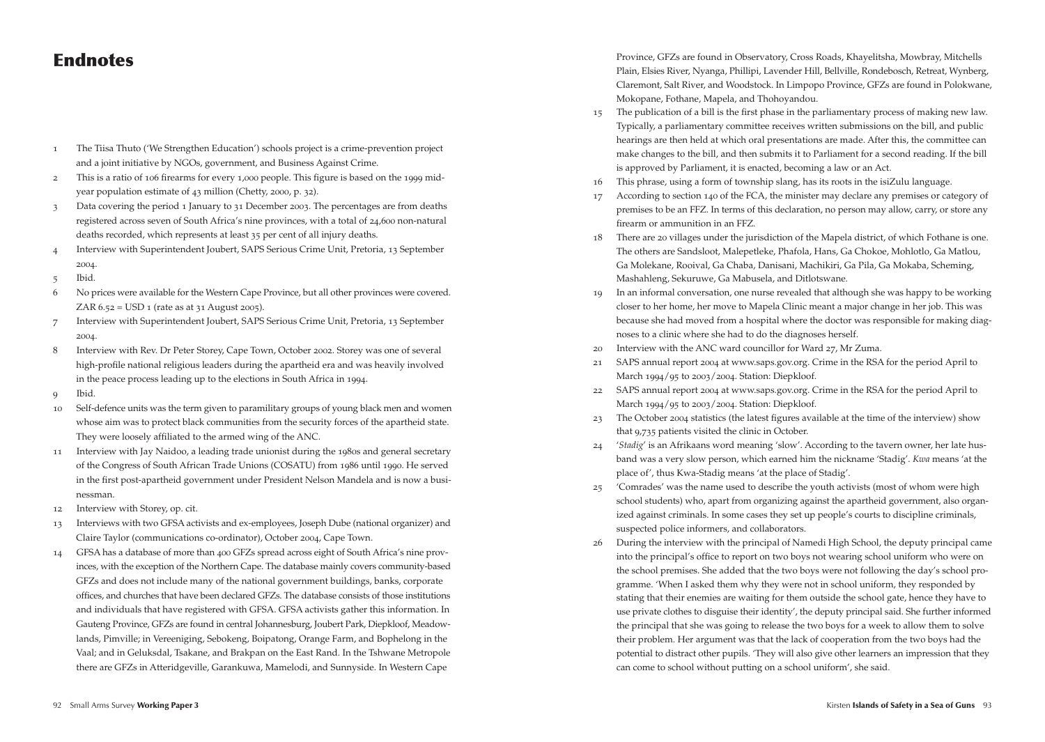# Endnotes

1. The Tiisa Thuto ('We Strengthen Education') schools project is a crime-prevention project and a joint initiative by NGOs, government, and Business Against Crime.
2. This is a ratio of 106 firearms for every 1,000 people. This figure is based on the 1999 mid-year population estimate of 43 million (Chetty, 2000, p. 32).
3. Data covering the period 1 January to 31 December 2003. The percentages are from deaths registered across seven of South Africa's nine provinces, with a total of 24,600 non-natural deaths recorded, which represents at least 35 per cent of all injury deaths.
4. Interview with Superintendent Joubert, SAPS Serious Crime Unit, Pretoria, 13 September 2004.
5. Ibid.
6. No prices were available for the Western Cape Province, but all other provinces were covered. ZAR 6.52 = USD 1 (rate as at 31 August 2005).
7. Interview with Superintendent Joubert, SAPS Serious Crime Unit, Pretoria, 13 September 2004.
8. Interview with Rev. Dr Peter Storey, Cape Town, October 2002. Storey was one of several high-profile national religious leaders during the apartheid era and was heavily involved in the peace process leading up to the elections in South Africa in 1994.
9. Ibid.
10. Self-defence units was the term given to paramilitary groups of young black men and women whose aim was to protect black communities from the security forces of the apartheid state. They were loosely affiliated to the armed wing of the ANC.
11. Interview with Jay Naidoo, a leading trade unionist during the 1980s and general secretary of the Congress of South African Trade Unions (COSATU) from 1986 until 1990. He served in the first post-apartheid government under President Nelson Mandela and is now a businessman.
12. Interview with Storey, op. cit.
13. Interviews with two GFSA activists and ex-employees, Joseph Dube (national organizer) and Claire Taylor (communications co-ordinator), October 2004, Cape Town.
14. GFSA has a database of more than 400 GFZs spread across eight of South Africa's nine provinces, with the exception of the Northern Cape. The database mainly covers community-based GFZs and does not include many of the national government buildings, banks, corporate offices, and churches that have been declared GFZs. The database consists of those institutions and individuals that have registered with GFSA. GFSA activists gather this information. In Gauteng Province, GFZs are found in central Johannesburg, Joubert Park, Diepkloof, Meadowlands, Pimville; in Vereeniging, Sebokeng, Boipatong, Orange Farm, and Bophelong in the Vaal; and in Geluksdal, Tsakane, and Brakpan on the East Rand. In the Tshwane Metropole there are GFZs in Atteridgeville, Garankuwa, Mamelodi, and Sunnyside. In Western Cape Province, GFZs are found in Observatory, Cross Roads, Khayelitsha, Mowbray, Mitchells Plain, Elsies River, Nyanga, Phillipi, Lavender Hill, Bellville, Rondebosch, Retreat, Wynberg, Claremont, Salt River, and Woodstock. In Limpopo Province, GFZs are found in Polokwane, Mokopane, Fothane, Mapela, and Thohoyandou.
15. The publication of a bill is the first phase in the parliamentary process of making new law. Typically, a parliamentary committee receives written submissions on the bill, and public hearings are then held at which oral presentations are made. After this, the committee can make changes to the bill, and then submits it to Parliament for a second reading. If the bill is approved by Parliament, it is enacted, becoming a law or an Act.
16. This phrase, using a form of township slang, has its roots in the isiZulu language.
17. According to section 140 of the FCA, the minister may declare any premises or category of premises to be an FFZ. In terms of this declaration, no person may allow, carry, or store any firearm or ammunition in an FFZ.
18. There are 20 villages under the jurisdiction of the Mapela district, of which Fothane is one. The others are Sandsloot, Malepetleke, Phafola, Hans, Ga Chokoe, Mohlotlo, Ga Matlou, Ga Molekane, Rooival, Ga Chaba, Danisani, Machikiri, Ga Pila, Ga Mokaba, Scheming, Mashahleng, Sekuruwe, Ga Mabusela, and Ditlotswane.
19. In an informal conversation, one nurse revealed that although she was happy to be working closer to her home, her move to Mapela Clinic meant a major change in her job. This was because she had moved from a hospital where the doctor was responsible for making diagnoses to a clinic where she had to do the diagnoses herself.
20. Interview with the ANC ward councillor for Ward 27, Mr Zuma.
21. SAPS annual report 2004 at www.saps.gov.org. Crime in the RSA for the period April to March 1994/95 to 2003/2004. Station: Diepkloof.
22. SAPS annual report 2004 at www.saps.gov.org. Crime in the RSA for the period April to March 1994/95 to 2003/2004. Station: Diepkloof.
23. The October 2004 statistics (the latest figures available at the time of the interview) show that 9,735 patients visited the clinic in October.
24. '*Stadig*' is an Afrikaans word meaning 'slow'. According to the tavern owner, her late husband was a very slow person, which earned him the nickname 'Stadig'. *Kwa* means 'at the place of', thus Kwa-Stadig means 'at the place of Stadig'.
25. 'Comrades' was the name used to describe the youth activists (most of whom were high school students) who, apart from organizing against the apartheid government, also organized against criminals. In some cases they set up people's courts to discipline criminals, suspected police informers, and collaborators.
26. During the interview with the principal of Namedi High School, the deputy principal came into the principal's office to report on two boys not wearing school uniform who were on the school premises. She added that the two boys were not following the day's school programme. 'When I asked them why they were not in school uniform, they responded by stating that their enemies are waiting for them outside the school gate, hence they have to use private clothes to disguise their identity', the deputy principal said. She further informed the principal that she was going to release the two boys for a week to allow them to solve their problem. Her argument was that the lack of cooperation from the two boys had the potential to distract other pupils. 'They will also give other learners an impression that they can come to school without putting on a school uniform', she said.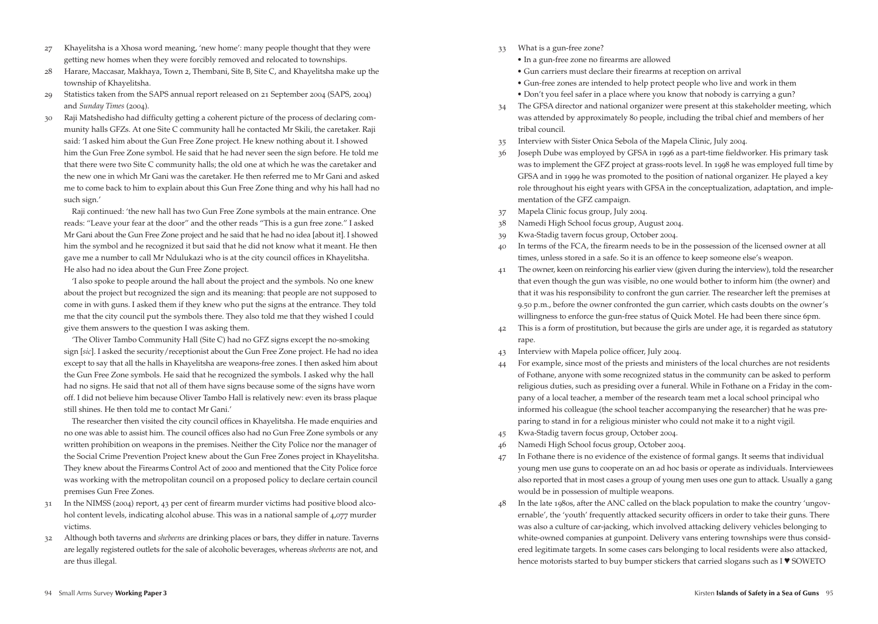27 Khayelitsha is a Xhosa word meaning, 'new home': many people thought that they were getting new homes when they were forcibly removed and relocated to townships.

28 Harare, Maccasar, Makhaya, Town 2, Thembani, Site B, Site C, and Khayelitsha make up the township of Khayelitsha.

29 Statistics taken from the SAPS annual report released on 21 September 2004 (SAPS, 2004) and *Sunday Times* (2004).

30 Raji Matshedisho had difficulty getting a coherent picture of the process of declaring community halls GFZs. At one Site C community hall he contacted Mr Skili, the caretaker. Raji said: 'I asked him about the Gun Free Zone project. He knew nothing about it. I showed him the Gun Free Zone symbol. He said that he had never seen the sign before. He told me that there were two Site C community halls; the old one at which he was the caretaker and the new one in which Mr Gani was the caretaker. He then referred me to Mr Gani and asked me to come back to him to explain about this Gun Free Zone thing and why his hall had no such sign.'

Raji continued: 'the new hall has two Gun Free Zone symbols at the main entrance. One reads: "Leave your fear at the door" and the other reads "This is a gun free zone." I asked Mr Gani about the Gun Free Zone project and he said that he had no idea [about it]. I showed him the symbol and he recognized it but said that he did not know what it meant. He then gave me a number to call Mr Ndulukazi who is at the city council offices in Khayelitsha. He also had no idea about the Gun Free Zone project.

'I also spoke to people around the hall about the project and the symbols. No one knew about the project but recognized the sign and its meaning: that people are not supposed to come in with guns. I asked them if they knew who put the signs at the entrance. They told me that the city council put the signs there. They also told me that they wished I could give them answers to the question I was asking them.

'The Oliver Tambo Community Hall (Site C) had no GFZ signs except the no-smoking sign [*sic*]. I asked the security/receptionist about the Gun Free Zone project. He had no idea except to say that all the halls in Khayelitsha are weapons-free zones. I then asked him about the Gun Free Zone symbols. He said that he recognized the symbols. I asked why the hall had no signs. He said that not all of them have signs because some of the signs have worn off. I did not believe him because Oliver Tambo Hall is relatively new: even its brass plaque still shines. He then told me to contact Mr Gani.'

The researcher then visited the city council offices in Khayelitsha. He made enquiries and no one was able to assist him. The council offices also had no Gun Free Zone symbols or any written prohibition on weapons in the premises. Neither the City Police nor the manager of the Social Crime Prevention Project knew about the Gun Free Zones project in Khayelitsha. They knew about the Firearms Control Act of 2000 and mentioned that the City Police force was working with the metropolitan council on a proposed policy to declare certain council premises Gun Free Zones.

31 In the NIMSS (2004) report, 43 per cent of firearm murder victims had positive blood alcohol content levels, indicating alcohol abuse. This was in a national sample of 4,077 murder victims.

32 Although both taverns and *shebeens* are drinking places or bars, they differ in nature. Taverns are legally registered outlets for the sale of alcoholic beverages, whereas *shebeens* are not, and are thus illegal.

33 What is a gun-free zone?
- In a gun-free zone no firearms are allowed
- Gun carriers must declare their firearms at reception on arrival
- Gun-free zones are intended to help protect people who live and work in them
- Don't you feel safer in a place where you know that nobody is carrying a gun?

34 The GFSA director and national organizer were present at this stakeholder meeting, which was attended by approximately 80 people, including the tribal chief and members of her tribal council.

35 Interview with Sister Onica Sebola of the Mapela Clinic, July 2004.

36 Joseph Dube was employed by GFSA in 1996 as a part-time fieldworker. His primary task was to implement the GFZ project at grass-roots level. In 1998 he was employed full time by GFSA and in 1999 he was promoted to the position of national organizer. He played a key role throughout his eight years with GFSA in the conceptualization, adaptation, and implementation of the GFZ campaign.

37 Mapela Clinic focus group, July 2004.

38 Namedi High School focus group, August 2004.

39 Kwa-Stadig tavern focus group, October 2004.

40 In terms of the FCA, the firearm needs to be in the possession of the licensed owner at all times, unless stored in a safe. So it is an offence to keep someone else's weapon.

41 The owner, keen on reinforcing his earlier view (given during the interview), told the researcher that even though the gun was visible, no one would bother to inform him (the owner) and that it was his responsibility to confront the gun carrier. The researcher left the premises at 9.50 p.m., before the owner confronted the gun carrier, which casts doubts on the owner's willingness to enforce the gun-free status of Quick Motel. He had been there since 6pm.

42 This is a form of prostitution, but because the girls are under age, it is regarded as statutory rape.

43 Interview with Mapela police officer, July 2004.

44 For example, since most of the priests and ministers of the local churches are not residents of Fothane, anyone with some recognized status in the community can be asked to perform religious duties, such as presiding over a funeral. While in Fothane on a Friday in the company of a local teacher, a member of the research team met a local school principal who informed his colleague (the school teacher accompanying the researcher) that he was preparing to stand in for a religious minister who could not make it to a night vigil.

45 Kwa-Stadig tavern focus group, October 2004.

46 Namedi High School focus group, October 2004.

47 In Fothane there is no evidence of the existence of formal gangs. It seems that individual young men use guns to cooperate on an ad hoc basis or operate as individuals. Interviewees also reported that in most cases a group of young men uses one gun to attack. Usually a gang would be in possession of multiple weapons.

48 In the late 1980s, after the ANC called on the black population to make the country 'ungovernable', the 'youth' frequently attacked security officers in order to take their guns. There was also a culture of car-jacking, which involved attacking delivery vehicles belonging to white-owned companies at gunpoint. Delivery vans entering townships were thus considered legitimate targets. In some cases cars belonging to local residents were also attacked, hence motorists started to buy bumper stickers that carried slogans such as I ♥ SOWETO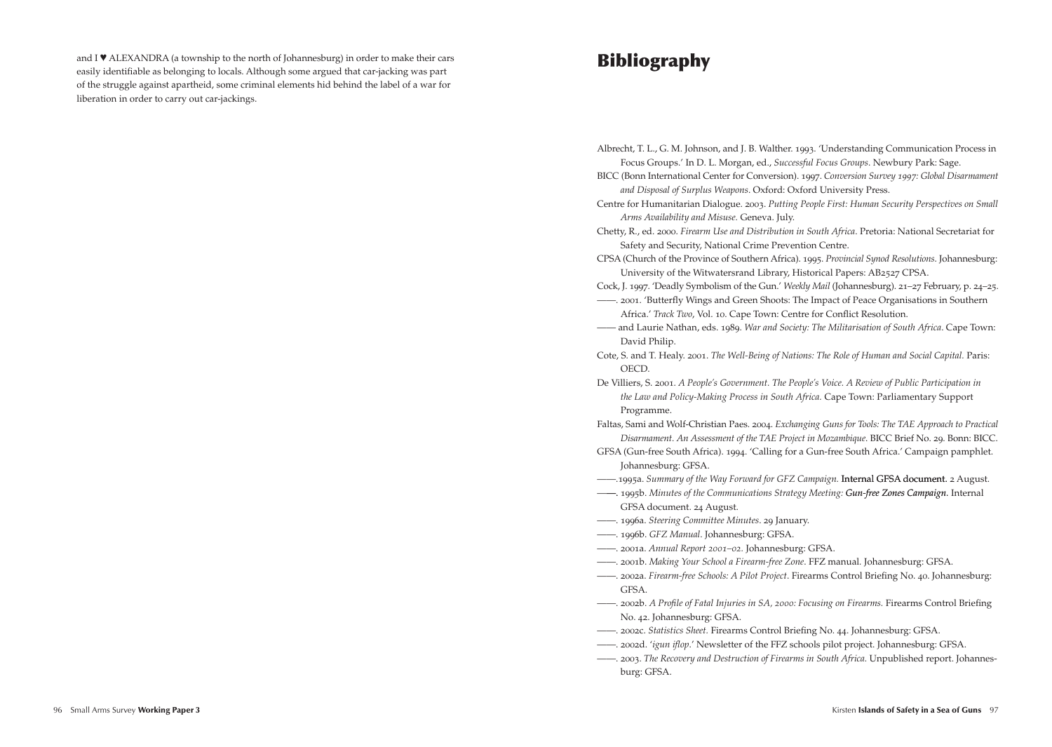and I ♥ ALEXANDRA (a township to the north of Johannesburg) in order to make their cars easily identifiable as belonging to locals. Although some argued that car-jacking was part of the struggle against apartheid, some criminal elements hid behind the label of a war for liberation in order to carry out car-jackings.

# Bibliography

Albrecht, T. L., G. M. Johnson, and J. B. Walther. 1993. 'Understanding Communication Process in Focus Groups.' In D. L. Morgan, ed., *Successful Focus Groups*. Newbury Park: Sage.

BICC (Bonn International Center for Conversion). 1997. *Conversion Survey 1997: Global Disarmament and Disposal of Surplus Weapons*. Oxford: Oxford University Press.

Centre for Humanitarian Dialogue. 2003. *Putting People First: Human Security Perspectives on Small Arms Availability and Misuse*. Geneva. July.

Chetty, R., ed. 2000. *Firearm Use and Distribution in South Africa*. Pretoria: National Secretariat for Safety and Security, National Crime Prevention Centre.

CPSA (Church of the Province of Southern Africa). 1995. *Provincial Synod Resolutions*. Johannesburg: University of the Witwatersrand Library, Historical Papers: AB2527 CPSA.

Cock, J. 1997. 'Deadly Symbolism of the Gun.' *Weekly Mail* (Johannesburg). 21–27 February, p. 24–25.

——. 2001. 'Butterfly Wings and Green Shoots: The Impact of Peace Organisations in Southern Africa.' *Track Two*, Vol. 10. Cape Town: Centre for Conflict Resolution.

—— and Laurie Nathan, eds. 1989. *War and Society: The Militarisation of South Africa*. Cape Town: David Philip.

Cote, S. and T. Healy. 2001. *The Well-Being of Nations: The Role of Human and Social Capital.* Paris: OECD.

De Villiers, S. 2001. *A People's Government. The People's Voice. A Review of Public Participation in the Law and Policy-Making Process in South Africa.* Cape Town: Parliamentary Support Programme.

Faltas, Sami and Wolf-Christian Paes. 2004. *Exchanging Guns for Tools: The TAE Approach to Practical Disarmament. An Assessment of the TAE Project in Mozambique*. BICC Brief No. 29. Bonn: BICC.

GFSA (Gun-free South Africa). 1994. 'Calling for a Gun-free South Africa.' Campaign pamphlet. Johannesburg: GFSA.

——.1995a. *Summary of the Way Forward for GFZ Campaign.* Internal GFSA document. 2 August.

——. 1995b. *Minutes of the Communications Strategy Meeting: Gun-free Zones Campaign*. Internal GFSA document. 24 August.

——. 1996a. *Steering Committee Minutes*. 29 January.

——. 1996b. *GFZ Manual*. Johannesburg: GFSA.

——. 2001a. *Annual Report 2001–02*. Johannesburg: GFSA.

——. 2001b. *Making Your School a Firearm-free Zone*. FFZ manual. Johannesburg: GFSA.

——. 2002a. *Firearm-free Schools: A Pilot Project*. Firearms Control Briefing No. 40. Johannesburg: GFSA.

——. 2002b. *A Profile of Fatal Injuries in SA, 2000: Focusing on Firearms.* Firearms Control Briefing No. 42. Johannesburg: GFSA.

——. 2002c. *Statistics Sheet*. Firearms Control Briefing No. 44. Johannesburg: GFSA.

——. 2002d. '*igun iflop*.' Newsletter of the FFZ schools pilot project. Johannesburg: GFSA.

——. 2003. *The Recovery and Destruction of Firearms in South Africa*. Unpublished report. Johannesburg: GFSA.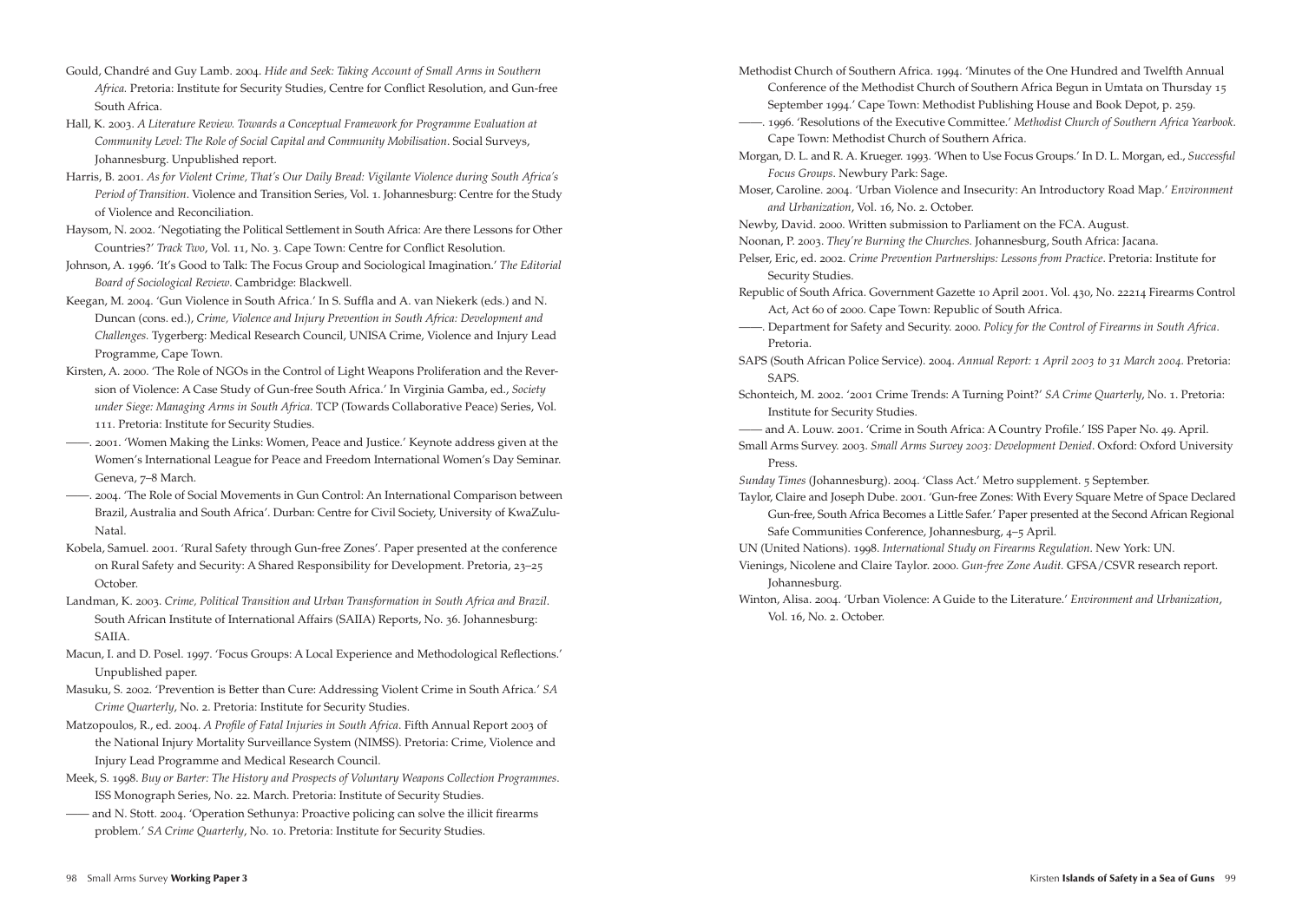Gould, Chandré and Guy Lamb. 2004. *Hide and Seek: Taking Account of Small Arms in Southern Africa*. Pretoria: Institute for Security Studies, Centre for Conflict Resolution, and Gun-free South Africa.

Hall, K. 2003. *A Literature Review. Towards a Conceptual Framework for Programme Evaluation at Community Level: The Role of Social Capital and Community Mobilisation*. Social Surveys, Johannesburg. Unpublished report.

Harris, B. 2001. *As for Violent Crime, That's Our Daily Bread: Vigilante Violence during South Africa's Period of Transition*. Violence and Transition Series, Vol. 1. Johannesburg: Centre for the Study of Violence and Reconciliation.

Haysom, N. 2002. 'Negotiating the Political Settlement in South Africa: Are there Lessons for Other Countries?' *Track Two*, Vol. 11, No. 3. Cape Town: Centre for Conflict Resolution.

Johnson, A. 1996. 'It's Good to Talk: The Focus Group and Sociological Imagination.' *The Editorial Board of Sociological Review*. Cambridge: Blackwell.

Keegan, M. 2004. 'Gun Violence in South Africa.' In S. Suffla and A. van Niekerk (eds.) and N. Duncan (cons. ed.), *Crime, Violence and Injury Prevention in South Africa: Development and Challenges*. Tygerberg: Medical Research Council, UNISA Crime, Violence and Injury Lead Programme, Cape Town.

Kirsten, A. 2000. 'The Role of NGOs in the Control of Light Weapons Proliferation and the Reversion of Violence: A Case Study of Gun-free South Africa.' In Virginia Gamba, ed., *Society under Siege: Managing Arms in South Africa*. TCP (Towards Collaborative Peace) Series, Vol. 111. Pretoria: Institute for Security Studies.

——. 2001. 'Women Making the Links: Women, Peace and Justice.' Keynote address given at the Women's International League for Peace and Freedom International Women's Day Seminar. Geneva, 7–8 March.

——. 2004. 'The Role of Social Movements in Gun Control: An International Comparison between Brazil, Australia and South Africa'. Durban: Centre for Civil Society, University of KwaZulu-Natal.

Kobela, Samuel. 2001. 'Rural Safety through Gun-free Zones'. Paper presented at the conference on Rural Safety and Security: A Shared Responsibility for Development. Pretoria, 23–25 October.

Landman, K. 2003. *Crime, Political Transition and Urban Transformation in South Africa and Brazil*. South African Institute of International Affairs (SAIIA) Reports, No. 36. Johannesburg: SAIIA.

Macun, I. and D. Posel. 1997. 'Focus Groups: A Local Experience and Methodological Reflections.' Unpublished paper.

Masuku, S. 2002. 'Prevention is Better than Cure: Addressing Violent Crime in South Africa.' *SA Crime Quarterly*, No. 2. Pretoria: Institute for Security Studies.

Matzopoulos, R., ed. 2004. *A Profile of Fatal Injuries in South Africa*. Fifth Annual Report 2003 of the National Injury Mortality Surveillance System (NIMSS). Pretoria: Crime, Violence and Injury Lead Programme and Medical Research Council.

Meek, S. 1998. *Buy or Barter: The History and Prospects of Voluntary Weapons Collection Programmes*. ISS Monograph Series, No. 22. March. Pretoria: Institute of Security Studies.

—— and N. Stott. 2004. 'Operation Sethunya: Proactive policing can solve the illicit firearms problem.' *SA Crime Quarterly*, No. 10. Pretoria: Institute for Security Studies.

Methodist Church of Southern Africa. 1994. 'Minutes of the One Hundred and Twelfth Annual Conference of the Methodist Church of Southern Africa Begun in Umtata on Thursday 15 September 1994.' Cape Town: Methodist Publishing House and Book Depot, p. 259.

——. 1996. 'Resolutions of the Executive Committee.' *Methodist Church of Southern Africa Yearbook*. Cape Town: Methodist Church of Southern Africa.

Morgan, D. L. and R. A. Krueger. 1993. 'When to Use Focus Groups.' In D. L. Morgan, ed., *Successful Focus Groups*. Newbury Park: Sage.

Moser, Caroline. 2004. 'Urban Violence and Insecurity: An Introductory Road Map.' *Environment and Urbanization*, Vol. 16, No. 2. October.

Newby, David. 2000. Written submission to Parliament on the FCA. August.

Noonan, P. 2003. *They're Burning the Churches*. Johannesburg, South Africa: Jacana.

Pelser, Eric, ed. 2002. *Crime Prevention Partnerships: Lessons from Practice*. Pretoria: Institute for Security Studies.

Republic of South Africa. Government Gazette 10 April 2001. Vol. 430, No. 22214 Firearms Control Act, Act 60 of 2000. Cape Town: Republic of South Africa.

——. Department for Safety and Security. 2000. *Policy for the Control of Firearms in South Africa*. Pretoria.

SAPS (South African Police Service). 2004. *Annual Report: 1 April 2003 to 31 March 2004*. Pretoria: SAPS.

Schonteich, M. 2002. '2001 Crime Trends: A Turning Point?' *SA Crime Quarterly*, No. 1. Pretoria: Institute for Security Studies.

—— and A. Louw. 2001. 'Crime in South Africa: A Country Profile.' ISS Paper No. 49. April.

Small Arms Survey. 2003. *Small Arms Survey 2003: Development Denied*. Oxford: Oxford University Press.

*Sunday Times* (Johannesburg). 2004. 'Class Act.' Metro supplement. 5 September.

Taylor, Claire and Joseph Dube. 2001. 'Gun-free Zones: With Every Square Metre of Space Declared Gun-free, South Africa Becomes a Little Safer.' Paper presented at the Second African Regional Safe Communities Conference, Johannesburg, 4–5 April.

UN (United Nations). 1998. *International Study on Firearms Regulation*. New York: UN.

Vienings, Nicolene and Claire Taylor. 2000. *Gun-free Zone Audit*. GFSA/CSVR research report. Johannesburg.

Winton, Alisa. 2004. 'Urban Violence: A Guide to the Literature.' *Environment and Urbanization*, Vol. 16, No. 2. October.